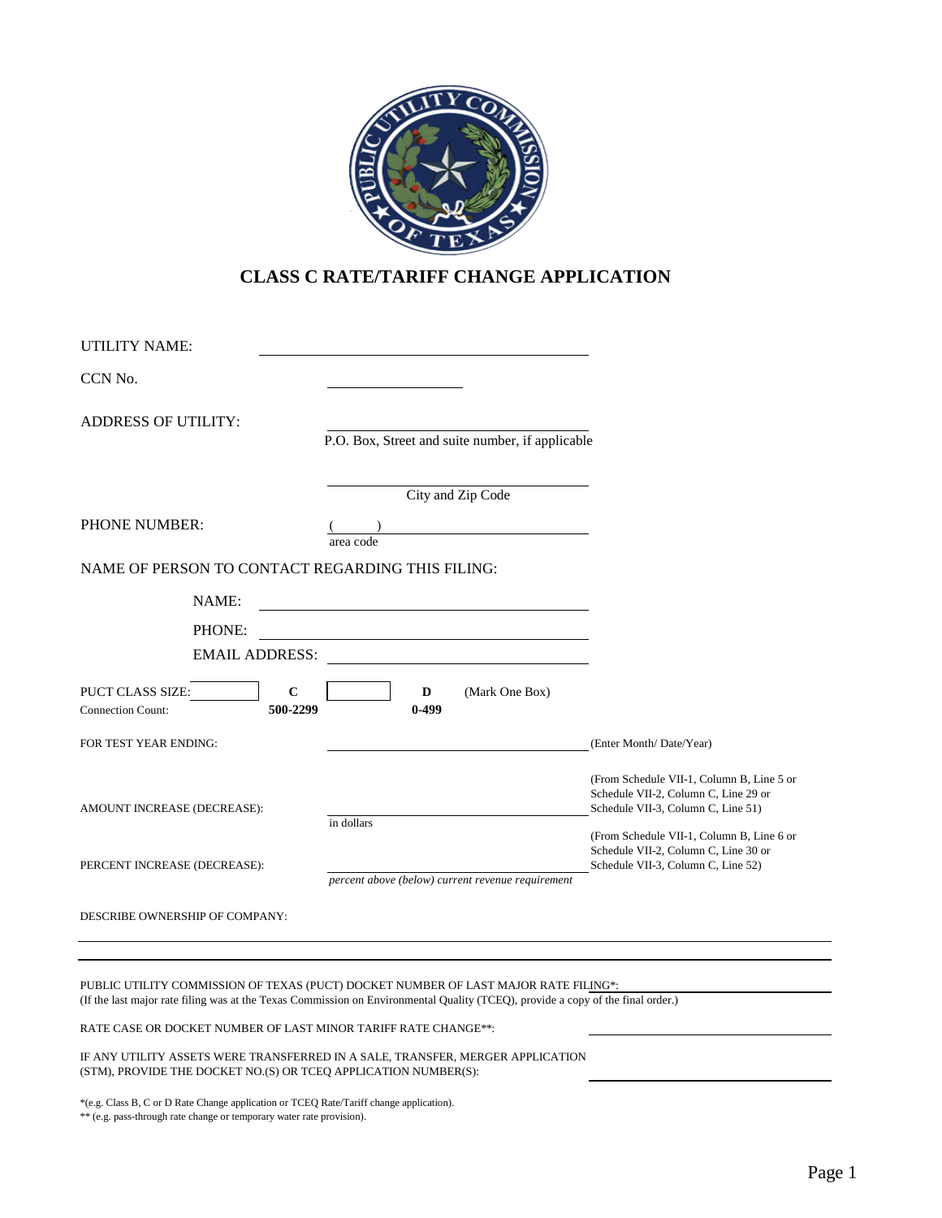# CLASS C RATE/TARIFF CHANGE APPLICATION

UTILITY NAME: ______________________________

CCN No. ______________

ADDRESS OF UTILITY: ______________________________
P.O. Box, Street and suite number, if applicable

______________________________
City and Zip Code

PHONE NUMBER: ( ) ______________________________
area code

NAME OF PERSON TO CONTACT REGARDING THIS FILING:

NAME: ______________________________

PHONE: ______________________________

EMAIL ADDRESS: ______________________________

PUCT CLASS SIZE: [ ] **C** [ ] **D** (Mark One Box)

Connection Count: **500-2299** **0-499**

FOR TEST YEAR ENDING: ______________________________ (Enter Month/ Date/Year)

AMOUNT INCREASE (DECREASE): ______________________________ (From Schedule VII-1, Column B, Line 5 or Schedule VII-2, Column C, Line 29 or Schedule VII-3, Column C, Line 51)
in dollars

PERCENT INCREASE (DECREASE): ______________________________ (From Schedule VII-1, Column B, Line 6 or Schedule VII-2, Column C, Line 30 or Schedule VII-3, Column C, Line 52)
*percent above (below) current revenue requirement*

DESCRIBE OWNERSHIP OF COMPANY:

______________________________________________________________

______________________________________________________________

PUBLIC UTILITY COMMISSION OF TEXAS (PUCT) DOCKET NUMBER OF LAST MAJOR RATE FILING*: ______________
(If the last major rate filing was at the Texas Commission on Environmental Quality (TCEQ), provide a copy of the final order.)

RATE CASE OR DOCKET NUMBER OF LAST MINOR TARIFF RATE CHANGE**: ______________

IF ANY UTILITY ASSETS WERE TRANSFERRED IN A SALE, TRANSFER, MERGER APPLICATION (STM), PROVIDE THE DOCKET NO.(S) OR TCEQ APPLICATION NUMBER(S): ______________

*(e.g. Class B, C or D Rate Change application or TCEQ Rate/Tariff change application).
** (e.g. pass-through rate change or temporary water rate provision).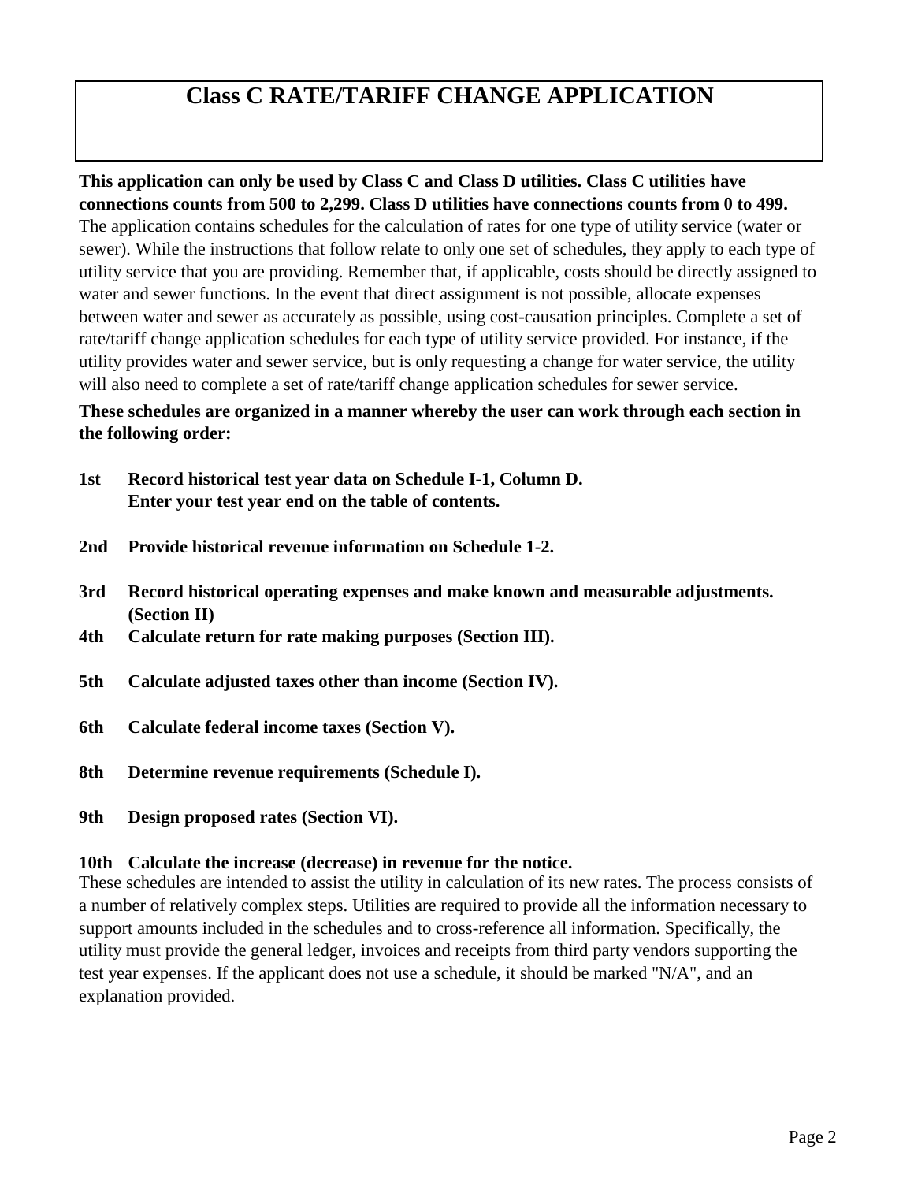# Class C RATE/TARIFF CHANGE APPLICATION

**This application can only be used by Class C and Class D utilities. Class C utilities have connections counts from 500 to 2,299. Class D utilities have connections counts from 0 to 499.** The application contains schedules for the calculation of rates for one type of utility service (water or sewer). While the instructions that follow relate to only one set of schedules, they apply to each type of utility service that you are providing. Remember that, if applicable, costs should be directly assigned to water and sewer functions. In the event that direct assignment is not possible, allocate expenses between water and sewer as accurately as possible, using cost-causation principles. Complete a set of rate/tariff change application schedules for each type of utility service provided. For instance, if the utility provides water and sewer service, but is only requesting a change for water service, the utility will also need to complete a set of rate/tariff change application schedules for sewer service.

**These schedules are organized in a manner whereby the user can work through each section in the following order:**

**1st** **Record historical test year data on Schedule I-1, Column D. Enter your test year end on the table of contents.**

**2nd** **Provide historical revenue information on Schedule 1-2.**

**3rd** **Record historical operating expenses and make known and measurable adjustments. (Section II)**

**4th** **Calculate return for rate making purposes (Section III).**

**5th** **Calculate adjusted taxes other than income (Section IV).**

**6th** **Calculate federal income taxes (Section V).**

**8th** **Determine revenue requirements (Schedule I).**

**9th** **Design proposed rates (Section VI).**

**10th** **Calculate the increase (decrease) in revenue for the notice.**

These schedules are intended to assist the utility in calculation of its new rates. The process consists of a number of relatively complex steps. Utilities are required to provide all the information necessary to support amounts included in the schedules and to cross-reference all information. Specifically, the utility must provide the general ledger, invoices and receipts from third party vendors supporting the test year expenses. If the applicant does not use a schedule, it should be marked "N/A", and an explanation provided.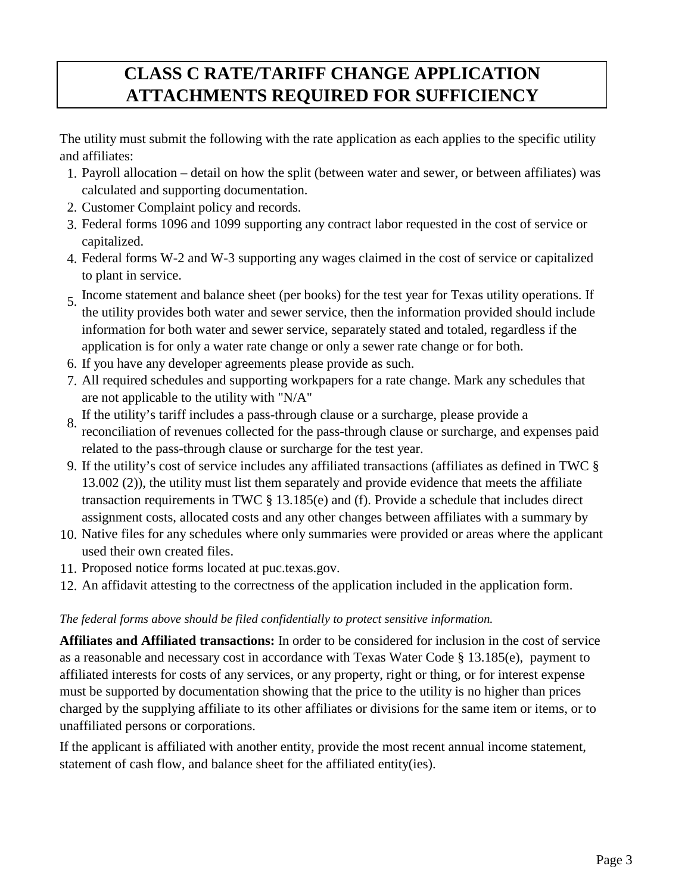# CLASS C RATE/TARIFF CHANGE APPLICATION ATTACHMENTS REQUIRED FOR SUFFICIENCY

The utility must submit the following with the rate application as each applies to the specific utility and affiliates:

1. Payroll allocation – detail on how the split (between water and sewer, or between affiliates) was calculated and supporting documentation.
2. Customer Complaint policy and records.
3. Federal forms 1096 and 1099 supporting any contract labor requested in the cost of service or capitalized.
4. Federal forms W-2 and W-3 supporting any wages claimed in the cost of service or capitalized to plant in service.
5. Income statement and balance sheet (per books) for the test year for Texas utility operations. If the utility provides both water and sewer service, then the information provided should include information for both water and sewer service, separately stated and totaled, regardless if the application is for only a water rate change or only a sewer rate change or for both.
6. If you have any developer agreements please provide as such.
7. All required schedules and supporting workpapers for a rate change. Mark any schedules that are not applicable to the utility with "N/A"
8. If the utility's tariff includes a pass-through clause or a surcharge, please provide a reconciliation of revenues collected for the pass-through clause or surcharge, and expenses paid related to the pass-through clause or surcharge for the test year.
9. If the utility's cost of service includes any affiliated transactions (affiliates as defined in TWC § 13.002 (2)), the utility must list them separately and provide evidence that meets the affiliate transaction requirements in TWC § 13.185(e) and (f). Provide a schedule that includes direct assignment costs, allocated costs and any other changes between affiliates with a summary by
10. Native files for any schedules where only summaries were provided or areas where the applicant used their own created files.
11. Proposed notice forms located at puc.texas.gov.
12. An affidavit attesting to the correctness of the application included in the application form.

*The federal forms above should be filed confidentially to protect sensitive information.*

**Affiliates and Affiliated transactions:** In order to be considered for inclusion in the cost of service as a reasonable and necessary cost in accordance with Texas Water Code § 13.185(e), payment to affiliated interests for costs of any services, or any property, right or thing, or for interest expense must be supported by documentation showing that the price to the utility is no higher than prices charged by the supplying affiliate to its other affiliates or divisions for the same item or items, or to unaffiliated persons or corporations.

If the applicant is affiliated with another entity, provide the most recent annual income statement, statement of cash flow, and balance sheet for the affiliated entity(ies).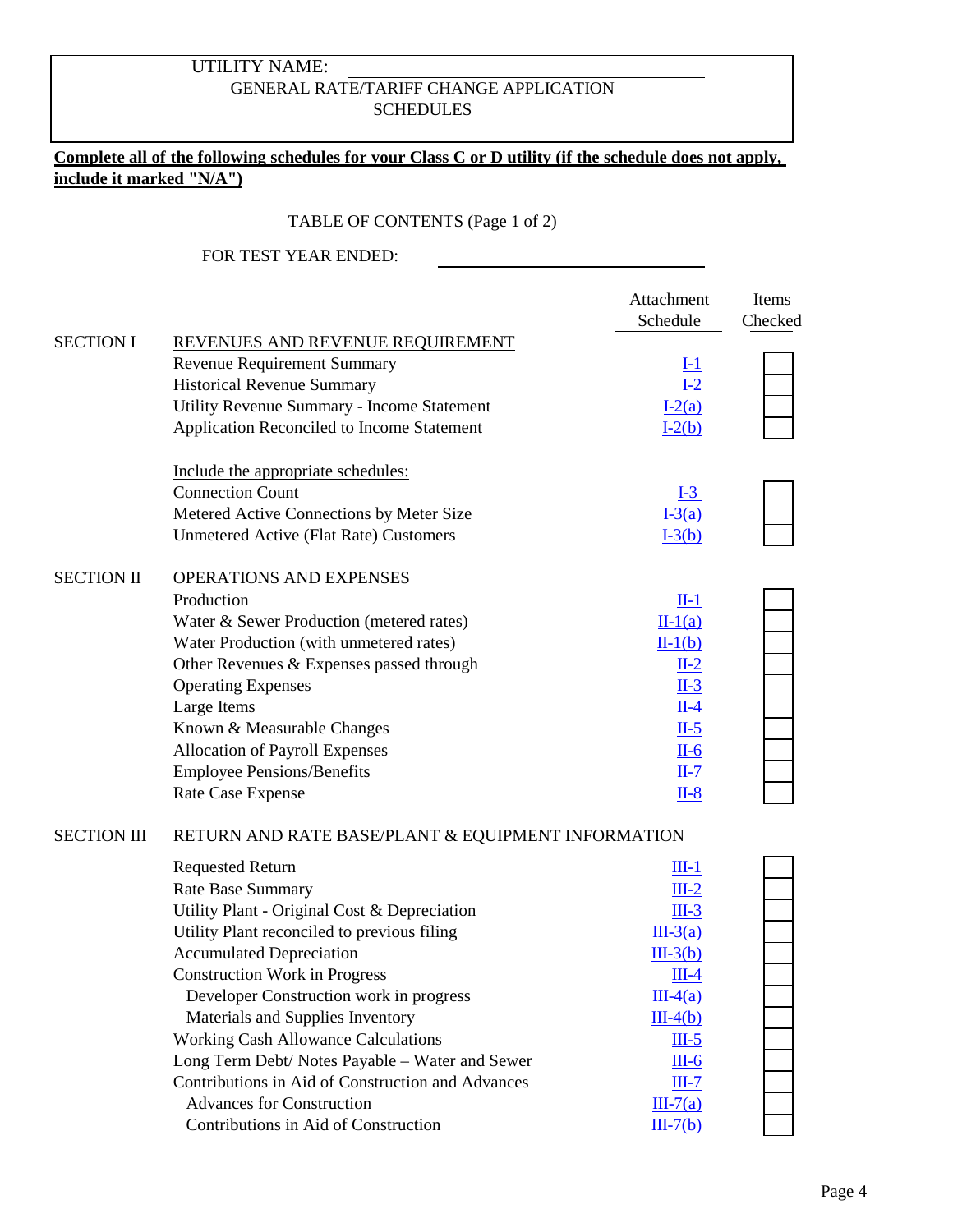UTILITY NAME: ______________________________

GENERAL RATE/TARIFF CHANGE APPLICATION

SCHEDULES

**Complete all of the following schedules for your Class C or D utility (if the schedule does not apply, include it marked "N/A")**

TABLE OF CONTENTS (Page 1 of 2)

FOR TEST YEAR ENDED: ______________________________

| | | Attachment Schedule | Items Checked |
|---|---|---|---|
| SECTION I | REVENUES AND REVENUE REQUIREMENT | | |
| | Revenue Requirement Summary | I-1 | ☐ |
| | Historical Revenue Summary | I-2 | ☐ |
| | Utility Revenue Summary - Income Statement | I-2(a) | ☐ |
| | Application Reconciled to Income Statement | I-2(b) | ☐ |
| | Include the appropriate schedules: | | |
| | Connection Count | I-3 | ☐ |
| | Metered Active Connections by Meter Size | I-3(a) | ☐ |
| | Unmetered Active (Flat Rate) Customers | I-3(b) | ☐ |
| SECTION II | OPERATIONS AND EXPENSES | | |
| | Production | II-1 | ☐ |
| | Water & Sewer Production (metered rates) | II-1(a) | ☐ |
| | Water Production (with unmetered rates) | II-1(b) | ☐ |
| | Other Revenues & Expenses passed through | II-2 | ☐ |
| | Operating Expenses | II-3 | ☐ |
| | Large Items | II-4 | ☐ |
| | Known & Measurable Changes | II-5 | ☐ |
| | Allocation of Payroll Expenses | II-6 | ☐ |
| | Employee Pensions/Benefits | II-7 | ☐ |
| | Rate Case Expense | II-8 | ☐ |
| SECTION III | RETURN AND RATE BASE/PLANT & EQUIPMENT INFORMATION | | |
| | Requested Return | III-1 | ☐ |
| | Rate Base Summary | III-2 | ☐ |
| | Utility Plant - Original Cost & Depreciation | III-3 | ☐ |
| | Utility Plant reconciled to previous filing | III-3(a) | ☐ |
| | Accumulated Depreciation | III-3(b) | ☐ |
| | Construction Work in Progress | III-4 | ☐ |
| | Developer Construction work in progress | III-4(a) | ☐ |
| | Materials and Supplies Inventory | III-4(b) | ☐ |
| | Working Cash Allowance Calculations | III-5 | ☐ |
| | Long Term Debt/ Notes Payable – Water and Sewer | III-6 | ☐ |
| | Contributions in Aid of Construction and Advances | III-7 | ☐ |
| | Advances for Construction | III-7(a) | ☐ |
| | Contributions in Aid of Construction | III-7(b) | ☐ |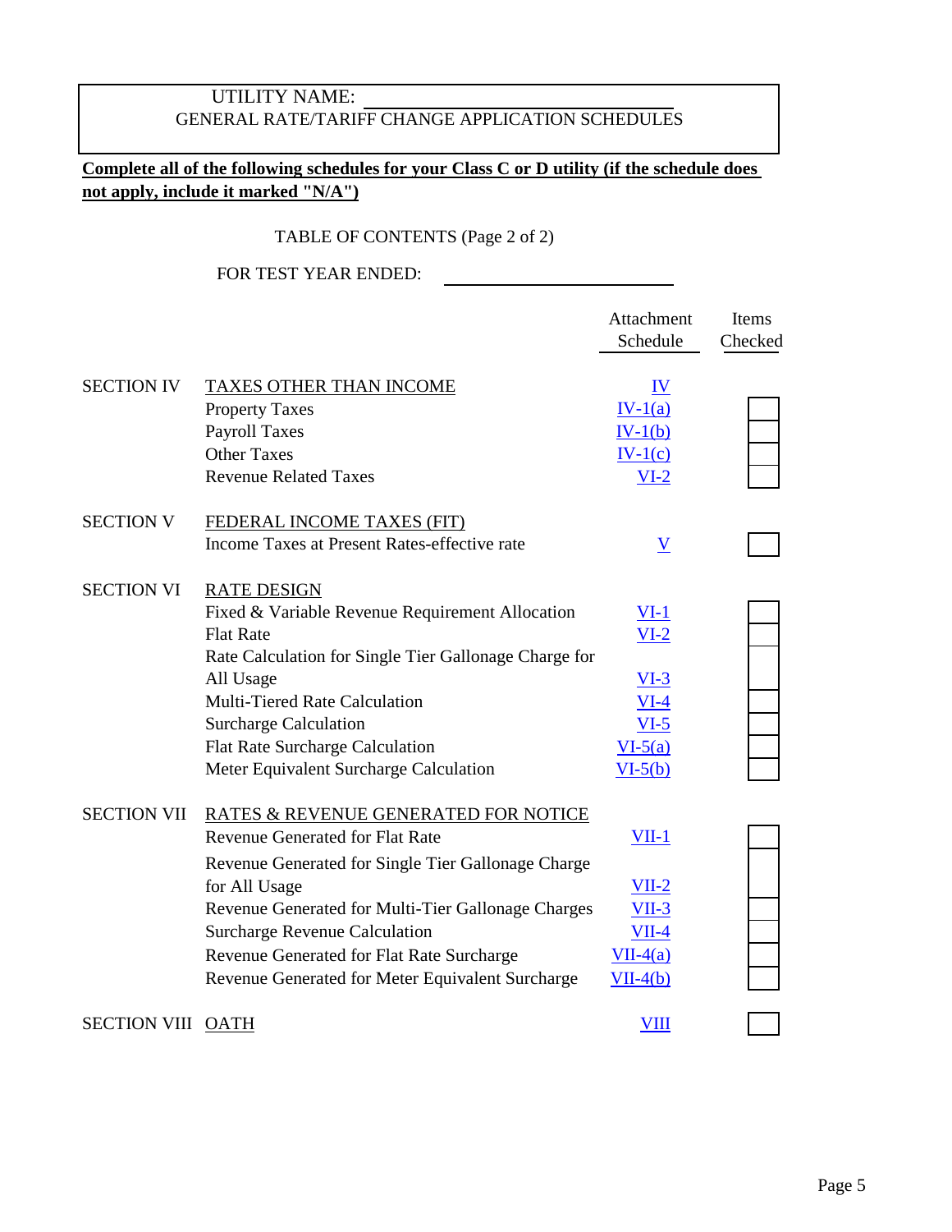UTILITY NAME: ______________________________

GENERAL RATE/TARIFF CHANGE APPLICATION SCHEDULES

**Complete all of the following schedules for your Class C or D utility (if the schedule does not apply, include it marked "N/A")**

TABLE OF CONTENTS (Page 2 of 2)

FOR TEST YEAR ENDED: ______________________

| | | Attachment Schedule | Items Checked |
|---|---|---|---|
| SECTION IV | TAXES OTHER THAN INCOME | IV | |
| | Property Taxes | IV-1(a) | ☐ |
| | Payroll Taxes | IV-1(b) | ☐ |
| | Other Taxes | IV-1(c) | ☐ |
| | Revenue Related Taxes | VI-2 | ☐ |
| SECTION V | FEDERAL INCOME TAXES (FIT) | | |
| | Income Taxes at Present Rates-effective rate | V | ☐ |
| SECTION VI | RATE DESIGN | | |
| | Fixed & Variable Revenue Requirement Allocation | VI-1 | ☐ |
| | Flat Rate | VI-2 | ☐ |
| | Rate Calculation for Single Tier Gallonage Charge for All Usage | VI-3 | ☐ |
| | Multi-Tiered Rate Calculation | VI-4 | ☐ |
| | Surcharge Calculation | VI-5 | ☐ |
| | Flat Rate Surcharge Calculation | VI-5(a) | ☐ |
| | Meter Equivalent Surcharge Calculation | VI-5(b) | ☐ |
| SECTION VII | RATES & REVENUE GENERATED FOR NOTICE | | |
| | Revenue Generated for Flat Rate | VII-1 | ☐ |
| | Revenue Generated for Single Tier Gallonage Charge for All Usage | VII-2 | ☐ |
| | Revenue Generated for Multi-Tier Gallonage Charges | VII-3 | ☐ |
| | Surcharge Revenue Calculation | VII-4 | ☐ |
| | Revenue Generated for Flat Rate Surcharge | VII-4(a) | ☐ |
| | Revenue Generated for Meter Equivalent Surcharge | VII-4(b) | ☐ |
| SECTION VIII | OATH | VIII | ☐ |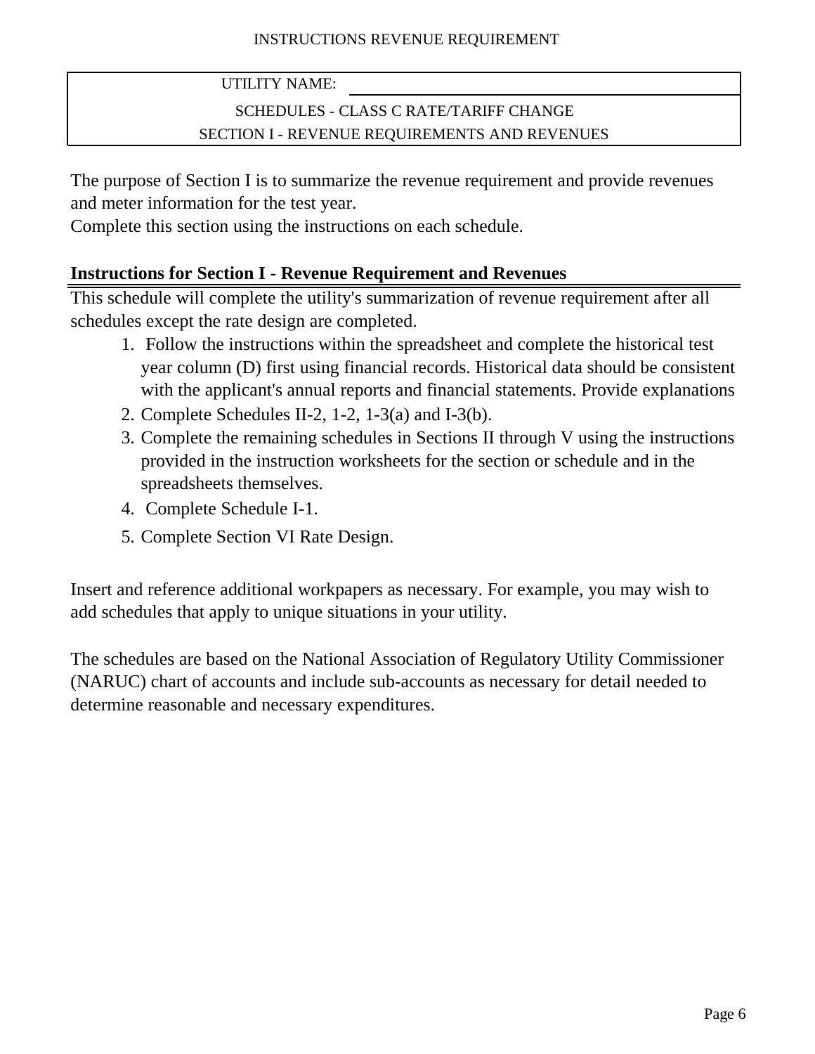INSTRUCTIONS REVENUE REQUIREMENT

UTILITY NAME: ______________________

SCHEDULES - CLASS C RATE/TARIFF CHANGE

SECTION I - REVENUE REQUIREMENTS AND REVENUES

The purpose of Section I is to summarize the revenue requirement and provide revenues and meter information for the test year.
Complete this section using the instructions on each schedule.

**Instructions for Section I - Revenue Requirement and Revenues**

This schedule will complete the utility's summarization of revenue requirement after all schedules except the rate design are completed.

1. Follow the instructions within the spreadsheet and complete the historical test year column (D) first using financial records. Historical data should be consistent with the applicant's annual reports and financial statements. Provide explanations
2. Complete Schedules II-2, 1-2, 1-3(a) and I-3(b).
3. Complete the remaining schedules in Sections II through V using the instructions provided in the instruction worksheets for the section or schedule and in the spreadsheets themselves.
4. Complete Schedule I-1.
5. Complete Section VI Rate Design.

Insert and reference additional workpapers as necessary. For example, you may wish to add schedules that apply to unique situations in your utility.

The schedules are based on the National Association of Regulatory Utility Commissioner (NARUC) chart of accounts and include sub-accounts as necessary for detail needed to determine reasonable and necessary expenditures.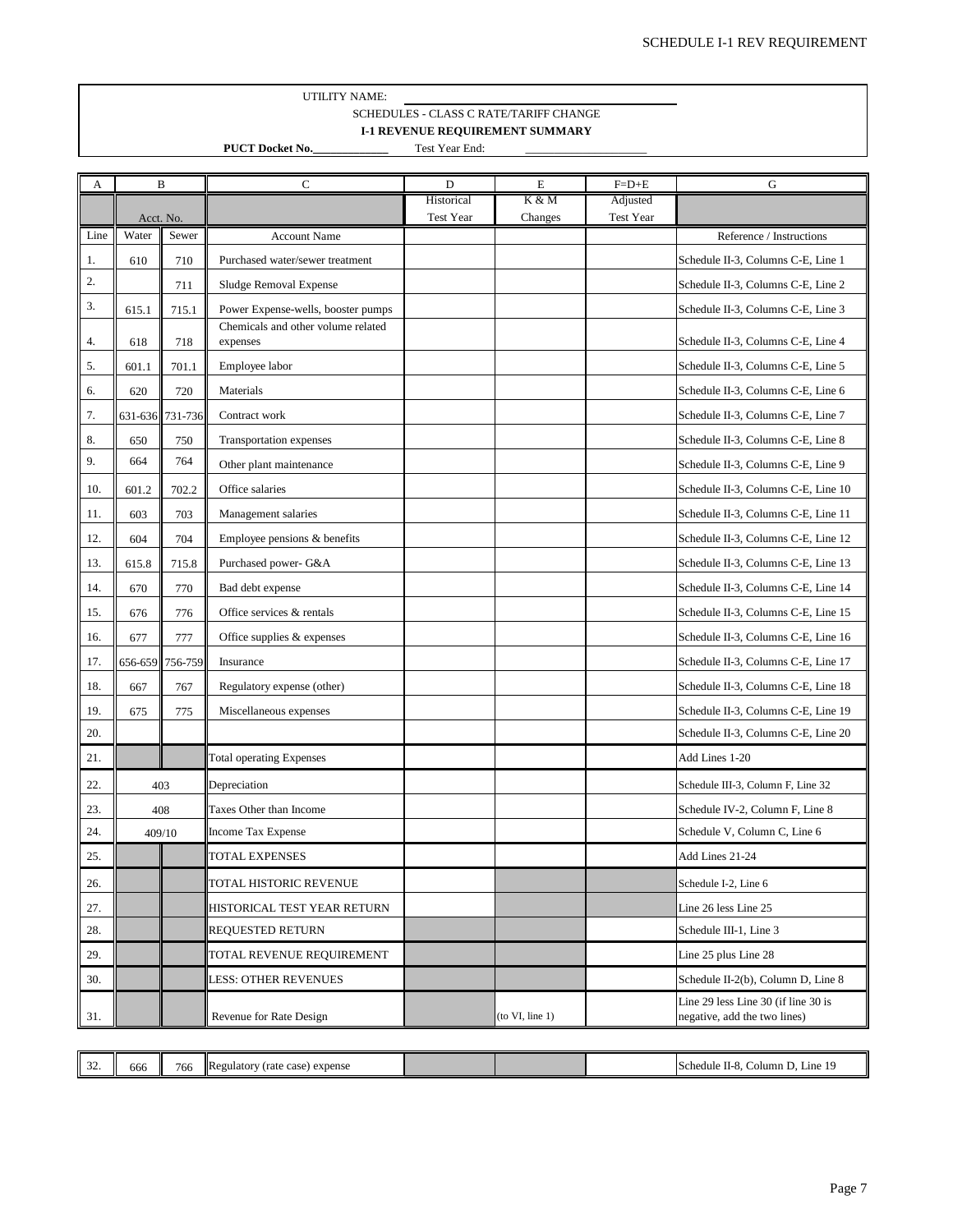SCHEDULE I-1 REV REQUIREMENT

UTILITY NAME: ______________________________

SCHEDULES - CLASS C RATE/TARIFF CHANGE

**I-1 REVENUE REQUIREMENT SUMMARY**

**PUCT Docket No.**_____________ Test Year End: ____________________

| A | B | | C | D | E | F=D+E | G |
|---|---|---|---|---|---|---|---|
| | Acct. No. | | | Historical Test Year | K & M Changes | Adjusted Test Year | |
| Line | Water | Sewer | Account Name | | | | Reference / Instructions |
| 1. | 610 | 710 | Purchased water/sewer treatment | | | | Schedule II-3, Columns C-E, Line 1 |
| 2. | | 711 | Sludge Removal Expense | | | | Schedule II-3, Columns C-E, Line 2 |
| 3. | 615.1 | 715.1 | Power Expense-wells, booster pumps | | | | Schedule II-3, Columns C-E, Line 3 |
| 4. | 618 | 718 | Chemicals and other volume related expenses | | | | Schedule II-3, Columns C-E, Line 4 |
| 5. | 601.1 | 701.1 | Employee labor | | | | Schedule II-3, Columns C-E, Line 5 |
| 6. | 620 | 720 | Materials | | | | Schedule II-3, Columns C-E, Line 6 |
| 7. | 631-636 | 731-736 | Contract work | | | | Schedule II-3, Columns C-E, Line 7 |
| 8. | 650 | 750 | Transportation expenses | | | | Schedule II-3, Columns C-E, Line 8 |
| 9. | 664 | 764 | Other plant maintenance | | | | Schedule II-3, Columns C-E, Line 9 |
| 10. | 601.2 | 702.2 | Office salaries | | | | Schedule II-3, Columns C-E, Line 10 |
| 11. | 603 | 703 | Management salaries | | | | Schedule II-3, Columns C-E, Line 11 |
| 12. | 604 | 704 | Employee pensions & benefits | | | | Schedule II-3, Columns C-E, Line 12 |
| 13. | 615.8 | 715.8 | Purchased power- G&A | | | | Schedule II-3, Columns C-E, Line 13 |
| 14. | 670 | 770 | Bad debt expense | | | | Schedule II-3, Columns C-E, Line 14 |
| 15. | 676 | 776 | Office services & rentals | | | | Schedule II-3, Columns C-E, Line 15 |
| 16. | 677 | 777 | Office supplies & expenses | | | | Schedule II-3, Columns C-E, Line 16 |
| 17. | 656-659 | 756-759 | Insurance | | | | Schedule II-3, Columns C-E, Line 17 |
| 18. | 667 | 767 | Regulatory expense (other) | | | | Schedule II-3, Columns C-E, Line 18 |
| 19. | 675 | 775 | Miscellaneous expenses | | | | Schedule II-3, Columns C-E, Line 19 |
| 20. | | | | | | | Schedule II-3, Columns C-E, Line 20 |
| 21. | | | Total operating Expenses | | | | Add Lines 1-20 |
| 22. | 403 | | Depreciation | | | | Schedule III-3, Column F, Line 32 |
| 23. | 408 | | Taxes Other than Income | | | | Schedule IV-2, Column F, Line 8 |
| 24. | 409/10 | | Income Tax Expense | | | | Schedule V, Column C, Line 6 |
| 25. | | | TOTAL EXPENSES | | | | Add Lines 21-24 |
| 26. | | | TOTAL HISTORIC REVENUE | | | | Schedule I-2, Line 6 |
| 27. | | | HISTORICAL TEST YEAR RETURN | | | | Line 26 less Line 25 |
| 28. | | | REQUESTED RETURN | | | | Schedule III-1, Line 3 |
| 29. | | | TOTAL REVENUE REQUIREMENT | | | | Line 25 plus Line 28 |
| 30. | | | LESS: OTHER REVENUES | | | | Schedule II-2(b), Column D, Line 8 |
| 31. | | | Revenue for Rate Design | | (to VI, line 1) | | Line 29 less Line 30 (if line 30 is negative, add the two lines) |

| 32. | 666 | 766 | Regulatory (rate case) expense | | | | Schedule II-8, Column D, Line 19 |
|---|---|---|---|---|---|---|---|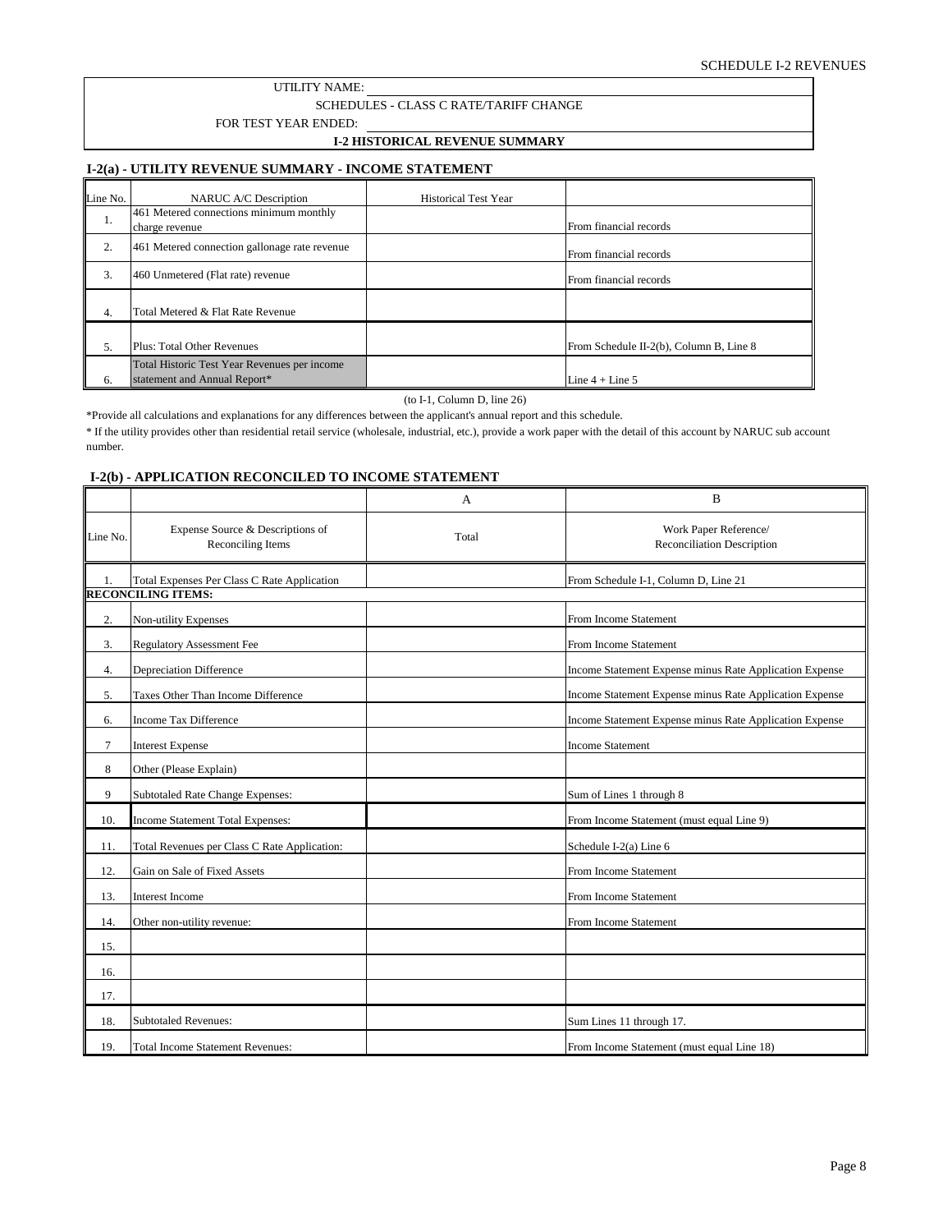SCHEDULE I-2 REVENUES

UTILITY NAME:

SCHEDULES - CLASS C RATE/TARIFF CHANGE

FOR TEST YEAR ENDED:

**I-2 HISTORICAL REVENUE SUMMARY**

### I-2(a) - UTILITY REVENUE SUMMARY - INCOME STATEMENT

| Line No. | NARUC A/C Description | Historical Test Year | |
|---|---|---|---|
| 1. | 461 Metered connections minimum monthly charge revenue | | From financial records |
| 2. | 461 Metered connection gallonage rate revenue | | From financial records |
| 3. | 460 Unmetered (Flat rate) revenue | | From financial records |
| 4. | Total Metered & Flat Rate Revenue | | |
| 5. | Plus: Total Other Revenues | | From Schedule II-2(b), Column B, Line 8 |
| 6. | Total Historic Test Year Revenues per income statement and Annual Report* | | Line 4 + Line 5 |

(to I-1, Column D, line 26)

*Provide all calculations and explanations for any differences between the applicant's annual report and this schedule.

* If the utility provides other than residential retail service (wholesale, industrial, etc.), provide a work paper with the detail of this account by NARUC sub account number.

### I-2(b) - APPLICATION RECONCILED TO INCOME STATEMENT

| | | A | B |
|---|---|---|---|
| Line No. | Expense Source & Descriptions of Reconciling Items | Total | Work Paper Reference/ Reconciliation Description |
| 1. | Total Expenses Per Class C Rate Application | | From Schedule I-1, Column D, Line 21 |
| **RECONCILING ITEMS:** | | | |
| 2. | Non-utility Expenses | | From Income Statement |
| 3. | Regulatory Assessment Fee | | From Income Statement |
| 4. | Depreciation Difference | | Income Statement Expense minus Rate Application Expense |
| 5. | Taxes Other Than Income Difference | | Income Statement Expense minus Rate Application Expense |
| 6. | Income Tax Difference | | Income Statement Expense minus Rate Application Expense |
| 7 | Interest Expense | | Income Statement |
| 8 | Other (Please Explain) | | |
| 9 | Subtotaled Rate Change Expenses: | | Sum of Lines 1 through 8 |
| 10. | Income Statement Total Expenses: | | From Income Statement (must equal Line 9) |
| 11. | Total Revenues per Class C Rate Application: | | Schedule I-2(a) Line 6 |
| 12. | Gain on Sale of Fixed Assets | | From Income Statement |
| 13. | Interest Income | | From Income Statement |
| 14. | Other non-utility revenue: | | From Income Statement |
| 15. | | | |
| 16. | | | |
| 17. | | | |
| 18. | Subtotaled Revenues: | | Sum Lines 11 through 17. |
| 19. | Total Income Statement Revenues: | | From Income Statement (must equal Line 18) |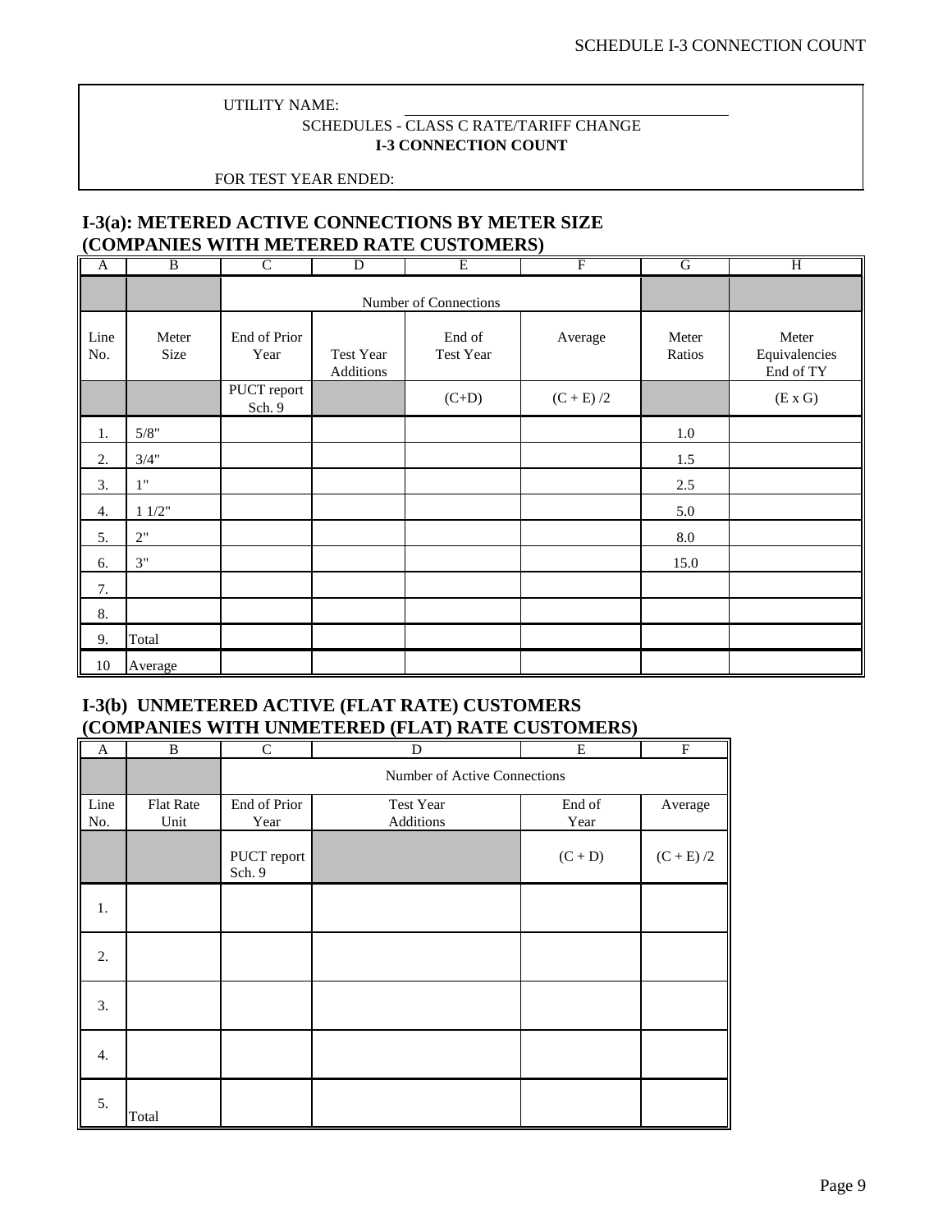SCHEDULE I-3 CONNECTION COUNT

UTILITY NAME: \_\_\_\_\_\_\_\_\_\_\_\_\_\_\_\_\_\_\_\_\_\_\_\_\_\_\_\_\_\_\_\_\_\_\_\_

SCHEDULES - CLASS C RATE/TARIFF CHANGE

**I-3 CONNECTION COUNT**

FOR TEST YEAR ENDED:

## I-3(a): METERED ACTIVE CONNECTIONS BY METER SIZE (COMPANIES WITH METERED RATE CUSTOMERS)

| A | B | C | D | E | F | G | H |
|---|---|---|---|---|---|---|---|
| | | Number of Connections | | | | | |
| Line No. | Meter Size | End of Prior Year | Test Year Additions | End of Test Year | Average | Meter Ratios | Meter Equivalencies End of TY |
| | | PUCT report Sch. 9 | | (C+D) | (C + E) /2 | | (E x G) |
| 1. | 5/8" | | | | | 1.0 | |
| 2. | 3/4" | | | | | 1.5 | |
| 3. | 1" | | | | | 2.5 | |
| 4. | 1 1/2" | | | | | 5.0 | |
| 5. | 2" | | | | | 8.0 | |
| 6. | 3" | | | | | 15.0 | |
| 7. | | | | | | | |
| 8. | | | | | | | |
| 9. | Total | | | | | | |
| 10 | Average | | | | | | |

## I-3(b) UNMETERED ACTIVE (FLAT RATE) CUSTOMERS (COMPANIES WITH UNMETERED (FLAT) RATE CUSTOMERS)

| A | B | C | D | E | F |
|---|---|---|---|---|---|
| | | Number of Active Connections | | | |
| Line No. | Flat Rate Unit | End of Prior Year | Test Year Additions | End of Year | Average |
| | | PUCT report Sch. 9 | | (C + D) | (C + E) /2 |
| 1. | | | | | |
| 2. | | | | | |
| 3. | | | | | |
| 4. | | | | | |
| 5. | Total | | | | |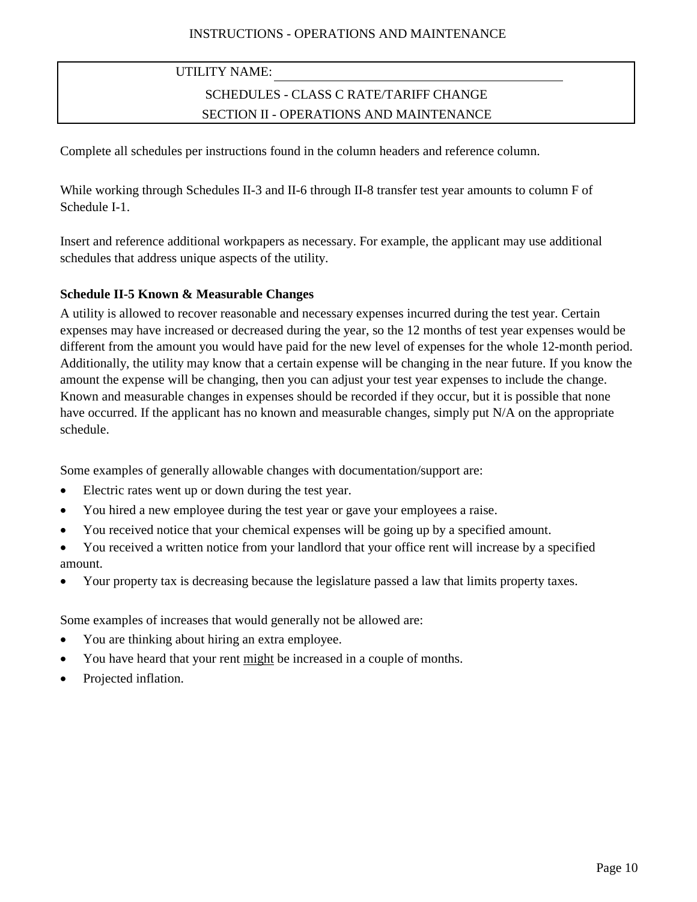UTILITY NAME: ______________________________________________

SCHEDULES - CLASS C RATE/TARIFF CHANGE

SECTION II - OPERATIONS AND MAINTENANCE

Complete all schedules per instructions found in the column headers and reference column.

While working through Schedules II-3 and II-6 through II-8 transfer test year amounts to column F of Schedule I-1.

Insert and reference additional workpapers as necessary. For example, the applicant may use additional schedules that address unique aspects of the utility.

**Schedule II-5 Known & Measurable Changes**

A utility is allowed to recover reasonable and necessary expenses incurred during the test year. Certain expenses may have increased or decreased during the year, so the 12 months of test year expenses would be different from the amount you would have paid for the new level of expenses for the whole 12-month period. Additionally, the utility may know that a certain expense will be changing in the near future. If you know the amount the expense will be changing, then you can adjust your test year expenses to include the change. Known and measurable changes in expenses should be recorded if they occur, but it is possible that none have occurred. If the applicant has no known and measurable changes, simply put N/A on the appropriate schedule.

Some examples of generally allowable changes with documentation/support are:

- Electric rates went up or down during the test year.
- You hired a new employee during the test year or gave your employees a raise.
- You received notice that your chemical expenses will be going up by a specified amount.
- You received a written notice from your landlord that your office rent will increase by a specified amount.
- Your property tax is decreasing because the legislature passed a law that limits property taxes.

Some examples of increases that would generally not be allowed are:

- You are thinking about hiring an extra employee.
- You have heard that your rent <u>might</u> be increased in a couple of months.
- Projected inflation.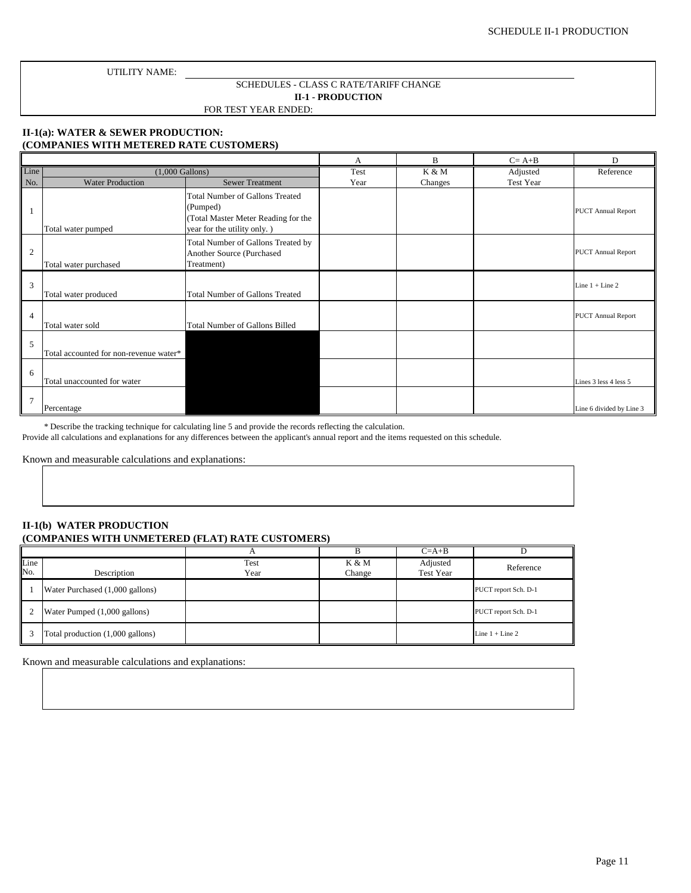UTILITY NAME: \_\_\_\_\_\_\_\_\_\_\_\_\_\_\_\_\_\_\_\_\_\_\_\_\_\_\_\_\_\_\_\_\_\_\_\_\_\_\_\_

SCHEDULES - CLASS C RATE/TARIFF CHANGE

**II-1 - PRODUCTION**

FOR TEST YEAR ENDED:

### II-1(a): WATER & SEWER PRODUCTION: (COMPANIES WITH METERED RATE CUSTOMERS)

| | | | A | B | C= A+B | D |
|---|---|---|---|---|---|---|
| Line | (1,000 Gallons) | | Test | K & M | Adjusted | Reference |
| No. | Water Production | Sewer Treatment | Year | Changes | Test Year | |
| 1 | Total water pumped | Total Number of Gallons Treated (Pumped) (Total Master Meter Reading for the year for the utility only. ) | | | | PUCT Annual Report |
| 2 | Total water purchased | Total Number of Gallons Treated by Another Source (Purchased Treatment) | | | | PUCT Annual Report |
| 3 | Total water produced | Total Number of Gallons Treated | | | | Line 1 + Line 2 |
| 4 | Total water sold | Total Number of Gallons Billed | | | | PUCT Annual Report |
| 5 | Total accounted for non-revenue water* | | | | | |
| 6 | Total unaccounted for water | | | | | Lines 3 less 4 less 5 |
| 7 | Percentage | | | | | Line 6 divided by Line 3 |

\* Describe the tracking technique for calculating line 5 and provide the records reflecting the calculation.

Provide all calculations and explanations for any differences between the applicant's annual report and the items requested on this schedule.

Known and measurable calculations and explanations:

### II-1(b) WATER PRODUCTION (COMPANIES WITH UNMETERED (FLAT) RATE CUSTOMERS)

| | | A | B | C=A+B | D |
|---|---|---|---|---|---|
| Line No. | Description | Test Year | K & M Change | Adjusted Test Year | Reference |
| 1 | Water Purchased (1,000 gallons) | | | | PUCT report Sch. D-1 |
| 2 | Water Pumped (1,000 gallons) | | | | PUCT report Sch. D-1 |
| 3 | Total production (1,000 gallons) | | | | Line 1 + Line 2 |

Known and measurable calculations and explanations: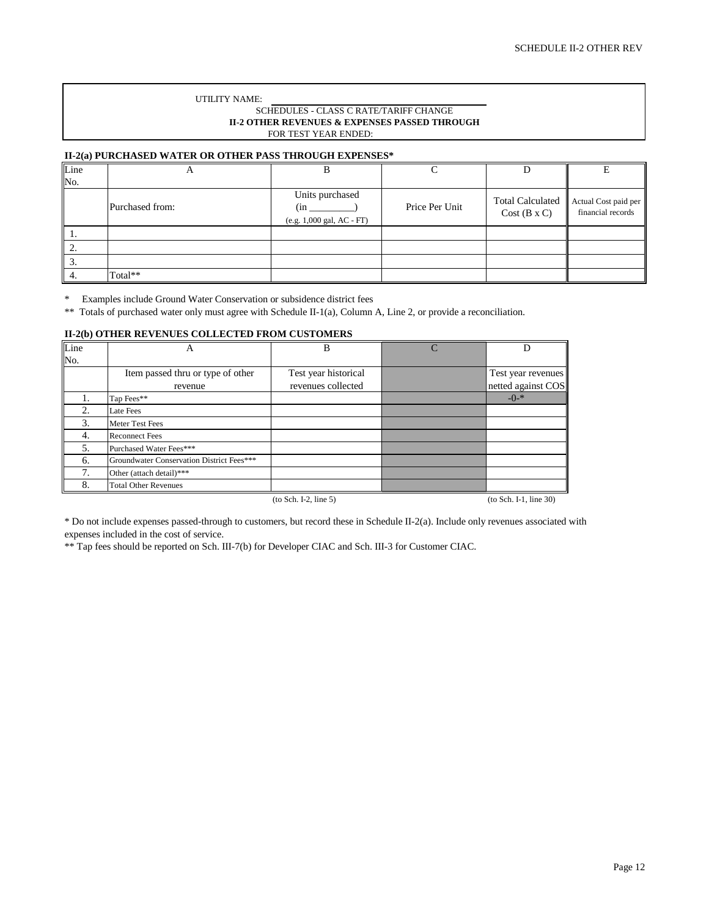UTILITY NAME: ______________________________

SCHEDULES - CLASS C RATE/TARIFF CHANGE

**II-2 OTHER REVENUES & EXPENSES PASSED THROUGH**

FOR TEST YEAR ENDED:

**II-2(a) PURCHASED WATER OR OTHER PASS THROUGH EXPENSES***

| Line No. | A | B | C | D | E |
|---|---|---|---|---|---|
| | Purchased from: | Units purchased (in _________) (e.g. 1,000 gal, AC - FT) | Price Per Unit | Total Calculated Cost (B x C) | Actual Cost paid per financial records |
| 1. | | | | | |
| 2. | | | | | |
| 3. | | | | | |
| 4. | Total** | | | | |

\* Examples include Ground Water Conservation or subsidence district fees

** Totals of purchased water only must agree with Schedule II-1(a), Column A, Line 2, or provide a reconciliation.

**II-2(b) OTHER REVENUES COLLECTED FROM CUSTOMERS**

| Line No. | A | B | C | D |
|---|---|---|---|---|
| | Item passed thru or type of other revenue | Test year historical revenues collected | | Test year revenues netted against COS |
| 1. | Tap Fees** | | | -0-* |
| 2. | Late Fees | | | |
| 3. | Meter Test Fees | | | |
| 4. | Reconnect Fees | | | |
| 5. | Purchased Water Fees*** | | | |
| 6. | Groundwater Conservation District Fees*** | | | |
| 7. | Other (attach detail)*** | | | |
| 8. | Total Other Revenues | | | |
| | | (to Sch. I-2, line 5) | | (to Sch. I-1, line 30) |

\* Do not include expenses passed-through to customers, but record these in Schedule II-2(a). Include only revenues associated with expenses included in the cost of service.

** Tap fees should be reported on Sch. III-7(b) for Developer CIAC and Sch. III-3 for Customer CIAC.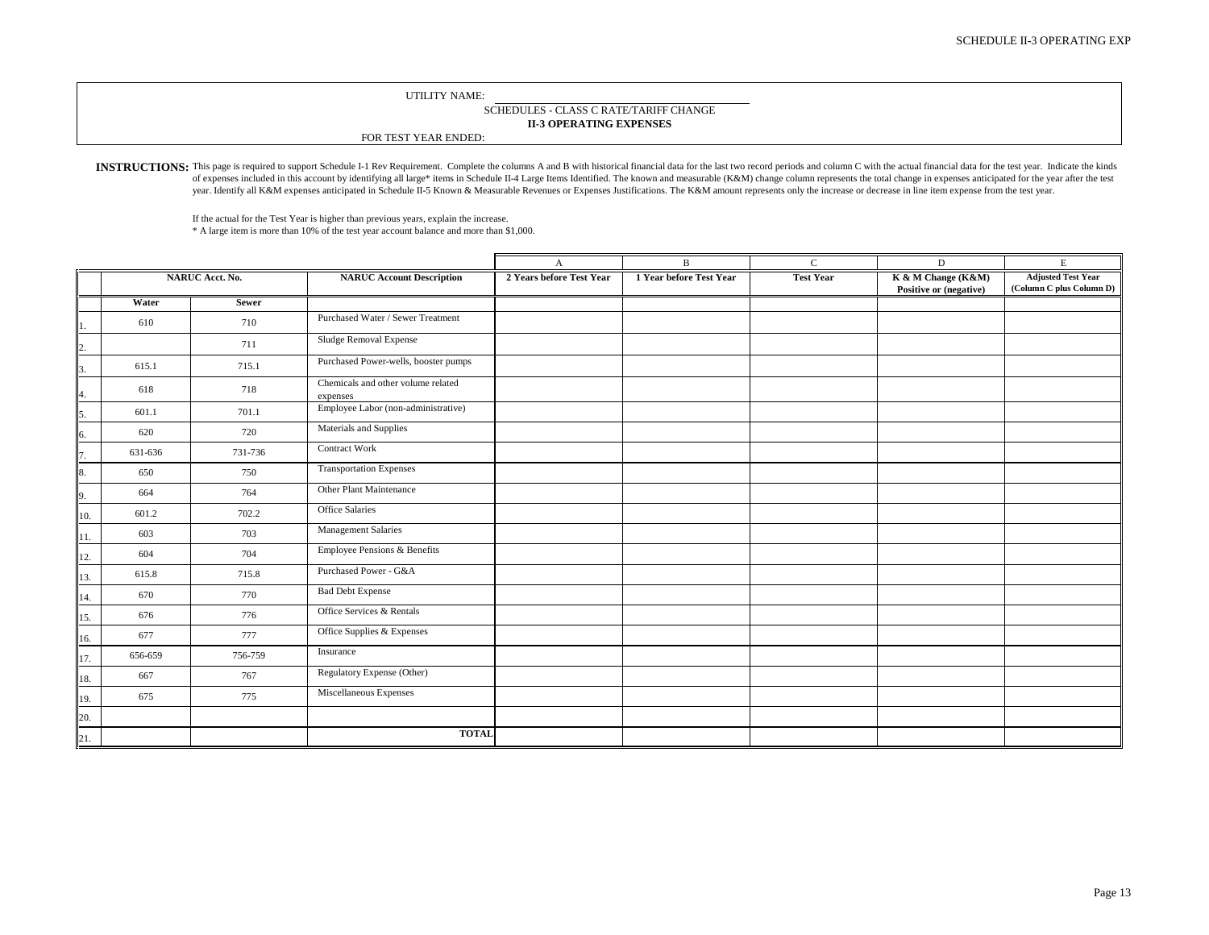SCHEDULE II-3 OPERATING EXP

UTILITY NAME: ______________________

SCHEDULES - CLASS C RATE/TARIFF CHANGE

**II-3 OPERATING EXPENSES**

FOR TEST YEAR ENDED:

**INSTRUCTIONS:** This page is required to support Schedule I-1 Rev Requirement. Complete the columns A and B with historical financial data for the last two record periods and column C with the actual financial data for the test year. Indicate the kinds of expenses included in this account by identifying all large* items in Schedule II-4 Large Items Identified. The known and measurable (K&M) change column represents the total change in expenses anticipated for the year after the test year. Identify all K&M expenses anticipated in Schedule II-5 Known & Measurable Revenues or Expenses Justifications. The K&M amount represents only the increase or decrease in line item expense from the test year.

If the actual for the Test Year is higher than previous years, explain the increase.

* A large item is more than 10% of the test year account balance and more than $1,000.

| | NARUC Acct. No. | | NARUC Account Description | A<br>2 Years before Test Year | B<br>1 Year before Test Year | C<br>Test Year | D<br>K & M Change (K&M) Positive or (negative) | E<br>Adjusted Test Year (Column C plus Column D) |
|---|---|---|---|---|---|---|---|---|
| | Water | Sewer | | | | | | |
| 1. | 610 | 710 | Purchased Water / Sewer Treatment | | | | | |
| 2. | | 711 | Sludge Removal Expense | | | | | |
| 3. | 615.1 | 715.1 | Purchased Power-wells, booster pumps | | | | | |
| 4. | 618 | 718 | Chemicals and other volume related expenses | | | | | |
| 5. | 601.1 | 701.1 | Employee Labor (non-administrative) | | | | | |
| 6. | 620 | 720 | Materials and Supplies | | | | | |
| 7. | 631-636 | 731-736 | Contract Work | | | | | |
| 8. | 650 | 750 | Transportation Expenses | | | | | |
| 9. | 664 | 764 | Other Plant Maintenance | | | | | |
| 10. | 601.2 | 702.2 | Office Salaries | | | | | |
| 11. | 603 | 703 | Management Salaries | | | | | |
| 12. | 604 | 704 | Employee Pensions & Benefits | | | | | |
| 13. | 615.8 | 715.8 | Purchased Power - G&A | | | | | |
| 14. | 670 | 770 | Bad Debt Expense | | | | | |
| 15. | 676 | 776 | Office Services & Rentals | | | | | |
| 16. | 677 | 777 | Office Supplies & Expenses | | | | | |
| 17. | 656-659 | 756-759 | Insurance | | | | | |
| 18. | 667 | 767 | Regulatory Expense (Other) | | | | | |
| 19. | 675 | 775 | Miscellaneous Expenses | | | | | |
| 20. | | | | | | | | |
| 21. | | | TOTAL | | | | | |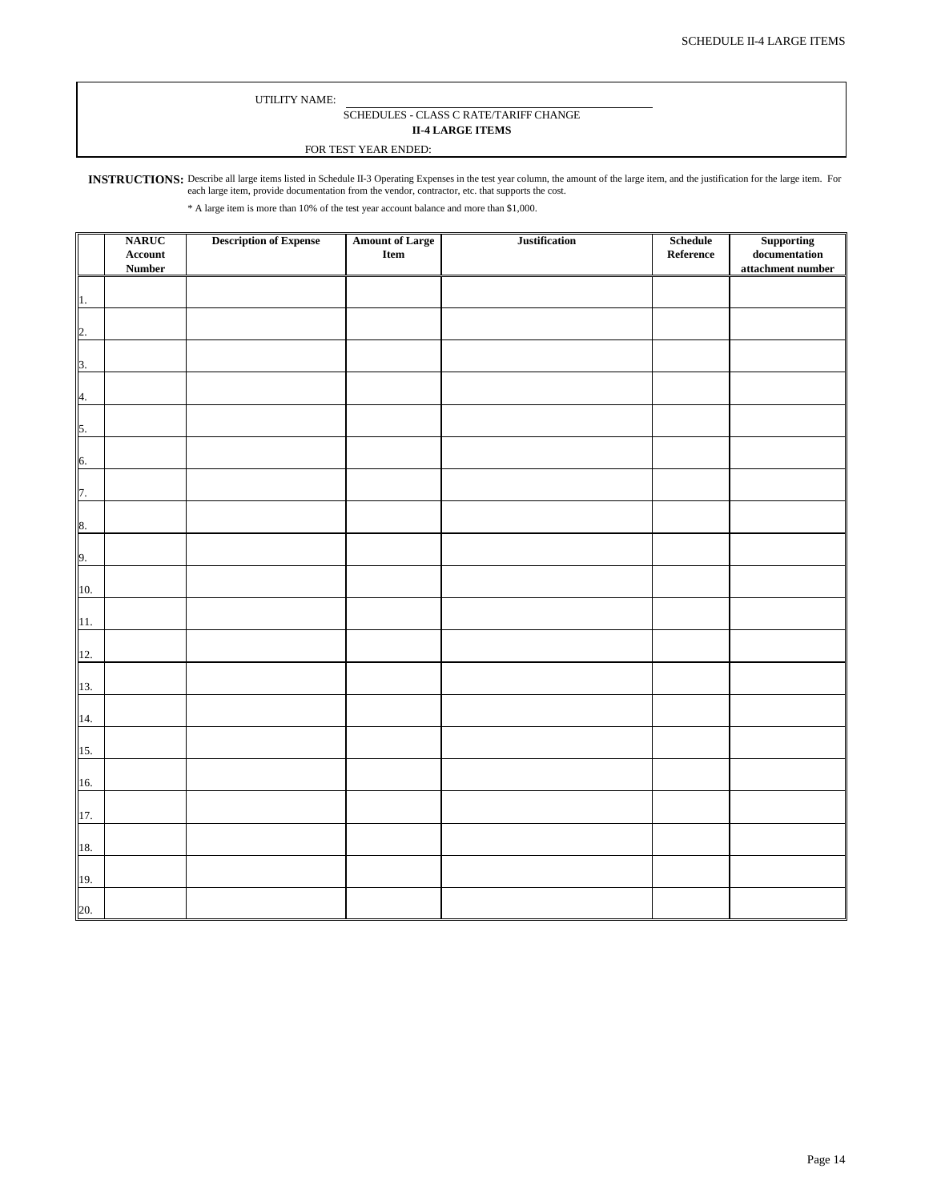UTILITY NAME: ______________________________

SCHEDULES - CLASS C RATE/TARIFF CHANGE

**II-4 LARGE ITEMS**

FOR TEST YEAR ENDED:

**INSTRUCTIONS:** Describe all large items listed in Schedule II-3 Operating Expenses in the test year column, the amount of the large item, and the justification for the large item. For each large item, provide documentation from the vendor, contractor, etc. that supports the cost.

* A large item is more than 10% of the test year account balance and more than $1,000.

| | NARUC Account Number | Description of Expense | Amount of Large Item | Justification | Schedule Reference | Supporting documentation attachment number |
|---|---|---|---|---|---|---|
| 1. | | | | | | |
| 2. | | | | | | |
| 3. | | | | | | |
| 4. | | | | | | |
| 5. | | | | | | |
| 6. | | | | | | |
| 7. | | | | | | |
| 8. | | | | | | |
| 9. | | | | | | |
| 10. | | | | | | |
| 11. | | | | | | |
| 12. | | | | | | |
| 13. | | | | | | |
| 14. | | | | | | |
| 15. | | | | | | |
| 16. | | | | | | |
| 17. | | | | | | |
| 18. | | | | | | |
| 19. | | | | | | |
| 20. | | | | | | |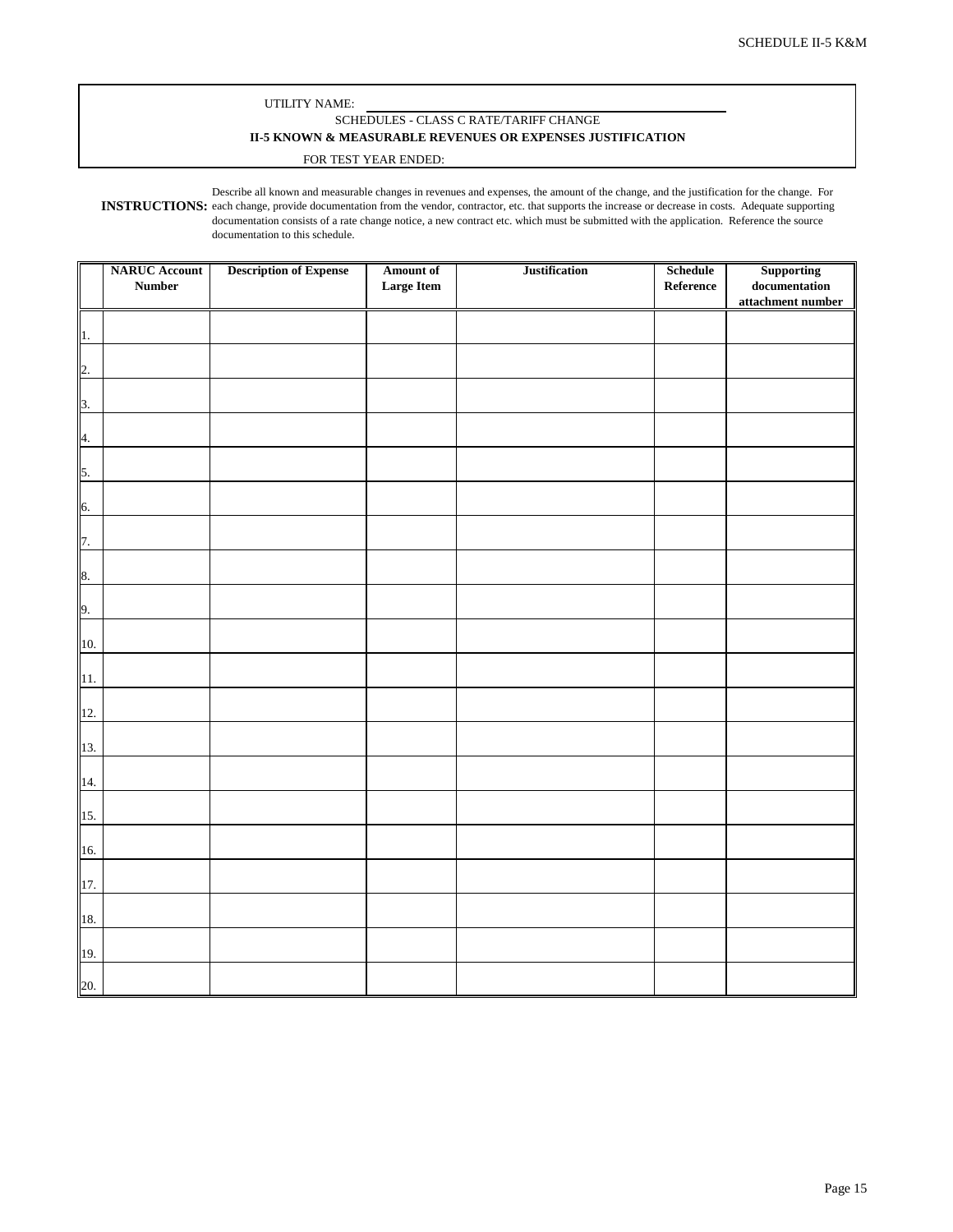SCHEDULE II-5 K&M

UTILITY NAME: ______________________________

SCHEDULES - CLASS C RATE/TARIFF CHANGE

**II-5 KNOWN & MEASURABLE REVENUES OR EXPENSES JUSTIFICATION**

FOR TEST YEAR ENDED:

**INSTRUCTIONS:** Describe all known and measurable changes in revenues and expenses, the amount of the change, and the justification for the change. For each change, provide documentation from the vendor, contractor, etc. that supports the increase or decrease in costs. Adequate supporting documentation consists of a rate change notice, a new contract etc. which must be submitted with the application. Reference the source documentation to this schedule.

| | NARUC Account Number | Description of Expense | Amount of Large Item | Justification | Schedule Reference | Supporting documentation attachment number |
|---|---|---|---|---|---|---|
| 1. | | | | | | |
| 2. | | | | | | |
| 3. | | | | | | |
| 4. | | | | | | |
| 5. | | | | | | |
| 6. | | | | | | |
| 7. | | | | | | |
| 8. | | | | | | |
| 9. | | | | | | |
| 10. | | | | | | |
| 11. | | | | | | |
| 12. | | | | | | |
| 13. | | | | | | |
| 14. | | | | | | |
| 15. | | | | | | |
| 16. | | | | | | |
| 17. | | | | | | |
| 18. | | | | | | |
| 19. | | | | | | |
| 20. | | | | | | |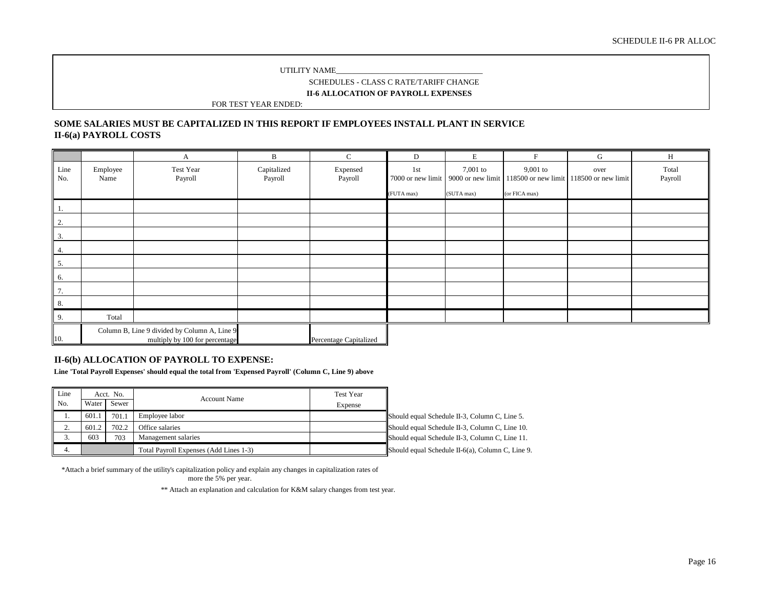UTILITY NAME____________________________________

SCHEDULES - CLASS C RATE/TARIFF CHANGE

**II-6 ALLOCATION OF PAYROLL EXPENSES**

FOR TEST YEAR ENDED:

## SOME SALARIES MUST BE CAPITALIZED IN THIS REPORT IF EMPLOYEES INSTALL PLANT IN SERVICE

## II-6(a) PAYROLL COSTS

| | | A | B | C | D | E | F | G | H |
|---|---|---|---|---|---|---|---|---|---|
| Line No. | Employee Name | Test Year Payroll | Capitalized Payroll | Expensed Payroll | 1st 7000 or new limit (FUTA max) | 7,001 to 9000 or new limit (SUTA max) | 9,001 to 118500 or new limit (or FICA max) | over 118500 or new limit | Total Payroll |
| 1. | | | | | | | | | |
| 2. | | | | | | | | | |
| 3. | | | | | | | | | |
| 4. | | | | | | | | | |
| 5. | | | | | | | | | |
| 6. | | | | | | | | | |
| 7. | | | | | | | | | |
| 8. | | | | | | | | | |
| 9. | Total | | | | | | | | |
| 10. | Column B, Line 9 divided by Column A, Line 9 multiply by 100 for percentage | | | Percentage Capitalized | | | | | |

## II-6(b) ALLOCATION OF PAYROLL TO EXPENSE:

**Line 'Total Payroll Expenses' should equal the total from 'Expensed Payroll' (Column C, Line 9) above**

| Line No. | Acct. No. Water | Acct. No. Sewer | Account Name | Test Year Expense | |
|---|---|---|---|---|---|
| 1. | 601.1 | 701.1 | Employee labor | | Should equal Schedule II-3, Column C, Line 5. |
| 2. | 601.2 | 702.2 | Office salaries | | Should equal Schedule II-3, Column C, Line 10. |
| 3. | 603 | 703 | Management salaries | | Should equal Schedule II-3, Column C, Line 11. |
| 4. | | | Total Payroll Expenses (Add Lines 1-3) | | Should equal Schedule II-6(a), Column C, Line 9. |

*Attach a brief summary of the utility's capitalization policy and explain any changes in capitalization rates of more the 5% per year.

** Attach an explanation and calculation for K&M salary changes from test year.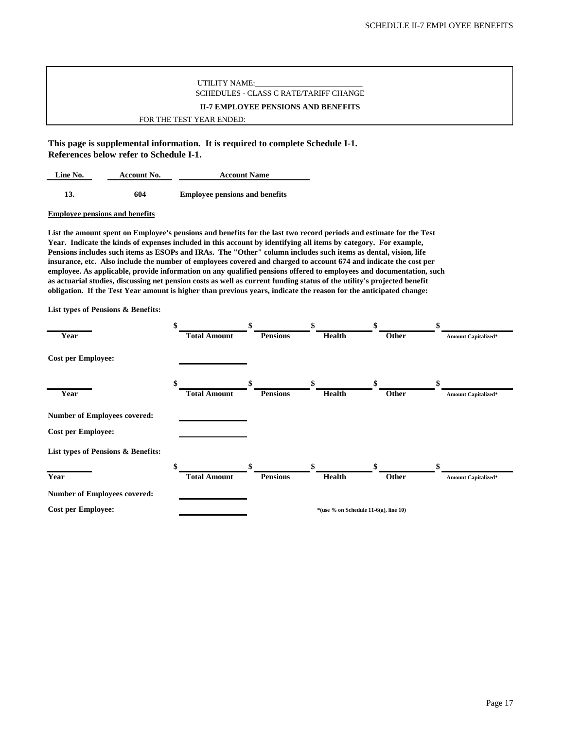UTILITY NAME:___________________________

SCHEDULES - CLASS C RATE/TARIFF CHANGE

**II-7 EMPLOYEE PENSIONS AND BENEFITS**

FOR THE TEST YEAR ENDED:

**This page is supplemental information. It is required to complete Schedule I-1.**
**References below refer to Schedule I-1.**

| Line No. | Account No. | Account Name |
|---|---|---|
| **13.** | **604** | **Employee pensions and benefits** |

**Employee pensions and benefits**

**List the amount spent on Employee's pensions and benefits for the last two record periods and estimate for the Test Year. Indicate the kinds of expenses included in this account by identifying all items by category. For example, Pensions includes such items as ESOPs and IRAs. The "Other" column includes such items as dental, vision, life insurance, etc. Also include the number of employees covered and charged to account 674 and indicate the cost per employee. As applicable, provide information on any qualified pensions offered to employees and documentation, such as actuarial studies, discussing net pension costs as well as current funding status of the utility's projected benefit obligation. If the Test Year amount is higher than previous years, indicate the reason for the anticipated change:**

**List types of Pensions & Benefits:**

| Year | Total Amount | Pensions | Health | Other | Amount Capitalized* |
|---|---|---|---|---|---|
| ______ | $ ______ | $ ______ | $ ______ | $ ______ | $ ______ |

**Cost per Employee:** ______________

| Year | Total Amount | Pensions | Health | Other | Amount Capitalized* |
|---|---|---|---|---|---|
| ______ | $ ______ | $ ______ | $ ______ | $ ______ | $ ______ |

**Number of Employees covered:** ______________

**Cost per Employee:** ______________

**List types of Pensions & Benefits:**

| Year | Total Amount | Pensions | Health | Other | Amount Capitalized* |
|---|---|---|---|---|---|
| ______ | $ ______ | $ ______ | $ ______ | $ ______ | $ ______ |

**Number of Employees covered:** ______________

**Cost per Employee:** ______________

**\*(use % on Schedule 11-6(a), line 10)**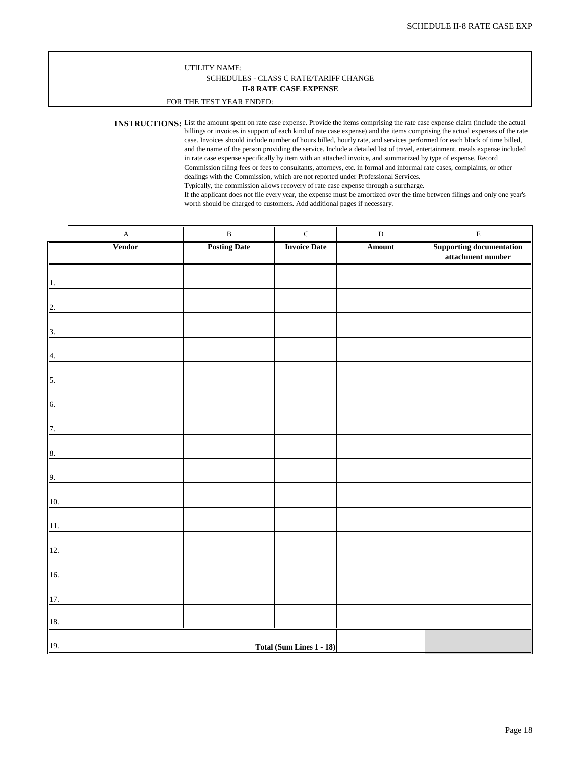UTILITY NAME:___________________________

SCHEDULES - CLASS C RATE/TARIFF CHANGE

**II-8 RATE CASE EXPENSE**

FOR THE TEST YEAR ENDED:

**INSTRUCTIONS:** List the amount spent on rate case expense. Provide the items comprising the rate case expense claim (include the actual billings or invoices in support of each kind of rate case expense) and the items comprising the actual expenses of the rate case. Invoices should include number of hours billed, hourly rate, and services performed for each block of time billed, and the name of the person providing the service. Include a detailed list of travel, entertainment, meals expense included in rate case expense specifically by item with an attached invoice, and summarized by type of expense. Record Commission filing fees or fees to consultants, attorneys, etc. in formal and informal rate cases, complaints, or other dealings with the Commission, which are not reported under Professional Services.
Typically, the commission allows recovery of rate case expense through a surcharge.
If the applicant does not file every year, the expense must be amortized over the time between filings and only one year's worth should be charged to customers. Add additional pages if necessary.

| | A | B | C | D | E |
|---|---|---|---|---|---|
| | **Vendor** | **Posting Date** | **Invoice Date** | **Amount** | **Supporting documentation attachment number** |
| 1. | | | | | |
| 2. | | | | | |
| 3. | | | | | |
| 4. | | | | | |
| 5. | | | | | |
| 6. | | | | | |
| 7. | | | | | |
| 8. | | | | | |
| 9. | | | | | |
| 10. | | | | | |
| 11. | | | | | |
| 12. | | | | | |
| 16. | | | | | |
| 17. | | | | | |
| 18. | | | | | |
| 19. | | | **Total (Sum Lines 1 - 18)** | | |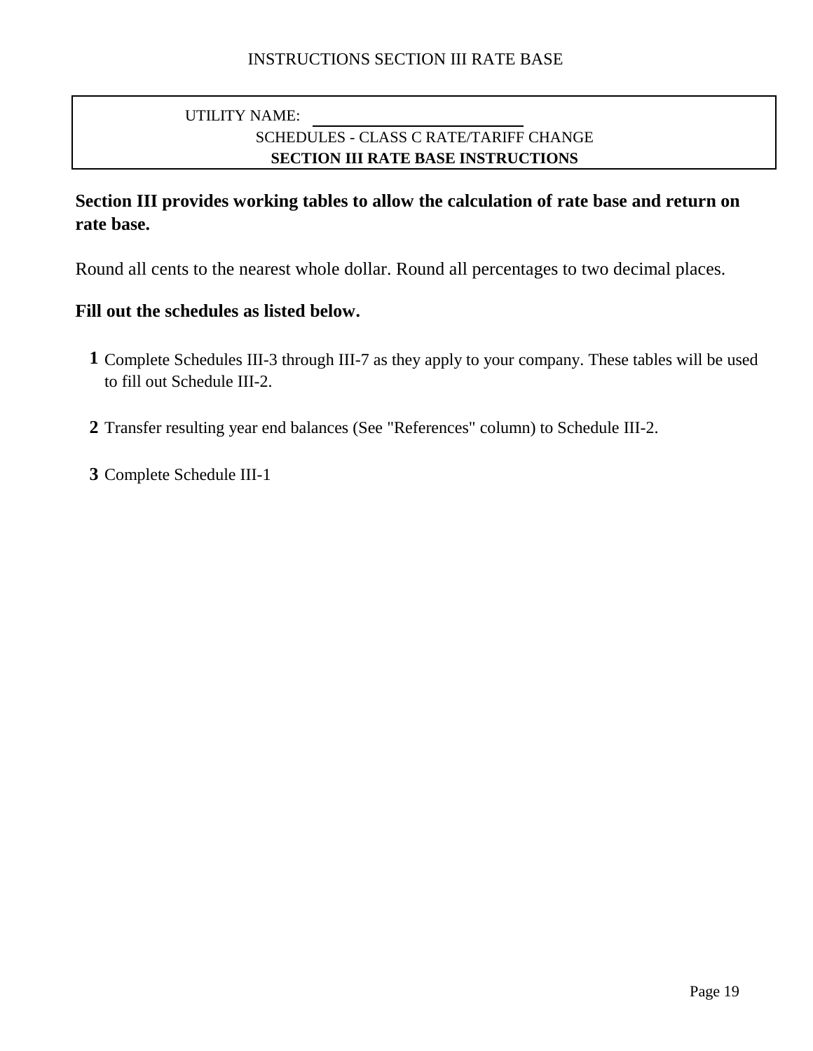INSTRUCTIONS SECTION III RATE BASE

UTILITY NAME: ______________________

SCHEDULES - CLASS C RATE/TARIFF CHANGE

**SECTION III RATE BASE INSTRUCTIONS**

**Section III provides working tables to allow the calculation of rate base and return on rate base.**

Round all cents to the nearest whole dollar. Round all percentages to two decimal places.

**Fill out the schedules as listed below.**

1. Complete Schedules III-3 through III-7 as they apply to your company. These tables will be used to fill out Schedule III-2.
2. Transfer resulting year end balances (See "References" column) to Schedule III-2.
3. Complete Schedule III-1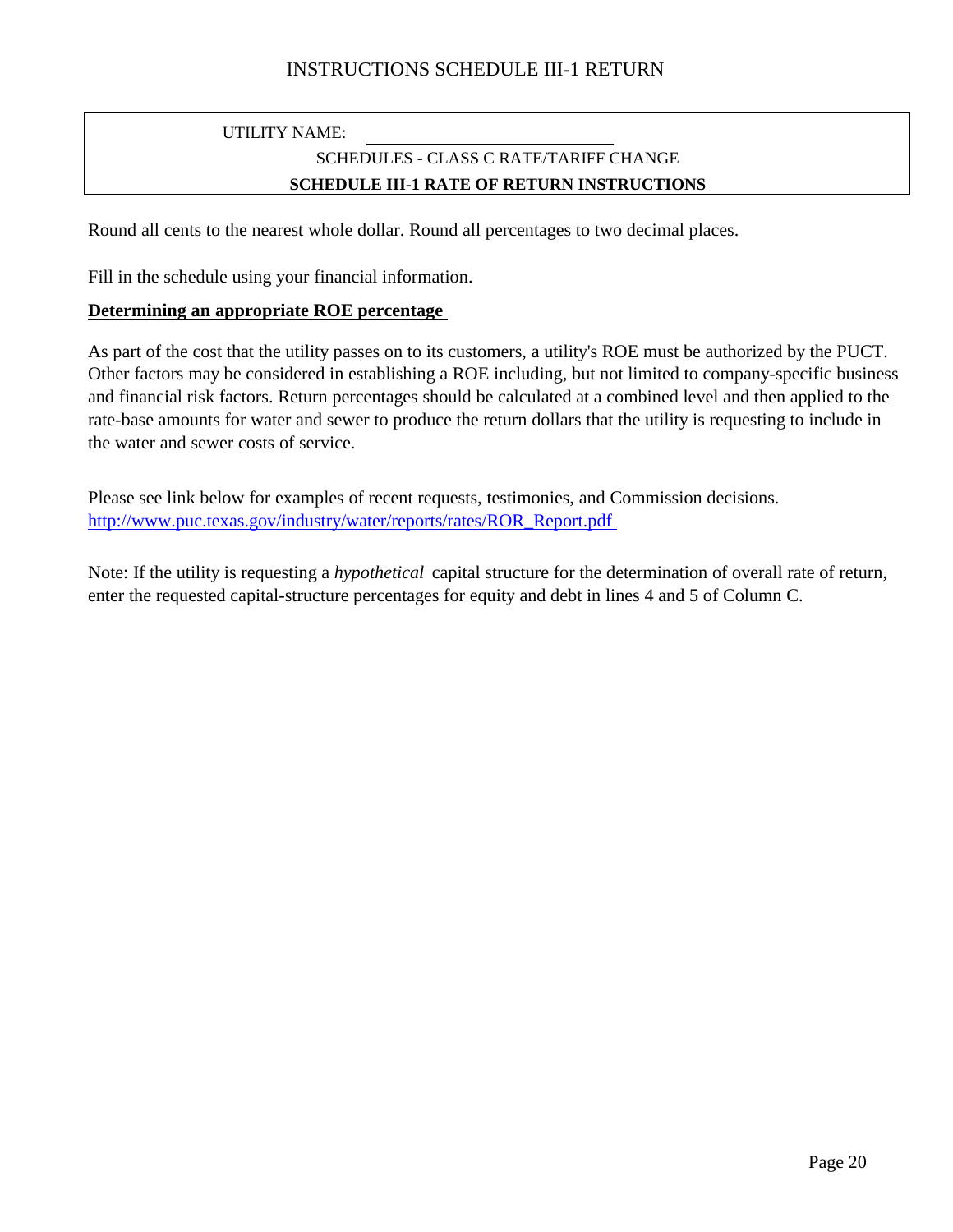# INSTRUCTIONS SCHEDULE III-1 RETURN

UTILITY NAME: ____________________________

SCHEDULES - CLASS C RATE/TARIFF CHANGE

**SCHEDULE III-1 RATE OF RETURN INSTRUCTIONS**

Round all cents to the nearest whole dollar. Round all percentages to two decimal places.

Fill in the schedule using your financial information.

**Determining an appropriate ROE percentage**

As part of the cost that the utility passes on to its customers, a utility's ROE must be authorized by the PUCT. Other factors may be considered in establishing a ROE including, but not limited to company-specific business and financial risk factors. Return percentages should be calculated at a combined level and then applied to the rate-base amounts for water and sewer to produce the return dollars that the utility is requesting to include in the water and sewer costs of service.

Please see link below for examples of recent requests, testimonies, and Commission decisions.
[http://www.puc.texas.gov/industry/water/reports/rates/ROR_Report.pdf](http://www.puc.texas.gov/industry/water/reports/rates/ROR_Report.pdf)

Note: If the utility is requesting a *hypothetical* capital structure for the determination of overall rate of return, enter the requested capital-structure percentages for equity and debt in lines 4 and 5 of Column C.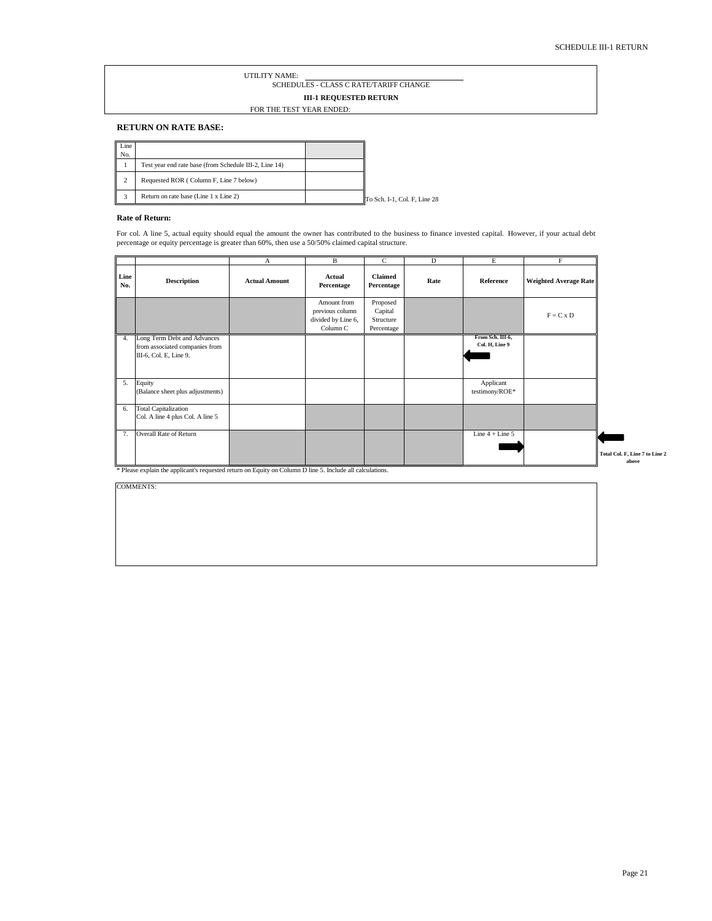UTILITY NAME: ______________________________

SCHEDULES - CLASS C RATE/TARIFF CHANGE

**III-1 REQUESTED RETURN**

FOR THE TEST YEAR ENDED:

**RETURN ON RATE BASE:**

| Line No. | | |
|---|---|---|
| 1 | Test year end rate base (from Schedule III-2, Line 14) | |
| 2 | Requested ROR ( Column F, Line 7 below) | |
| 3 | Return on rate base (Line 1 x Line 2) | |

To Sch. I-1, Col. F, Line 28

**Rate of Return:**

For col. A line 5, actual equity should equal the amount the owner has contributed to the business to finance invested capital. However, if your actual debt percentage or equity percentage is greater than 60%, then use a 50/50% claimed capital structure.

| | | A | B | C | D | E | F |
|---|---|---|---|---|---|---|---|
| **Line No.** | **Description** | **Actual Amount** | **Actual Percentage** | **Claimed Percentage** | **Rate** | **Reference** | **Weighted Average Rate** |
| | | | Amount from previous column divided by Line 6, Column C | Proposed Capital Structure Percentage | | | F = C x D |
| 4. | Long Term Debt and Advances from associated companies from III-6, Col. E, Line 9. | | | | | **From Sch. III-6, Col. H, Line 9** | |
| 5. | Equity (Balance sheet plus adjustments) | | | | | Applicant testimony/ROE* | |
| 6. | Total Capitalization Col. A line 4 plus Col. A line 5 | | | | | | |
| 7. | Overall Rate of Return | | | | | Line 4 + Line 5 | |

**Total Col. F, Line 7 to Line 2 above**

\* Please explain the applicant's requested return on Equity on Column D line 5. Include all calculations.

COMMENTS: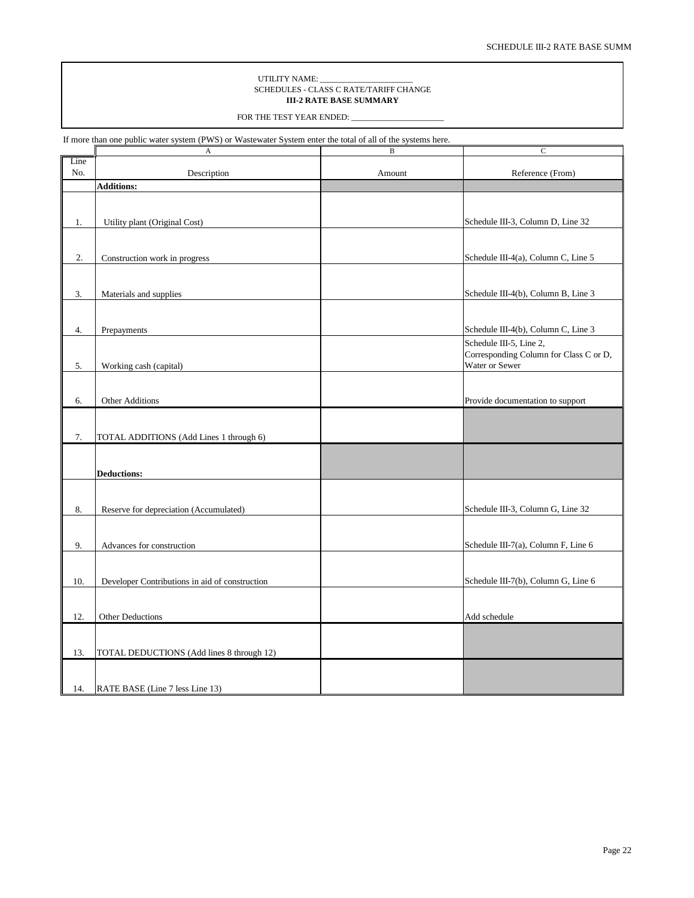UTILITY NAME: ______________________

SCHEDULES - CLASS C RATE/TARIFF CHANGE

**III-2 RATE BASE SUMMARY**

FOR THE TEST YEAR ENDED: ______________________

If more than one public water system (PWS) or Wastewater System enter the total of all of the systems here.

| | A | B | C |
|---|---|---|---|
| Line No. | Description | Amount | Reference (From) |
| | **Additions:** | | |
| 1. | Utility plant (Original Cost) | | Schedule III-3, Column D, Line 32 |
| 2. | Construction work in progress | | Schedule III-4(a), Column C, Line 5 |
| 3. | Materials and supplies | | Schedule III-4(b), Column B, Line 3 |
| 4. | Prepayments | | Schedule III-4(b), Column C, Line 3 |
| 5. | Working cash (capital) | | Schedule III-5, Line 2, Corresponding Column for Class C or D, Water or Sewer |
| 6. | Other Additions | | Provide documentation to support |
| 7. | TOTAL ADDITIONS (Add Lines 1 through 6) | | |
| | **Deductions:** | | |
| 8. | Reserve for depreciation (Accumulated) | | Schedule III-3, Column G, Line 32 |
| 9. | Advances for construction | | Schedule III-7(a), Column F, Line 6 |
| 10. | Developer Contributions in aid of construction | | Schedule III-7(b), Column G, Line 6 |
| 12. | Other Deductions | | Add schedule |
| 13. | TOTAL DEDUCTIONS (Add lines 8 through 12) | | |
| 14. | RATE BASE (Line 7 less Line 13) | | |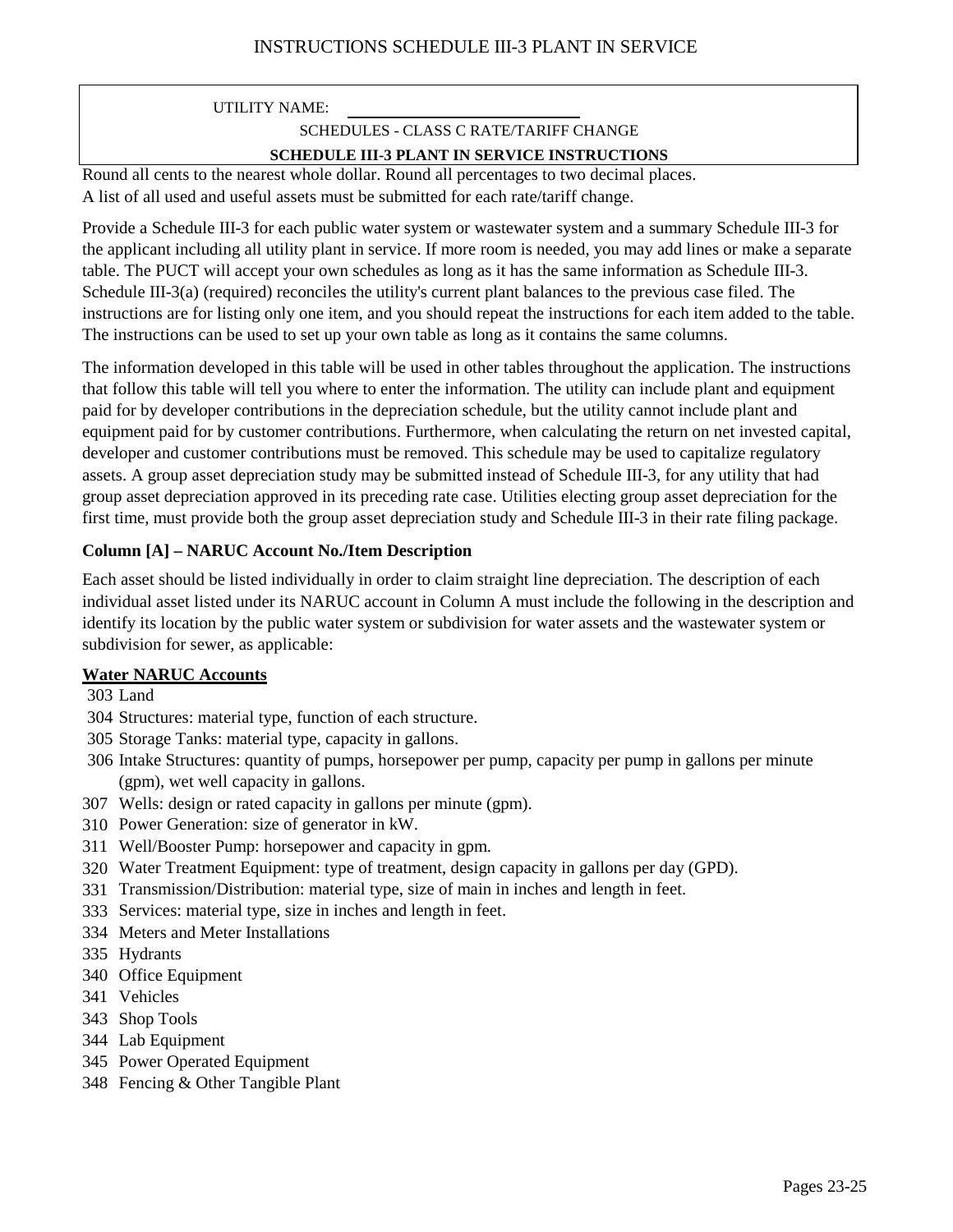# INSTRUCTIONS SCHEDULE III-3 PLANT IN SERVICE

UTILITY NAME: ____________________________

SCHEDULES - CLASS C RATE/TARIFF CHANGE

**SCHEDULE III-3 PLANT IN SERVICE INSTRUCTIONS**

Round all cents to the nearest whole dollar. Round all percentages to two decimal places.
A list of all used and useful assets must be submitted for each rate/tariff change.

Provide a Schedule III-3 for each public water system or wastewater system and a summary Schedule III-3 for the applicant including all utility plant in service. If more room is needed, you may add lines or make a separate table. The PUCT will accept your own schedules as long as it has the same information as Schedule III-3. Schedule III-3(a) (required) reconciles the utility's current plant balances to the previous case filed. The instructions are for listing only one item, and you should repeat the instructions for each item added to the table. The instructions can be used to set up your own table as long as it contains the same columns.

The information developed in this table will be used in other tables throughout the application. The instructions that follow this table will tell you where to enter the information. The utility can include plant and equipment paid for by developer contributions in the depreciation schedule, but the utility cannot include plant and equipment paid for by customer contributions. Furthermore, when calculating the return on net invested capital, developer and customer contributions must be removed. This schedule may be used to capitalize regulatory assets. A group asset depreciation study may be submitted instead of Schedule III-3, for any utility that had group asset depreciation approved in its preceding rate case. Utilities electing group asset depreciation for the first time, must provide both the group asset depreciation study and Schedule III-3 in their rate filing package.

**Column [A] – NARUC Account No./Item Description**

Each asset should be listed individually in order to claim straight line depreciation. The description of each individual asset listed under its NARUC account in Column A must include the following in the description and identify its location by the public water system or subdivision for water assets and the wastewater system or subdivision for sewer, as applicable:

**Water NARUC Accounts**

- 303 Land
- 304 Structures: material type, function of each structure.
- 305 Storage Tanks: material type, capacity in gallons.
- 306 Intake Structures: quantity of pumps, horsepower per pump, capacity per pump in gallons per minute (gpm), wet well capacity in gallons.
- 307 Wells: design or rated capacity in gallons per minute (gpm).
- 310 Power Generation: size of generator in kW.
- 311 Well/Booster Pump: horsepower and capacity in gpm.
- 320 Water Treatment Equipment: type of treatment, design capacity in gallons per day (GPD).
- 331 Transmission/Distribution: material type, size of main in inches and length in feet.
- 333 Services: material type, size in inches and length in feet.
- 334 Meters and Meter Installations
- 335 Hydrants
- 340 Office Equipment
- 341 Vehicles
- 343 Shop Tools
- 344 Lab Equipment
- 345 Power Operated Equipment
- 348 Fencing & Other Tangible Plant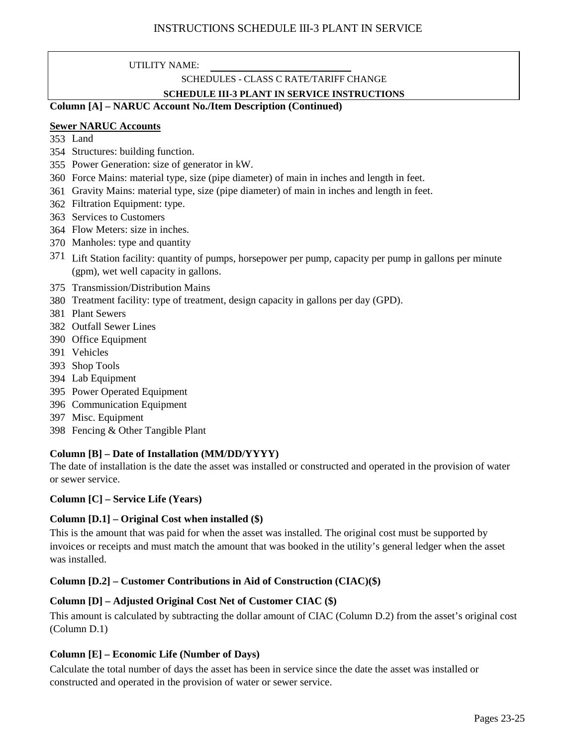# INSTRUCTIONS SCHEDULE III-3 PLANT IN SERVICE

UTILITY NAME: ____________________________

SCHEDULES - CLASS C RATE/TARIFF CHANGE

**SCHEDULE III-3 PLANT IN SERVICE INSTRUCTIONS**

**Column [A] – NARUC Account No./Item Description (Continued)**

**Sewer NARUC Accounts**

353 Land
354 Structures: building function.
355 Power Generation: size of generator in kW.
360 Force Mains: material type, size (pipe diameter) of main in inches and length in feet.
361 Gravity Mains: material type, size (pipe diameter) of main in inches and length in feet.
362 Filtration Equipment: type.
363 Services to Customers
364 Flow Meters: size in inches.
370 Manholes: type and quantity
371 Lift Station facility: quantity of pumps, horsepower per pump, capacity per pump in gallons per minute (gpm), wet well capacity in gallons.
375 Transmission/Distribution Mains
380 Treatment facility: type of treatment, design capacity in gallons per day (GPD).
381 Plant Sewers
382 Outfall Sewer Lines
390 Office Equipment
391 Vehicles
393 Shop Tools
394 Lab Equipment
395 Power Operated Equipment
396 Communication Equipment
397 Misc. Equipment
398 Fencing & Other Tangible Plant

**Column [B] – Date of Installation (MM/DD/YYYY)**

The date of installation is the date the asset was installed or constructed and operated in the provision of water or sewer service.

**Column [C] – Service Life (Years)**

**Column [D.1] – Original Cost when installed ($)**

This is the amount that was paid for when the asset was installed. The original cost must be supported by invoices or receipts and must match the amount that was booked in the utility's general ledger when the asset was installed.

**Column [D.2] – Customer Contributions in Aid of Construction (CIAC)($)**

**Column [D] – Adjusted Original Cost Net of Customer CIAC ($)**

This amount is calculated by subtracting the dollar amount of CIAC (Column D.2) from the asset's original cost (Column D.1)

**Column [E] – Economic Life (Number of Days)**

Calculate the total number of days the asset has been in service since the date the asset was installed or constructed and operated in the provision of water or sewer service.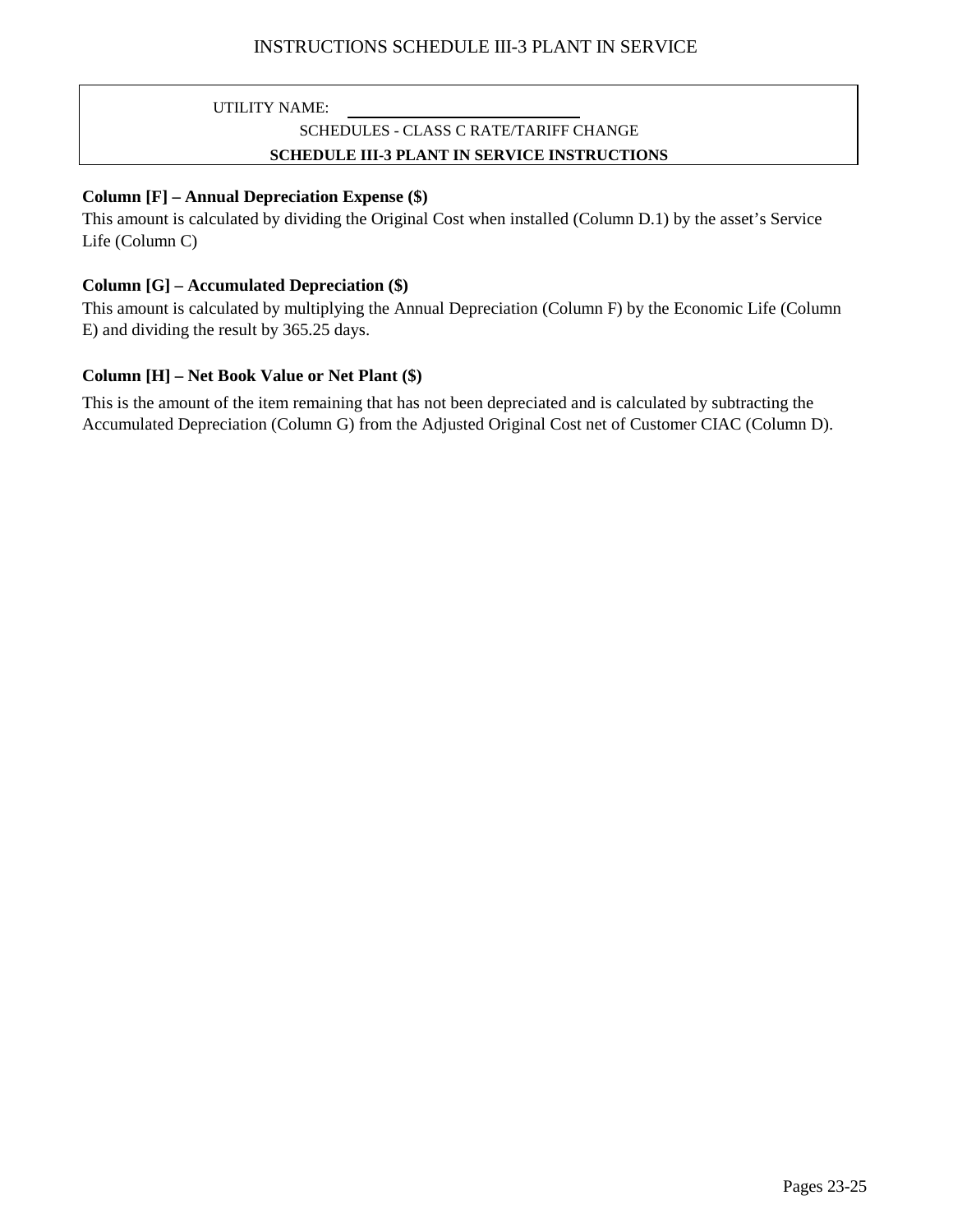# INSTRUCTIONS SCHEDULE III-3 PLANT IN SERVICE

UTILITY NAME: ____________________

SCHEDULES - CLASS C RATE/TARIFF CHANGE

**SCHEDULE III-3 PLANT IN SERVICE INSTRUCTIONS**

**Column [F] – Annual Depreciation Expense ($)**

This amount is calculated by dividing the Original Cost when installed (Column D.1) by the asset's Service Life (Column C)

**Column [G] – Accumulated Depreciation ($)**

This amount is calculated by multiplying the Annual Depreciation (Column F) by the Economic Life (Column E) and dividing the result by 365.25 days.

**Column [H] – Net Book Value or Net Plant ($)**

This is the amount of the item remaining that has not been depreciated and is calculated by subtracting the Accumulated Depreciation (Column G) from the Adjusted Original Cost net of Customer CIAC (Column D).

Pages 23-25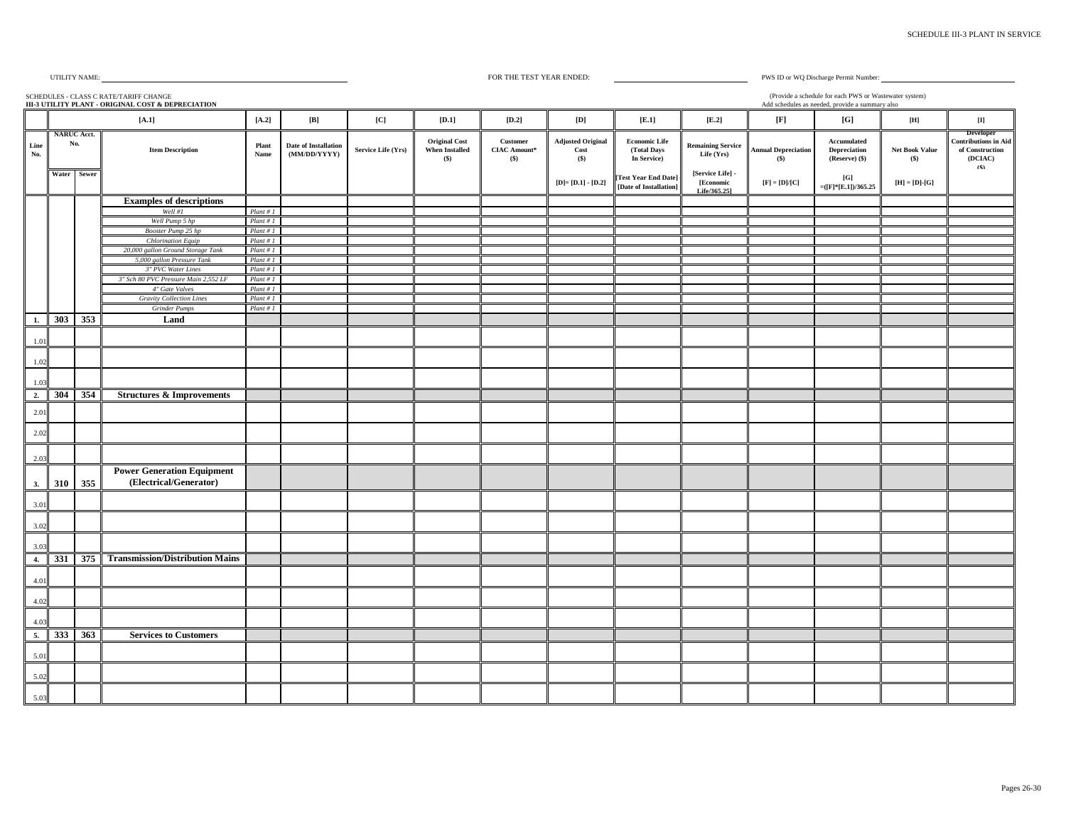UTILITY NAME: ______________________ FOR THE TEST YEAR ENDED: ______________ PWS ID or WQ Discharge Permit Number: ______________

SCHEDULES - CLASS C RATE/TARIFF CHANGE
**III-3 UTILITY PLANT - ORIGINAL COST & DEPRECIATION**

(Provide a schedule for each PWS or Wastewater system)
Add schedules as needed, provide a summary also

| | [A.1] | | | [A.2] | [B] | [C] | [D.1] | [D.2] | [D] | [E.1] | [E.2] | [F] | [G] | [H] | [I] |
|---|---|---|---|---|---|---|---|---|---|---|---|---|---|---|---|
| Line No. | NARUC Acct. No. | | Item Description | Plant Name | Date of Installation (MM/DD/YYYY) | Service Life (Yrs) | Original Cost When Installed ($) | Customer CIAC Amount* ($) | Adjusted Original Cost ($) | Economic Life (Total Days In Service) | Remaining Service Life (Yrs) | Annual Depreciation ($) | Accumulated Depreciation (Reserve) ($) | Net Book Value ($) | Developer Contributions in Aid of Construction (DCIAC) ($) |
| | Water | Sewer | | | | | | | [D]= [D.1] - [D.2] | [Test Year End Date] - [Date of Installation] | [Service Life] - [Economic Life/365.25] | [F] = [D]/[C] | [G] =([F]*[E.1])/365.25 | [H] = [D]-[G] | |
| | | | **Examples of descriptions** | | | | | | | | | | | | |
| | | | *Well #1* | *Plant # 1* | | | | | | | | | | | |
| | | | *Well Pump 5 hp* | *Plant # 1* | | | | | | | | | | | |
| | | | *Booster Pump 25 hp* | *Plant # 1* | | | | | | | | | | | |
| | | | *Chlorination Equip* | *Plant # 1* | | | | | | | | | | | |
| | | | *20,000 gallon Ground Storage Tank* | *Plant # 1* | | | | | | | | | | | |
| | | | *5,000 gallon Pressure Tank* | *Plant # 1* | | | | | | | | | | | |
| | | | *3" PVC Water Lines* | *Plant # 1* | | | | | | | | | | | |
| | | | *3" Sch 80 PVC Pressure Main 2,552 LF* | *Plant # 1* | | | | | | | | | | | |
| | | | *4" Gate Valves* | *Plant # 1* | | | | | | | | | | | |
| | | | *Gravity Collection Lines* | *Plant # 1* | | | | | | | | | | | |
| | | | *Grinder Pumps* | *Plant # 1* | | | | | | | | | | | |
| **1.** | **303** | **353** | **Land** | | | | | | | | | | | | |
| 1.01 | | | | | | | | | | | | | | | |
| 1.02 | | | | | | | | | | | | | | | |
| 1.03 | | | | | | | | | | | | | | | |
| **2.** | **304** | **354** | **Structures & Improvements** | | | | | | | | | | | | |
| 2.01 | | | | | | | | | | | | | | | |
| 2.02 | | | | | | | | | | | | | | | |
| 2.03 | | | | | | | | | | | | | | | |
| **3.** | **310** | **355** | **Power Generation Equipment (Electrical/Generator)** | | | | | | | | | | | | |
| 3.01 | | | | | | | | | | | | | | | |
| 3.02 | | | | | | | | | | | | | | | |
| 3.03 | | | | | | | | | | | | | | | |
| **4.** | **331** | **375** | **Transmission/Distribution Mains** | | | | | | | | | | | | |
| 4.01 | | | | | | | | | | | | | | | |
| 4.02 | | | | | | | | | | | | | | | |
| 4.03 | | | | | | | | | | | | | | | |
| **5.** | **333** | **363** | **Services to Customers** | | | | | | | | | | | | |
| 5.01 | | | | | | | | | | | | | | | |
| 5.02 | | | | | | | | | | | | | | | |
| 5.03 | | | | | | | | | | | | | | | |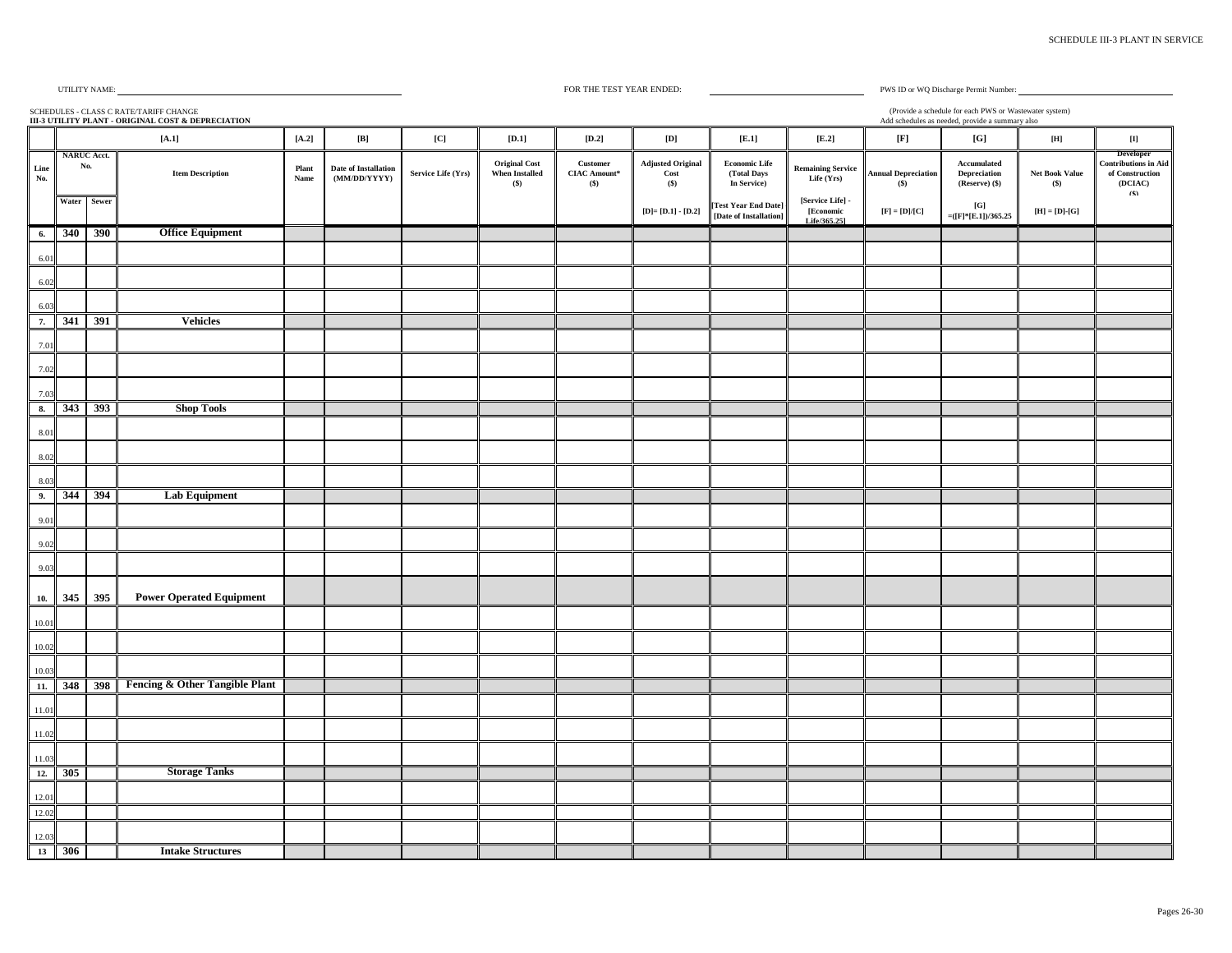UTILITY NAME: ______________________ FOR THE TEST YEAR ENDED: ______________________ PWS ID or WQ Discharge Permit Number: ______________________

SCHEDULES - CLASS C RATE/TARIFF CHANGE
**III-3 UTILITY PLANT - ORIGINAL COST & DEPRECIATION**

(Provide a schedule for each PWS or Wastewater system)
Add schedules as needed, provide a summary also

| | [A.1] | | | [A.2] | [B] | [C] | [D.1] | [D.2] | [D] | [E.1] | [E.2] | [F] | [G] | [H] | [I] |
|---|---|---|---|---|---|---|---|---|---|---|---|---|---|---|---|
| Line No. | NARUC Acct. No. | | Item Description | Plant Name | Date of Installation (MM/DD/YYYY) | Service Life (Yrs) | Original Cost When Installed ($) | Customer CIAC Amount* ($) | Adjusted Original Cost ($) | Economic Life (Total Days In Service) | Remaining Service Life (Yrs) | Annual Depreciation ($) | Accumulated Depreciation (Reserve) ($) | Net Book Value ($) | Developer Contributions in Aid of Construction (DCIAC) ($) |
| | Water | Sewer | | | | | | | [D]= [D.1] - [D.2] | [Test Year End Date] - [Date of Installation] | [Service Life] - [Economic Life/365.25] | [F] = [D]/[C] | [G] =([F]*[E.1])/365.25 | [H] = [D]-[G] | |
| **6.** | **340** | **390** | **Office Equipment** | | | | | | | | | | | | |
| 6.01 | | | | | | | | | | | | | | | |
| 6.02 | | | | | | | | | | | | | | | |
| 6.03 | | | | | | | | | | | | | | | |
| **7.** | **341** | **391** | **Vehicles** | | | | | | | | | | | | |
| 7.01 | | | | | | | | | | | | | | | |
| 7.02 | | | | | | | | | | | | | | | |
| 7.03 | | | | | | | | | | | | | | | |
| **8.** | **343** | **393** | **Shop Tools** | | | | | | | | | | | | |
| 8.01 | | | | | | | | | | | | | | | |
| 8.02 | | | | | | | | | | | | | | | |
| 8.03 | | | | | | | | | | | | | | | |
| **9.** | **344** | **394** | **Lab Equipment** | | | | | | | | | | | | |
| 9.01 | | | | | | | | | | | | | | | |
| 9.02 | | | | | | | | | | | | | | | |
| 9.03 | | | | | | | | | | | | | | | |
| **10.** | **345** | **395** | **Power Operated Equipment** | | | | | | | | | | | | |
| 10.01 | | | | | | | | | | | | | | | |
| 10.02 | | | | | | | | | | | | | | | |
| 10.03 | | | | | | | | | | | | | | | |
| **11.** | **348** | **398** | **Fencing & Other Tangible Plant** | | | | | | | | | | | | |
| 11.01 | | | | | | | | | | | | | | | |
| 11.02 | | | | | | | | | | | | | | | |
| 11.03 | | | | | | | | | | | | | | | |
| **12.** | **305** | | **Storage Tanks** | | | | | | | | | | | | |
| 12.01 | | | | | | | | | | | | | | | |
| 12.02 | | | | | | | | | | | | | | | |
| 12.03 | | | | | | | | | | | | | | | |
| **13** | **306** | | **Intake Structures** | | | | | | | | | | | | |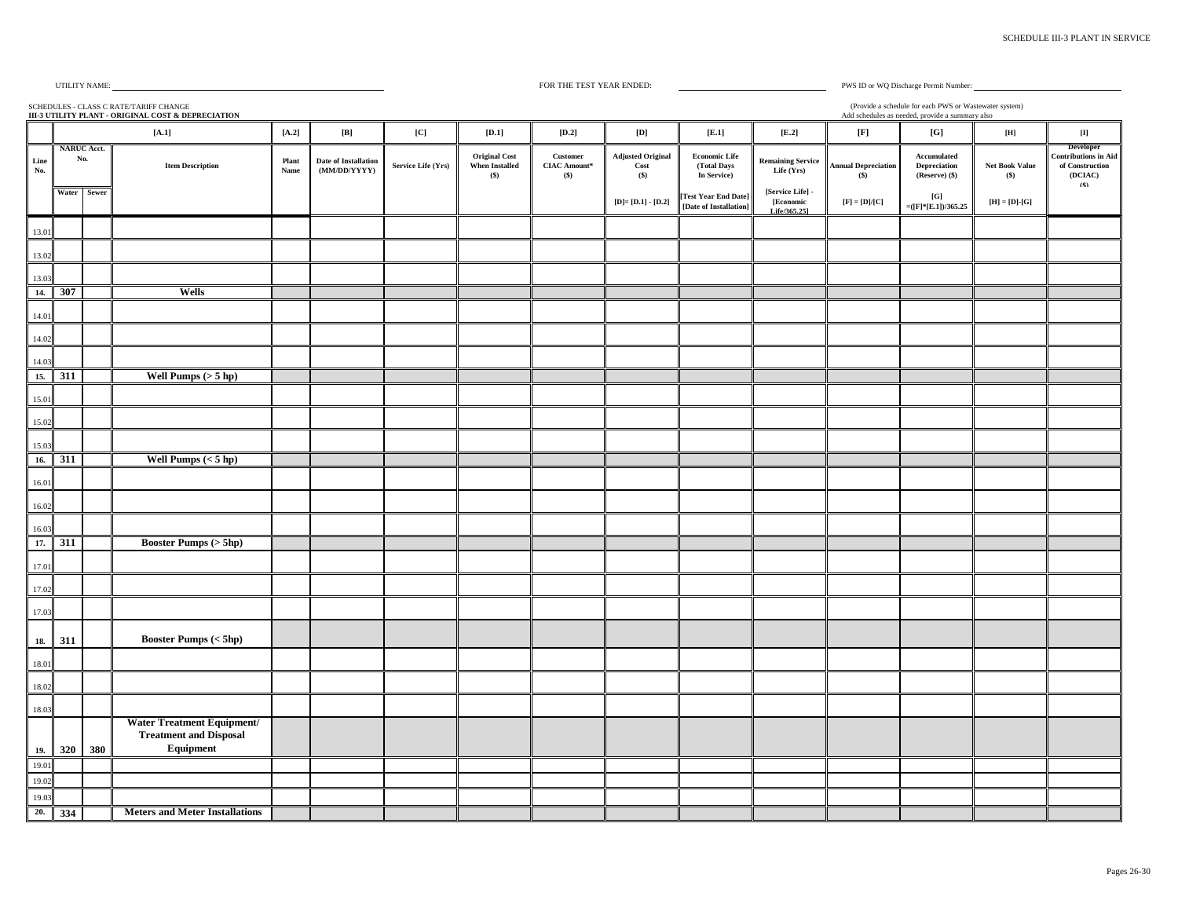SCHEDULE III-3 PLANT IN SERVICE

UTILITY NAME: ______________________ FOR THE TEST YEAR ENDED: ______________________ PWS ID or WQ Discharge Permit Number: ______________________

SCHEDULES - CLASS C RATE/TARIFF CHANGE
**III-3 UTILITY PLANT - ORIGINAL COST & DEPRECIATION**

(Provide a schedule for each PWS or Wastewater system)
Add schedules as needed, provide a summary also

| | [A.1] | | | [A.2] | [B] | [C] | [D.1] | [D.2] | [D] | [E.1] | [E.2] | [F] | [G] | [H] | [I] |
|---|---|---|---|---|---|---|---|---|---|---|---|---|---|---|---|
| Line No. | NARUC Acct. No. | | Item Description | Plant Name | Date of Installation (MM/DD/YYYY) | Service Life (Yrs) | Original Cost When Installed ($) | Customer CIAC Amount* ($) | Adjusted Original Cost ($) | Economic Life (Total Days In Service) | Remaining Service Life (Yrs) | Annual Depreciation ($) | Accumulated Depreciation (Reserve) ($) | Net Book Value ($) | Developer Contributions in Aid of Construction (DCIAC) ($) |
| | Water | Sewer | | | | | | | [D]= [D.1] - [D.2] | [Test Year End Date] - [Date of Installation] | [Service Life] - [Economic Life/365.25] | [F] = [D]/[C] | [G] =([F]*[E.1])/365.25 | [H] = [D]-[G] | |
| 13.01 | | | | | | | | | | | | | | | |
| 13.02 | | | | | | | | | | | | | | | |
| 13.03 | | | | | | | | | | | | | | | |
| 14. | 307 | | **Wells** | | | | | | | | | | | | |
| 14.01 | | | | | | | | | | | | | | | |
| 14.02 | | | | | | | | | | | | | | | |
| 14.03 | | | | | | | | | | | | | | | |
| 15. | 311 | | **Well Pumps (> 5 hp)** | | | | | | | | | | | | |
| 15.01 | | | | | | | | | | | | | | | |
| 15.02 | | | | | | | | | | | | | | | |
| 15.03 | | | | | | | | | | | | | | | |
| 16. | 311 | | **Well Pumps (< 5 hp)** | | | | | | | | | | | | |
| 16.01 | | | | | | | | | | | | | | | |
| 16.02 | | | | | | | | | | | | | | | |
| 16.03 | | | | | | | | | | | | | | | |
| 17. | 311 | | **Booster Pumps (> 5hp)** | | | | | | | | | | | | |
| 17.01 | | | | | | | | | | | | | | | |
| 17.02 | | | | | | | | | | | | | | | |
| 17.03 | | | | | | | | | | | | | | | |
| 18. | 311 | | **Booster Pumps (< 5hp)** | | | | | | | | | | | | |
| 18.01 | | | | | | | | | | | | | | | |
| 18.02 | | | | | | | | | | | | | | | |
| 18.03 | | | | | | | | | | | | | | | |
| 19. | 320 | 380 | **Water Treatment Equipment/ Treatment and Disposal Equipment** | | | | | | | | | | | | |
| 19.01 | | | | | | | | | | | | | | | |
| 19.02 | | | | | | | | | | | | | | | |
| 19.03 | | | | | | | | | | | | | | | |
| 20. | 334 | | **Meters and Meter Installations** | | | | | | | | | | | | |

Pages 26-30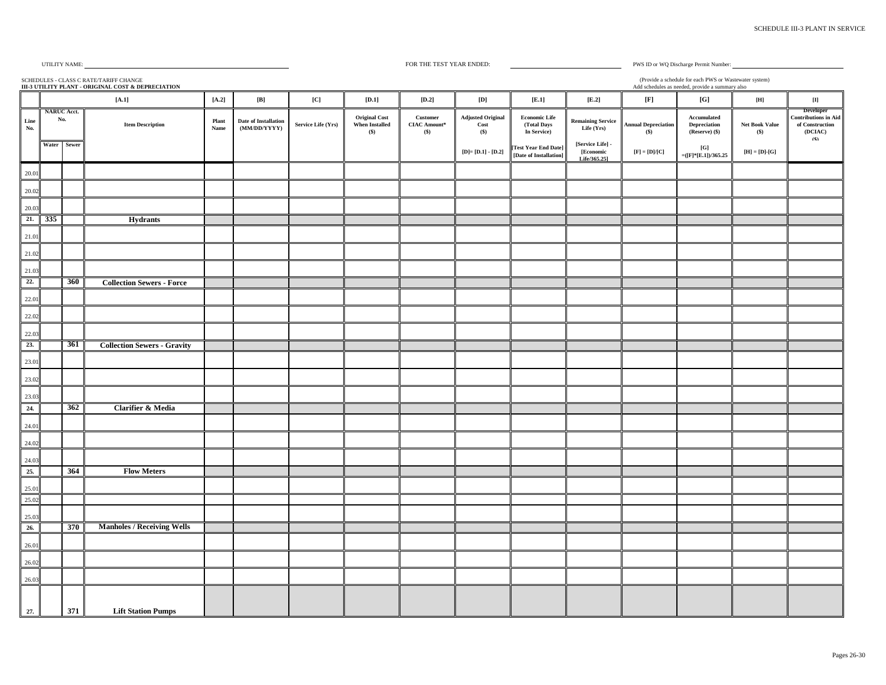UTILITY NAME: ______________________ FOR THE TEST YEAR ENDED: ______________ PWS ID or WQ Discharge Permit Number: ______________

SCHEDULES - CLASS C RATE/TARIFF CHANGE
**III-3 UTILITY PLANT - ORIGINAL COST & DEPRECIATION**

(Provide a schedule for each PWS or Wastewater system)
Add schedules as needed, provide a summary also

| | [A.1] | | | [A.2] | [B] | [C] | [D.1] | [D.2] | [D] | [E.1] | [E.2] | [F] | [G] | [H] | [I] |
|---|---|---|---|---|---|---|---|---|---|---|---|---|---|---|---|
| Line No. | NARUC Acct. No. | | Item Description | Plant Name | Date of Installation (MM/DD/YYYY) | Service Life (Yrs) | Original Cost When Installed ($) | Customer CIAC Amount* ($) | Adjusted Original Cost ($) | Economic Life (Total Days In Service) | Remaining Service Life (Yrs) | Annual Depreciation ($) | Accumulated Depreciation (Reserve) ($) | Net Book Value ($) | Developer Contributions in Aid of Construction (DCIAC) ($) |
| | Water | Sewer | | | | | | | [D]= [D.1] - [D.2] | [Test Year End Date] [Date of Installation] | [Service Life] - [Economic Life/365.25] | [F] = [D]/[C] | [G] =([F]*[E.1])/365.25 | [H] = [D]-[G] | |
| 20.01 | | | | | | | | | | | | | | | |
| 20.02 | | | | | | | | | | | | | | | |
| 20.03 | | | | | | | | | | | | | | | |
| 21. | 335 | | **Hydrants** | | | | | | | | | | | | |
| 21.01 | | | | | | | | | | | | | | | |
| 21.02 | | | | | | | | | | | | | | | |
| 21.03 | | | | | | | | | | | | | | | |
| 22. | | 360 | **Collection Sewers - Force** | | | | | | | | | | | | |
| 22.01 | | | | | | | | | | | | | | | |
| 22.02 | | | | | | | | | | | | | | | |
| 22.03 | | | | | | | | | | | | | | | |
| 23. | | 361 | **Collection Sewers - Gravity** | | | | | | | | | | | | |
| 23.01 | | | | | | | | | | | | | | | |
| 23.02 | | | | | | | | | | | | | | | |
| 23.03 | | | | | | | | | | | | | | | |
| 24. | | 362 | **Clarifier & Media** | | | | | | | | | | | | |
| 24.01 | | | | | | | | | | | | | | | |
| 24.02 | | | | | | | | | | | | | | | |
| 24.03 | | | | | | | | | | | | | | | |
| 25. | | 364 | **Flow Meters** | | | | | | | | | | | | |
| 25.01 | | | | | | | | | | | | | | | |
| 25.02 | | | | | | | | | | | | | | | |
| 25.03 | | | | | | | | | | | | | | | |
| 26. | | 370 | **Manholes / Receiving Wells** | | | | | | | | | | | | |
| 26.01 | | | | | | | | | | | | | | | |
| 26.02 | | | | | | | | | | | | | | | |
| 26.03 | | | | | | | | | | | | | | | |
| 27. | | 371 | **Lift Station Pumps** | | | | | | | | | | | | |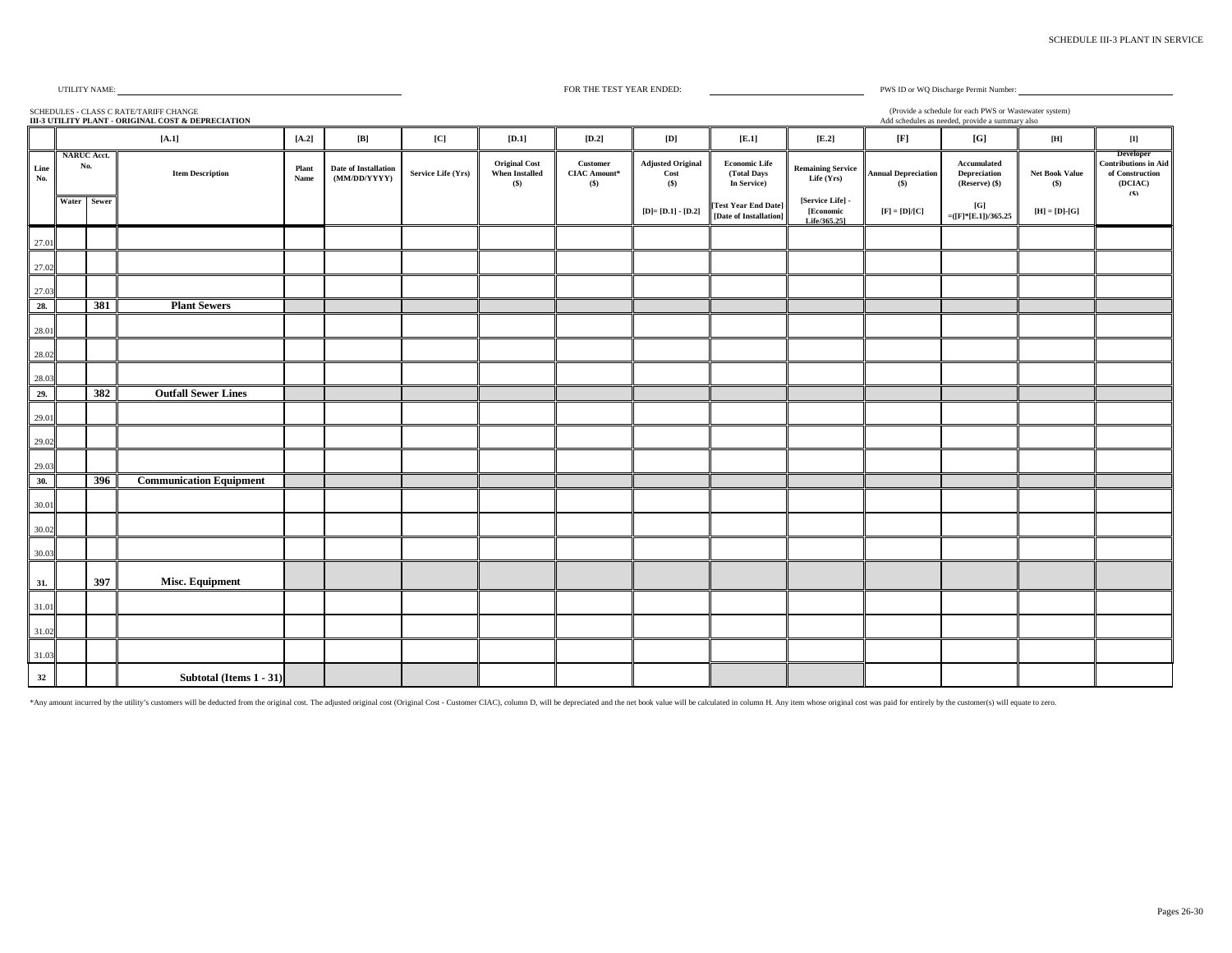SCHEDULE III-3 PLANT IN SERVICE

UTILITY NAME: ______________________ FOR THE TEST YEAR ENDED: ______________ PWS ID or WQ Discharge Permit Number: ______________

SCHEDULES - CLASS C RATE/TARIFF CHANGE
**III-3 UTILITY PLANT - ORIGINAL COST & DEPRECIATION**

(Provide a schedule for each PWS or Wastewater system)
Add schedules as needed, provide a summary also

| | [A.1] | | | [A.2] | [B] | [C] | [D.1] | [D.2] | [D] | [E.1] | [E.2] | [F] | [G] | [H] | [I] |
|---|---|---|---|---|---|---|---|---|---|---|---|---|---|---|---|
| Line No. | NARUC Acct. No. | | Item Description | Plant Name | Date of Installation (MM/DD/YYYY) | Service Life (Yrs) | Original Cost When Installed ($) | Customer CIAC Amount* ($) | Adjusted Original Cost ($) | Economic Life (Total Days In Service) | Remaining Service Life (Yrs) | Annual Depreciation ($) | Accumulated Depreciation (Reserve) ($) | Net Book Value ($) | Developer Contributions in Aid of Construction (DCIAC) ($) |
| | Water | Sewer | | | | | | | [D]= [D.1] - [D.2] | [Test Year End Date] [Date of Installation] | [Service Life] - [Economic Life/365.25] | [F] = [D]/[C] | [G] =([F]*[E.1])/365.25 | [H] = [D]-[G] | |
| 27.01 | | | | | | | | | | | | | | | |
| 27.02 | | | | | | | | | | | | | | | |
| 27.03 | | | | | | | | | | | | | | | |
| 28. | | 381 | **Plant Sewers** | | | | | | | | | | | | |
| 28.01 | | | | | | | | | | | | | | | |
| 28.02 | | | | | | | | | | | | | | | |
| 28.03 | | | | | | | | | | | | | | | |
| 29. | | 382 | **Outfall Sewer Lines** | | | | | | | | | | | | |
| 29.01 | | | | | | | | | | | | | | | |
| 29.02 | | | | | | | | | | | | | | | |
| 29.03 | | | | | | | | | | | | | | | |
| 30. | | 396 | **Communication Equipment** | | | | | | | | | | | | |
| 30.01 | | | | | | | | | | | | | | | |
| 30.02 | | | | | | | | | | | | | | | |
| 30.03 | | | | | | | | | | | | | | | |
| 31. | | 397 | **Misc. Equipment** | | | | | | | | | | | | |
| 31.01 | | | | | | | | | | | | | | | |
| 31.02 | | | | | | | | | | | | | | | |
| 31.03 | | | | | | | | | | | | | | | |
| 32 | | | **Subtotal (Items 1 - 31)** | | | | | | | | | | | | |

*Any amount incurred by the utility's customers will be deducted from the original cost. The adjusted original cost (Original Cost - Customer CIAC), column D, will be depreciated and the net book value will be calculated in column H. Any item whose original cost was paid for entirely by the customer(s) will equate to zero.

Pages 26-30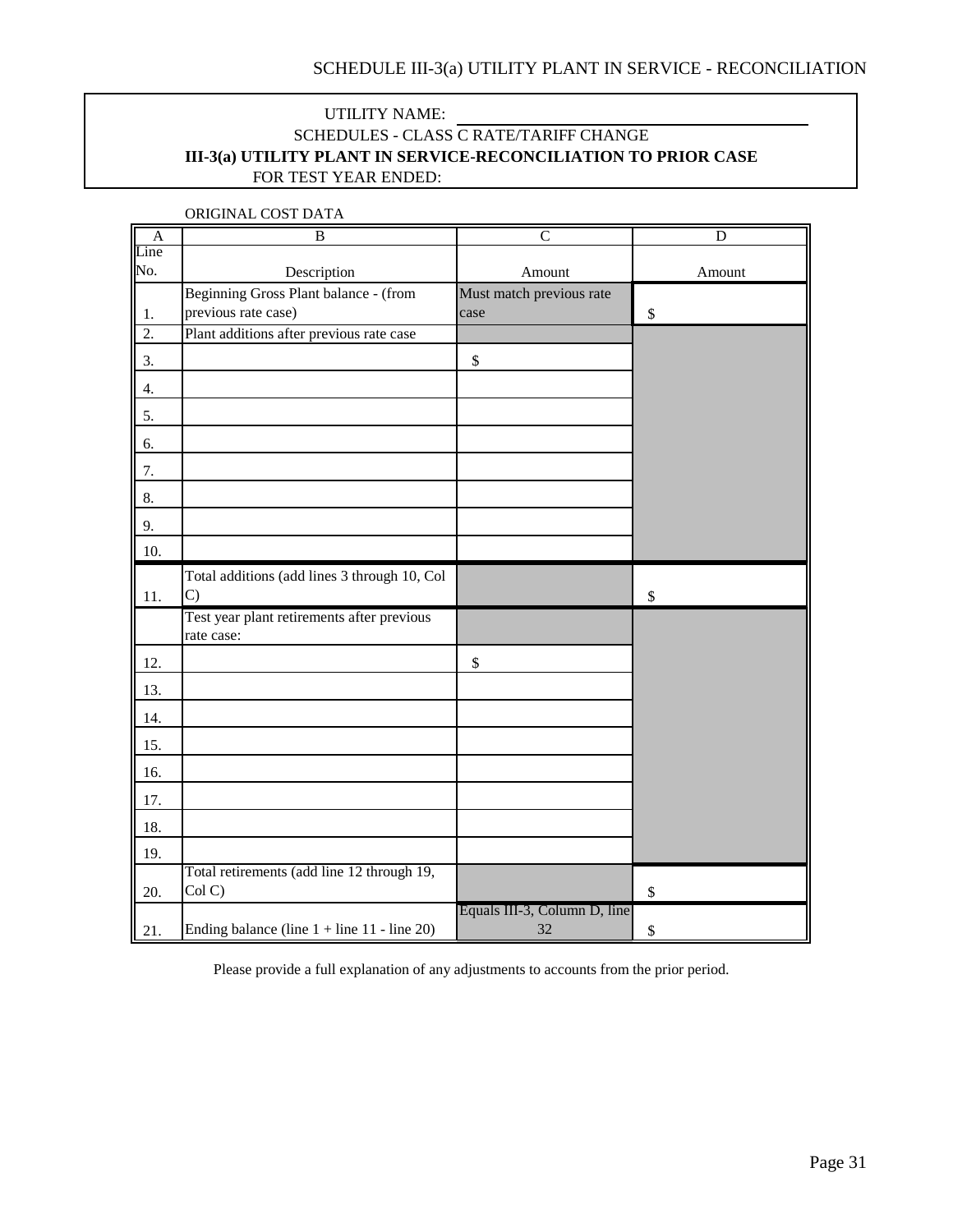# SCHEDULE III-3(a) UTILITY PLANT IN SERVICE - RECONCILIATION

UTILITY NAME: ______________________

SCHEDULES - CLASS C RATE/TARIFF CHANGE

**III-3(a) UTILITY PLANT IN SERVICE-RECONCILIATION TO PRIOR CASE**

FOR TEST YEAR ENDED:

ORIGINAL COST DATA

| A | B | C | D |
|---|---|---|---|
| Line No. | Description | Amount | Amount |
| 1. | Beginning Gross Plant balance - (from previous rate case) | Must match previous rate case | $ |
| 2. | Plant additions after previous rate case | | |
| 3. | | $ | |
| 4. | | | |
| 5. | | | |
| 6. | | | |
| 7. | | | |
| 8. | | | |
| 9. | | | |
| 10. | | | |
| 11. | Total additions (add lines 3 through 10, Col C) | | $ |
| | Test year plant retirements after previous rate case: | | |
| 12. | | $ | |
| 13. | | | |
| 14. | | | |
| 15. | | | |
| 16. | | | |
| 17. | | | |
| 18. | | | |
| 19. | | | |
| 20. | Total retirements (add line 12 through 19, Col C) | | $ |
| 21. | Ending balance (line 1 + line 11 - line 20) | Equals III-3, Column D, line 32 | $ |

Please provide a full explanation of any adjustments to accounts from the prior period.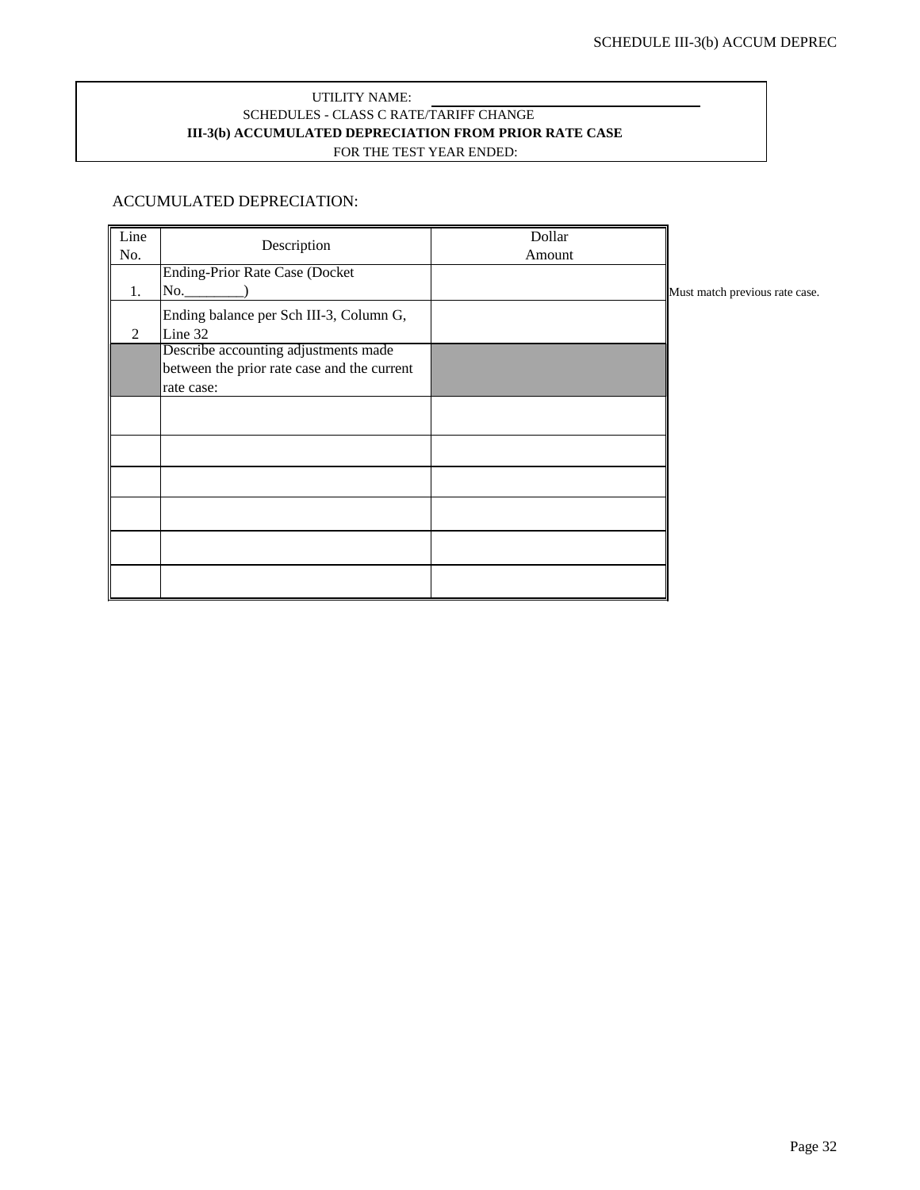UTILITY NAME: ______________________

SCHEDULES - CLASS C RATE/TARIFF CHANGE

**III-3(b) ACCUMULATED DEPRECIATION FROM PRIOR RATE CASE**

FOR THE TEST YEAR ENDED:

ACCUMULATED DEPRECIATION:

| Line No. | Description | Dollar Amount | |
|---|---|---|---|
| 1. | Ending-Prior Rate Case (Docket No.________) | | Must match previous rate case. |
| 2 | Ending balance per Sch III-3, Column G, Line 32 | | |
| | Describe accounting adjustments made between the prior rate case and the current rate case: | | |
| | | | |
| | | | |
| | | | |
| | | | |
| | | | |
| | | | |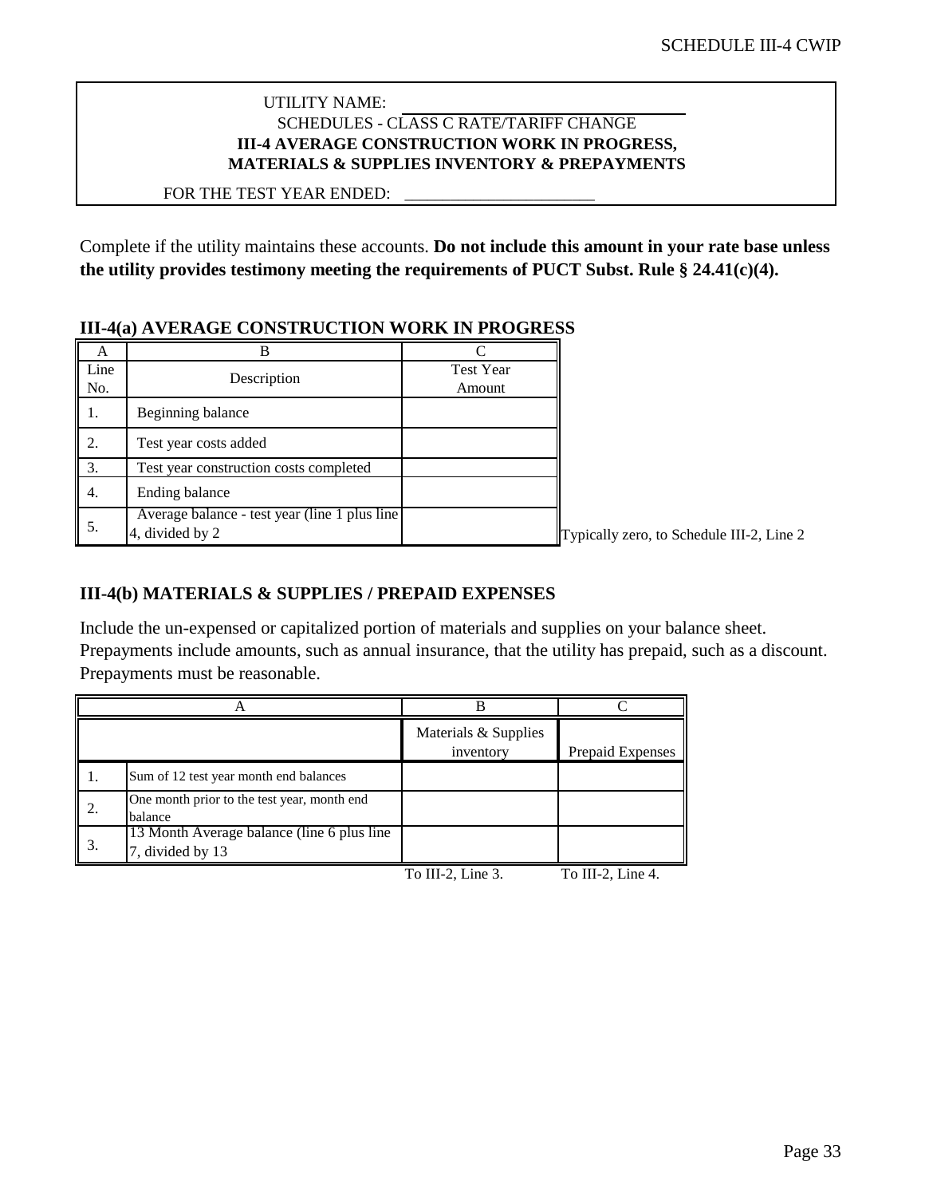SCHEDULE III-4 CWIP

UTILITY NAME: ______________________________

SCHEDULES - CLASS C RATE/TARIFF CHANGE

**III-4 AVERAGE CONSTRUCTION WORK IN PROGRESS, MATERIALS & SUPPLIES INVENTORY & PREPAYMENTS**

FOR THE TEST YEAR ENDED: ______________________

Complete if the utility maintains these accounts. **Do not include this amount in your rate base unless the utility provides testimony meeting the requirements of PUCT Subst. Rule § 24.41(c)(4).**

## III-4(a) AVERAGE CONSTRUCTION WORK IN PROGRESS

| A | B | C | |
|---|---|---|---|
| Line No. | Description | Test Year Amount | |
| 1. | Beginning balance | | |
| 2. | Test year costs added | | |
| 3. | Test year construction costs completed | | |
| 4. | Ending balance | | |
| 5. | Average balance - test year (line 1 plus line 4, divided by 2 | | Typically zero, to Schedule III-2, Line 2 |

## III-4(b) MATERIALS & SUPPLIES / PREPAID EXPENSES

Include the un-expensed or capitalized portion of materials and supplies on your balance sheet. Prepayments include amounts, such as annual insurance, that the utility has prepaid, such as a discount. Prepayments must be reasonable.

| A | | B | C |
|---|---|---|---|
| | | Materials & Supplies inventory | Prepaid Expenses |
| 1. | Sum of 12 test year month end balances | | |
| 2. | One month prior to the test year, month end balance | | |
| 3. | 13 Month Average balance (line 6 plus line 7, divided by 13 | | |
| | | To III-2, Line 3. | To III-2, Line 4. |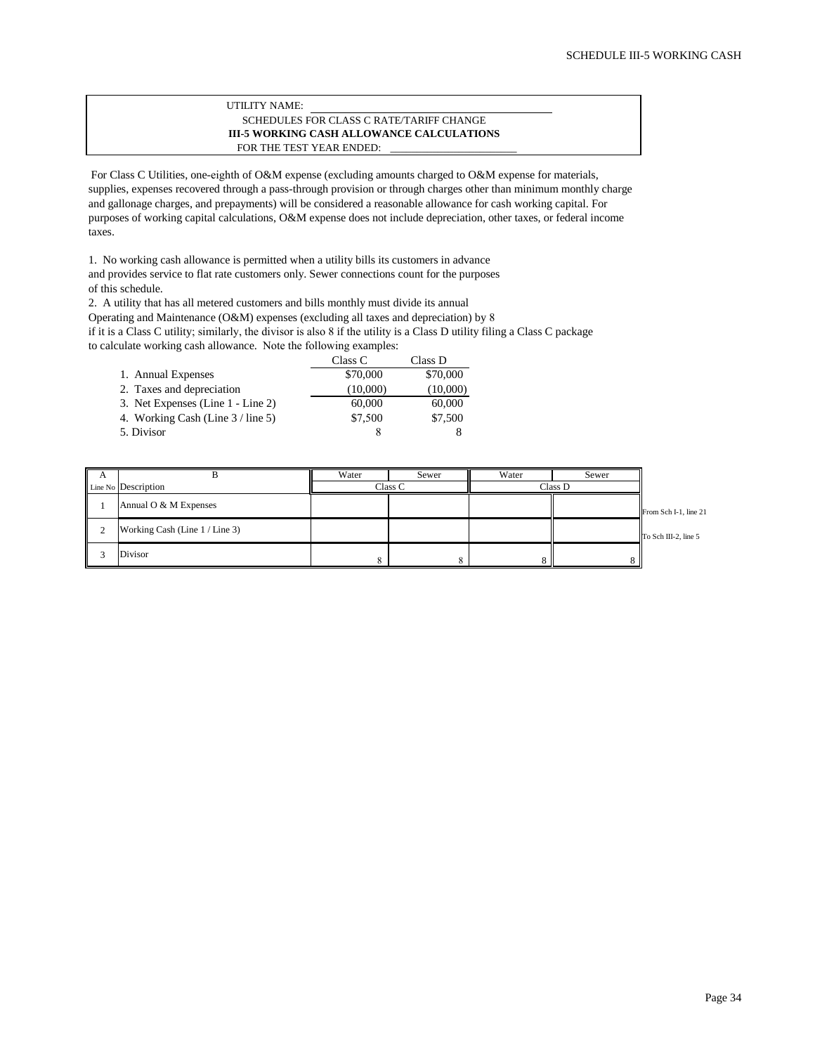UTILITY NAME: ______________________________

SCHEDULES FOR CLASS C RATE/TARIFF CHANGE

**III-5 WORKING CASH ALLOWANCE CALCULATIONS**

FOR THE TEST YEAR ENDED: ______________________

For Class C Utilities, one-eighth of O&M expense (excluding amounts charged to O&M expense for materials, supplies, expenses recovered through a pass-through provision or through charges other than minimum monthly charge and gallonage charges, and prepayments) will be considered a reasonable allowance for cash working capital. For purposes of working capital calculations, O&M expense does not include depreciation, other taxes, or federal income taxes.

1. No working cash allowance is permitted when a utility bills its customers in advance and provides service to flat rate customers only. Sewer connections count for the purposes of this schedule.
2. A utility that has all metered customers and bills monthly must divide its annual Operating and Maintenance (O&M) expenses (excluding all taxes and depreciation) by 8 if it is a Class C utility; similarly, the divisor is also 8 if the utility is a Class D utility filing a Class C package to calculate working cash allowance. Note the following examples:

| | Class C | Class D |
|---|---|---|
| 1. Annual Expenses | $70,000 | $70,000 |
| 2. Taxes and depreciation | (10,000) | (10,000) |
| 3. Net Expenses (Line 1 - Line 2) | 60,000 | 60,000 |
| 4. Working Cash (Line 3 / line 5) | $7,500 | $7,500 |
| 5. Divisor | 8 | 8 |

| A | B | Water | Sewer | Water | Sewer | |
|---|---|---|---|---|---|---|
| Line No | Description | Class C | | Class D | | |
| 1 | Annual O & M Expenses | | | | | From Sch I-1, line 21 |
| 2 | Working Cash (Line 1 / Line 3) | | | | | To Sch III-2, line 5 |
| 3 | Divisor | 8 | 8 | 8 | 8 | |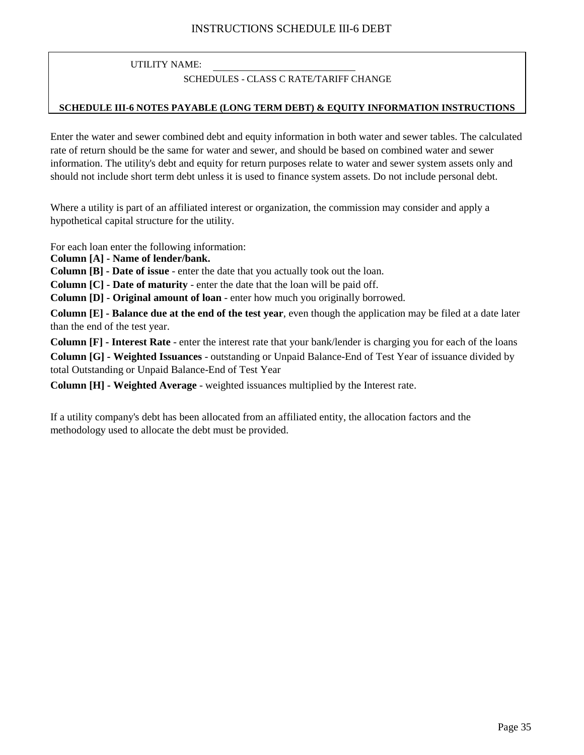# INSTRUCTIONS SCHEDULE III-6 DEBT

UTILITY NAME: ______________________________

SCHEDULES - CLASS C RATE/TARIFF CHANGE

**SCHEDULE III-6 NOTES PAYABLE (LONG TERM DEBT) & EQUITY INFORMATION INSTRUCTIONS**

Enter the water and sewer combined debt and equity information in both water and sewer tables. The calculated rate of return should be the same for water and sewer, and should be based on combined water and sewer information. The utility's debt and equity for return purposes relate to water and sewer system assets only and should not include short term debt unless it is used to finance system assets. Do not include personal debt.

Where a utility is part of an affiliated interest or organization, the commission may consider and apply a hypothetical capital structure for the utility.

For each loan enter the following information:

**Column [A] - Name of lender/bank.**

**Column [B] - Date of issue** - enter the date that you actually took out the loan.

**Column [C] - Date of maturity** - enter the date that the loan will be paid off.

**Column [D] - Original amount of loan** - enter how much you originally borrowed.

**Column [E] - Balance due at the end of the test year**, even though the application may be filed at a date later than the end of the test year.

**Column [F] - Interest Rate** - enter the interest rate that your bank/lender is charging you for each of the loans

**Column [G] - Weighted Issuances** - outstanding or Unpaid Balance-End of Test Year of issuance divided by total Outstanding or Unpaid Balance-End of Test Year

**Column [H] - Weighted Average** - weighted issuances multiplied by the Interest rate.

If a utility company's debt has been allocated from an affiliated entity, the allocation factors and the methodology used to allocate the debt must be provided.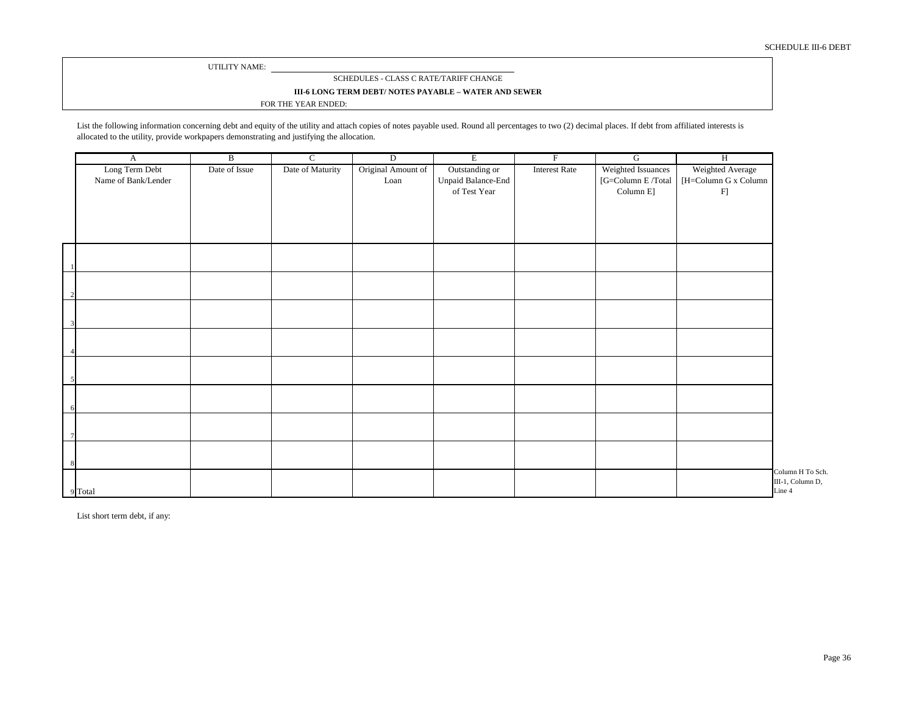SCHEDULE III-6 DEBT

UTILITY NAME: ______________________________

SCHEDULES - CLASS C RATE/TARIFF CHANGE

**III-6 LONG TERM DEBT/ NOTES PAYABLE – WATER AND SEWER**

FOR THE YEAR ENDED:

List the following information concerning debt and equity of the utility and attach copies of notes payable used. Round all percentages to two (2) decimal places. If debt from affiliated interests is allocated to the utility, provide workpapers demonstrating and justifying the allocation.

| | A | B | C | D | E | F | G | H |
|---|---|---|---|---|---|---|---|---|
| | Long Term Debt Name of Bank/Lender | Date of Issue | Date of Maturity | Original Amount of Loan | Outstanding or Unpaid Balance-End of Test Year | Interest Rate | Weighted Issuances [G=Column E /Total Column E] | Weighted Average [H=Column G x Column F] |
| 1 | | | | | | | | |
| 2 | | | | | | | | |
| 3 | | | | | | | | |
| 4 | | | | | | | | |
| 5 | | | | | | | | |
| 6 | | | | | | | | |
| 7 | | | | | | | | |
| 8 | | | | | | | | |
| 9 | Total | | | | | | | |

Column H To Sch. III-1, Column D, Line 4

List short term debt, if any: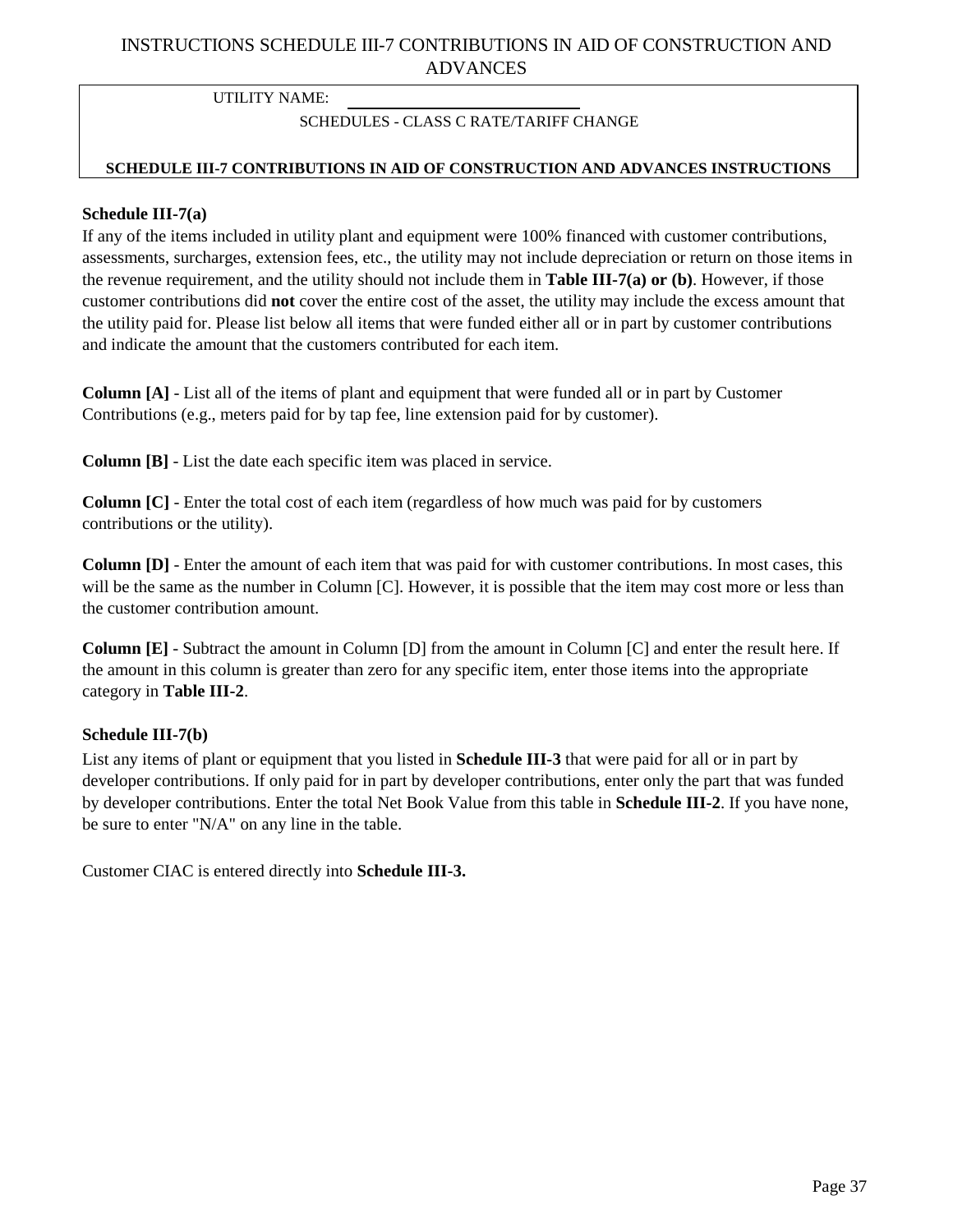# INSTRUCTIONS SCHEDULE III-7 CONTRIBUTIONS IN AID OF CONSTRUCTION AND ADVANCES

UTILITY NAME: ______________________________

SCHEDULES - CLASS C RATE/TARIFF CHANGE

**SCHEDULE III-7 CONTRIBUTIONS IN AID OF CONSTRUCTION AND ADVANCES INSTRUCTIONS**

### Schedule III-7(a)

If any of the items included in utility plant and equipment were 100% financed with customer contributions, assessments, surcharges, extension fees, etc., the utility may not include depreciation or return on those items in the revenue requirement, and the utility should not include them in **Table III-7(a) or (b)**. However, if those customer contributions did **not** cover the entire cost of the asset, the utility may include the excess amount that the utility paid for. Please list below all items that were funded either all or in part by customer contributions and indicate the amount that the customers contributed for each item.

**Column [A]** - List all of the items of plant and equipment that were funded all or in part by Customer Contributions (e.g., meters paid for by tap fee, line extension paid for by customer).

**Column [B]** - List the date each specific item was placed in service.

**Column [C]** - Enter the total cost of each item (regardless of how much was paid for by customers contributions or the utility).

**Column [D]** - Enter the amount of each item that was paid for with customer contributions. In most cases, this will be the same as the number in Column [C]. However, it is possible that the item may cost more or less than the customer contribution amount.

**Column [E]** - Subtract the amount in Column [D] from the amount in Column [C] and enter the result here. If the amount in this column is greater than zero for any specific item, enter those items into the appropriate category in **Table III-2**.

### Schedule III-7(b)

List any items of plant or equipment that you listed in **Schedule III-3** that were paid for all or in part by developer contributions. If only paid for in part by developer contributions, enter only the part that was funded by developer contributions. Enter the total Net Book Value from this table in **Schedule III-2**. If you have none, be sure to enter "N/A" on any line in the table.

Customer CIAC is entered directly into **Schedule III-3.**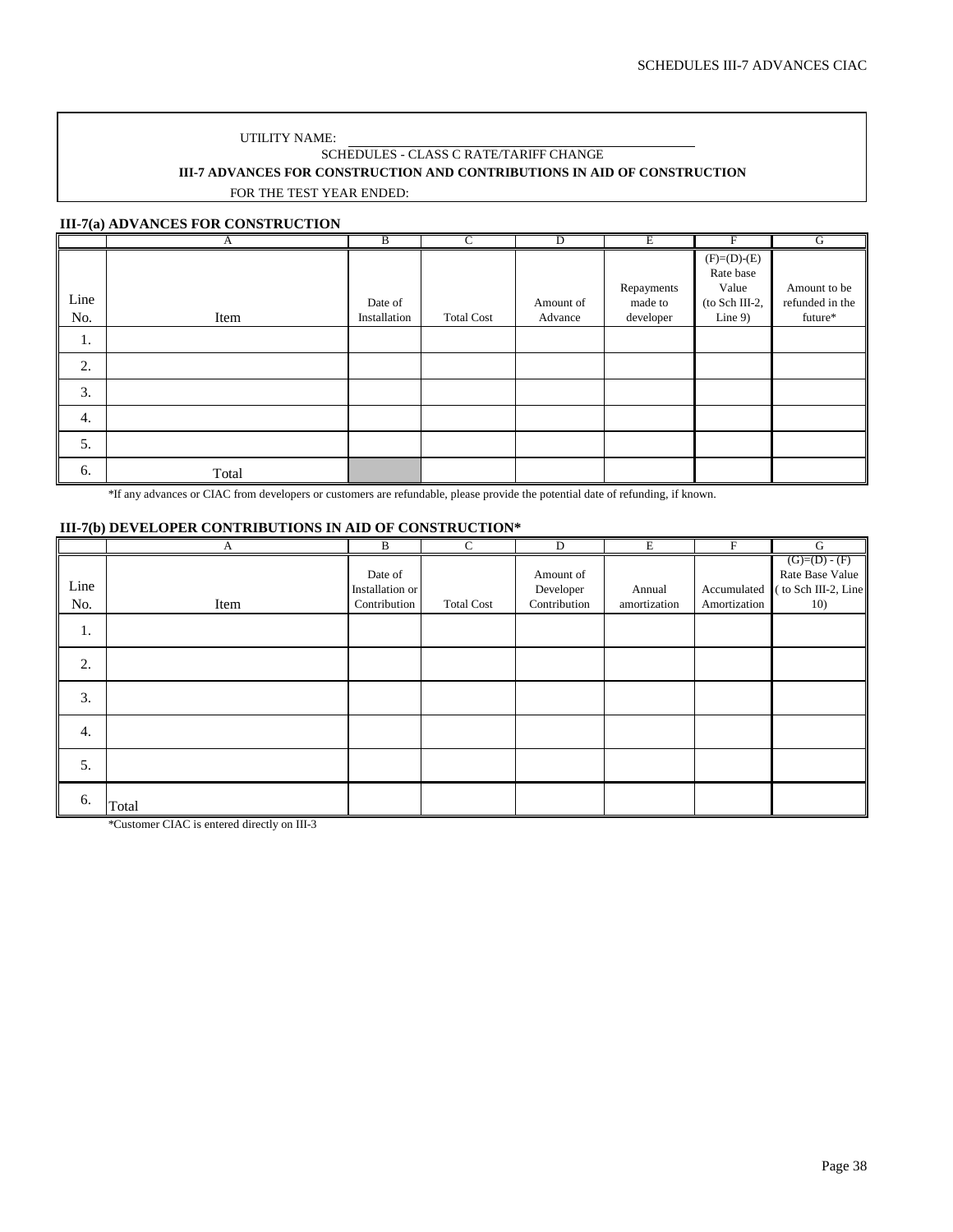UTILITY NAME: ____________________

SCHEDULES - CLASS C RATE/TARIFF CHANGE

**III-7 ADVANCES FOR CONSTRUCTION AND CONTRIBUTIONS IN AID OF CONSTRUCTION**

FOR THE TEST YEAR ENDED:

### III-7(a) ADVANCES FOR CONSTRUCTION

| | A | B | C | D | E | F | G |
|---|---|---|---|---|---|---|---|
| Line No. | Item | Date of Installation | Total Cost | Amount of Advance | Repayments made to developer | (F)=(D)-(E) Rate base Value (to Sch III-2, Line 9) | Amount to be refunded in the future* |
| 1. | | | | | | | |
| 2. | | | | | | | |
| 3. | | | | | | | |
| 4. | | | | | | | |
| 5. | | | | | | | |
| 6. | Total | | | | | | |

*If any advances or CIAC from developers or customers are refundable, please provide the potential date of refunding, if known.

### III-7(b) DEVELOPER CONTRIBUTIONS IN AID OF CONSTRUCTION*

| | A | B | C | D | E | F | G |
|---|---|---|---|---|---|---|---|
| Line No. | Item | Date of Installation or Contribution | Total Cost | Amount of Developer Contribution | Annual amortization | Accumulated Amortization | (G)=(D) - (F) Rate Base Value ( to Sch III-2, Line 10) |
| 1. | | | | | | | |
| 2. | | | | | | | |
| 3. | | | | | | | |
| 4. | | | | | | | |
| 5. | | | | | | | |
| 6. | Total | | | | | | |

*Customer CIAC is entered directly on III-3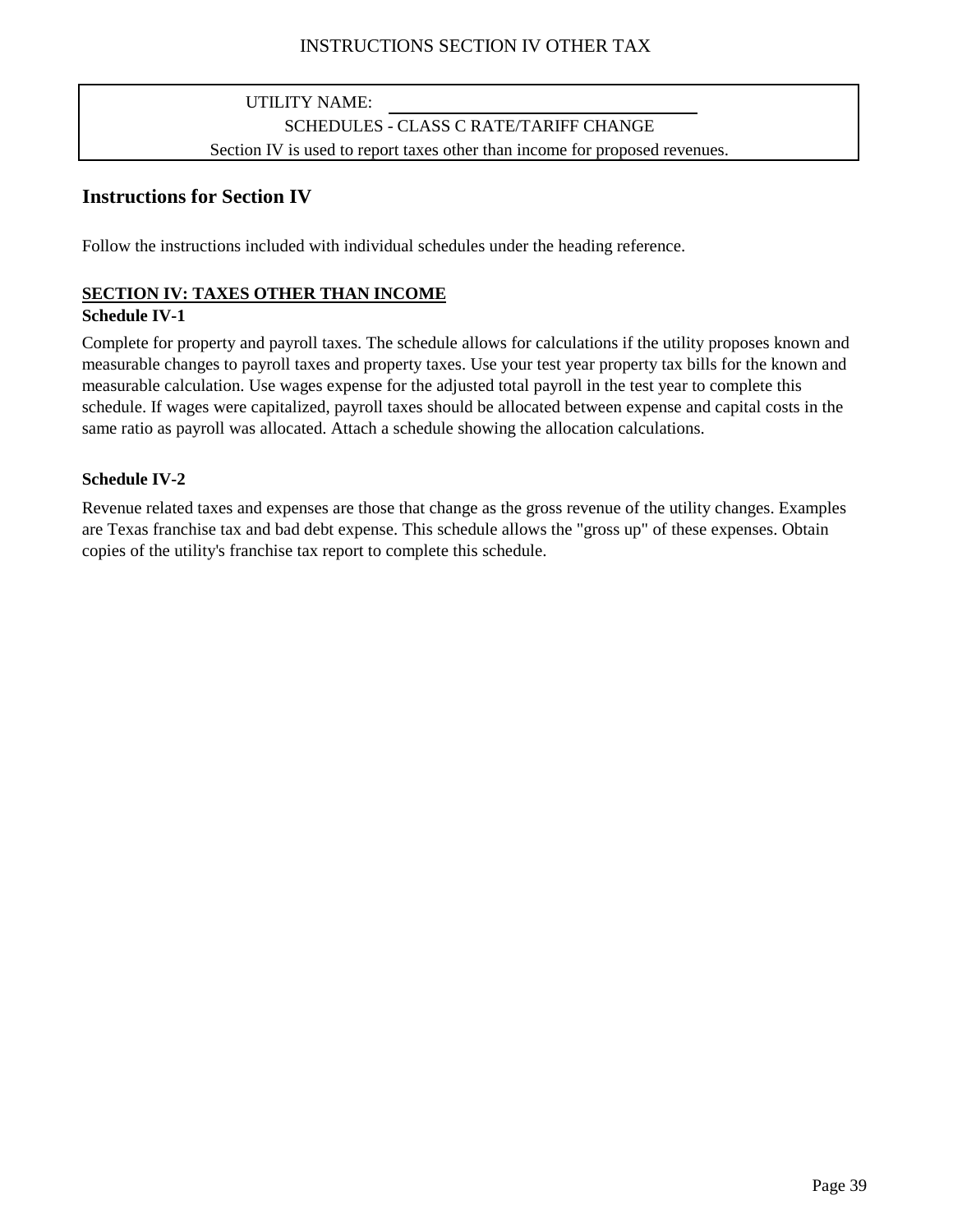INSTRUCTIONS SECTION IV OTHER TAX

UTILITY NAME: ____________________

SCHEDULES - CLASS C RATE/TARIFF CHANGE

Section IV is used to report taxes other than income for proposed revenues.

## Instructions for Section IV

Follow the instructions included with individual schedules under the heading reference.

**SECTION IV: TAXES OTHER THAN INCOME**

**Schedule IV-1**

Complete for property and payroll taxes. The schedule allows for calculations if the utility proposes known and measurable changes to payroll taxes and property taxes. Use your test year property tax bills for the known and measurable calculation. Use wages expense for the adjusted total payroll in the test year to complete this schedule. If wages were capitalized, payroll taxes should be allocated between expense and capital costs in the same ratio as payroll was allocated. Attach a schedule showing the allocation calculations.

**Schedule IV-2**

Revenue related taxes and expenses are those that change as the gross revenue of the utility changes. Examples are Texas franchise tax and bad debt expense. This schedule allows the "gross up" of these expenses. Obtain copies of the utility's franchise tax report to complete this schedule.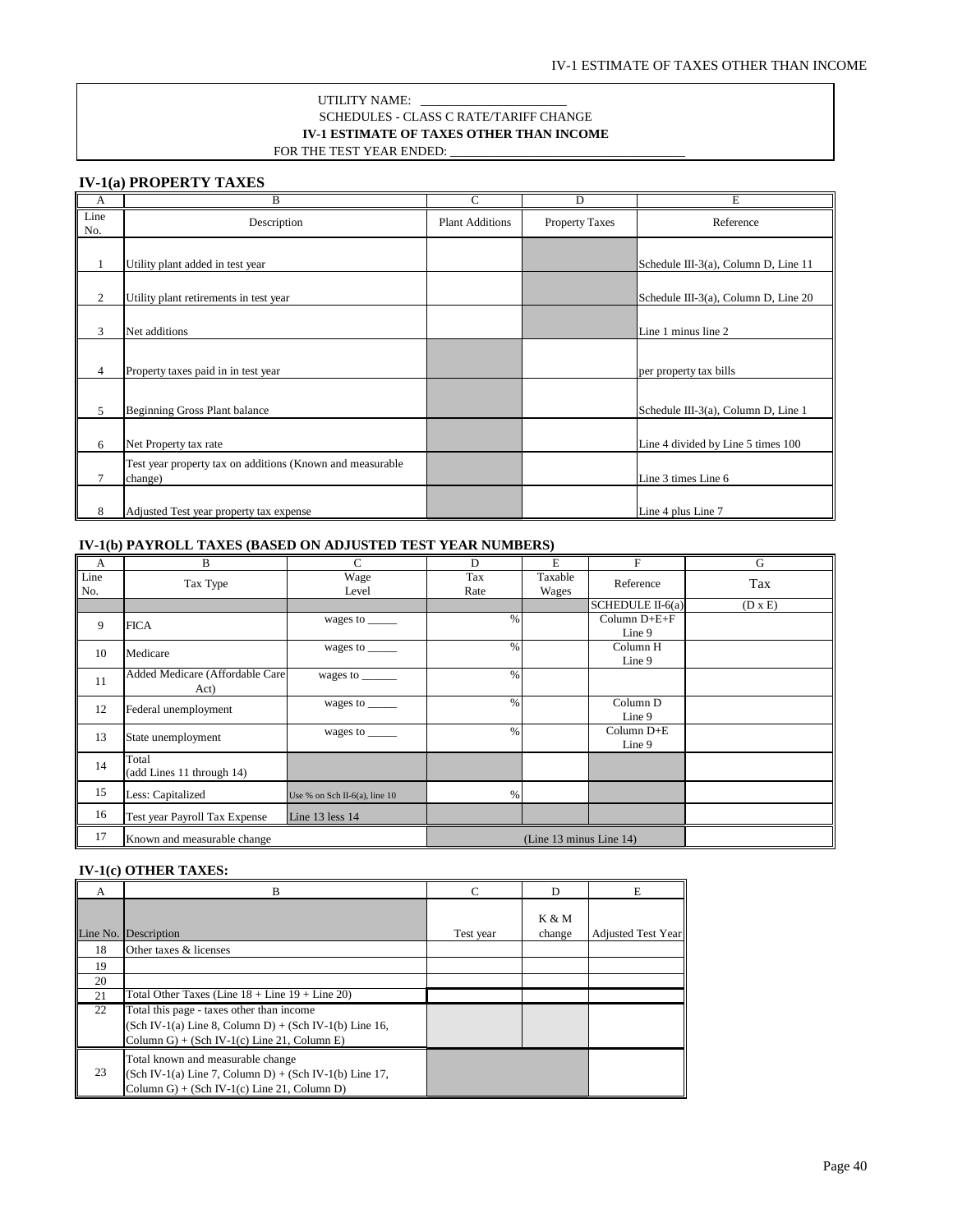UTILITY NAME: ________________________

SCHEDULES - CLASS C RATE/TARIFF CHANGE

**IV-1 ESTIMATE OF TAXES OTHER THAN INCOME**

FOR THE TEST YEAR ENDED: ____________________________________

### IV-1(a) PROPERTY TAXES

| A | B | C | D | E |
|---|---|---|---|---|
| Line No. | Description | Plant Additions | Property Taxes | Reference |
| 1 | Utility plant added in test year | | | Schedule III-3(a), Column D, Line 11 |
| 2 | Utility plant retirements in test year | | | Schedule III-3(a), Column D, Line 20 |
| 3 | Net additions | | | Line 1 minus line 2 |
| 4 | Property taxes paid in in test year | | | per property tax bills |
| 5 | Beginning Gross Plant balance | | | Schedule III-3(a), Column D, Line 1 |
| 6 | Net Property tax rate | | | Line 4 divided by Line 5 times 100 |
| 7 | Test year property tax on additions (Known and measurable change) | | | Line 3 times Line 6 |
| 8 | Adjusted Test year property tax expense | | | Line 4 plus Line 7 |

### IV-1(b) PAYROLL TAXES (BASED ON ADJUSTED TEST YEAR NUMBERS)

| A | B | C | D | E | F | G |
|---|---|---|---|---|---|---|
| Line No. | Tax Type | Wage Level | Tax Rate | Taxable Wages | Reference | Tax |
| | | | | | SCHEDULE II-6(a) | (D x E) |
| 9 | FICA | wages to _____ | % | | Column D+E+F Line 9 | |
| 10 | Medicare | wages to _____ | % | | Column H Line 9 | |
| 11 | Added Medicare (Affordable Care Act) | wages to ______ | % | | | |
| 12 | Federal unemployment | wages to _____ | % | | Column D Line 9 | |
| 13 | State unemployment | wages to _____ | % | | Column D+E Line 9 | |
| 14 | Total (add Lines 11 through 14) | | | | | |
| 15 | Less: Capitalized | Use % on Sch II-6(a), line 10 | % | | | |
| 16 | Test year Payroll Tax Expense | Line 13 less 14 | | | | |
| 17 | Known and measurable change | | (Line 13 minus Line 14) | | | |

### IV-1(c) OTHER TAXES:

| A | B | C | D | E |
|---|---|---|---|---|
| Line No. | Description | Test year | K & M change | Adjusted Test Year |
| 18 | Other taxes & licenses | | | |
| 19 | | | | |
| 20 | | | | |
| 21 | Total Other Taxes (Line 18 + Line 19 + Line 20) | | | |
| 22 | Total this page - taxes other than income (Sch IV-1(a) Line 8, Column D) + (Sch IV-1(b) Line 16, Column G) + (Sch IV-1(c) Line 21, Column E) | | | |
| 23 | Total known and measurable change (Sch IV-1(a) Line 7, Column D) + (Sch IV-1(b) Line 17, Column G) + (Sch IV-1(c) Line 21, Column D) | | | |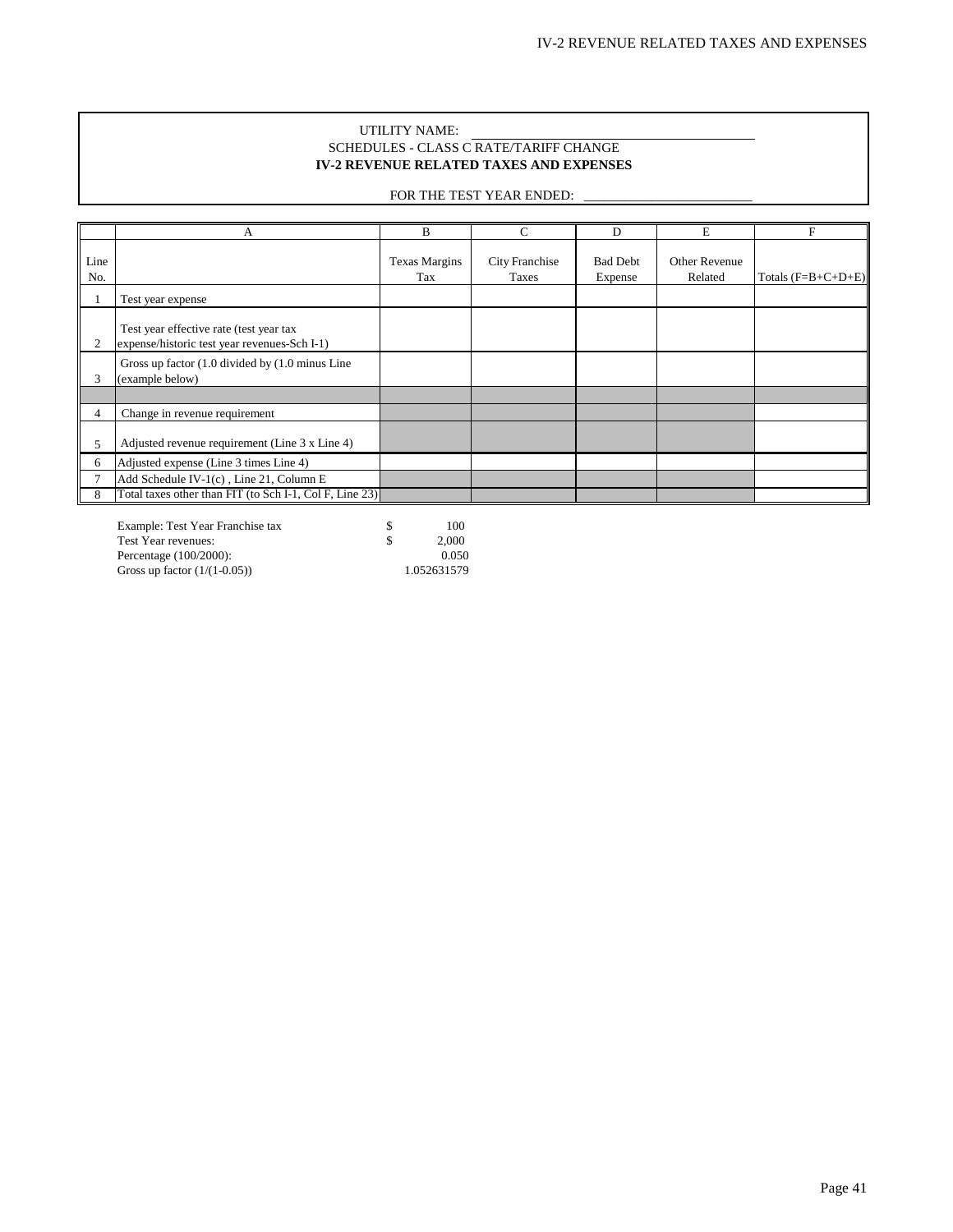UTILITY NAME: ________________________________________

SCHEDULES - CLASS C RATE/TARIFF CHANGE

**IV-2 REVENUE RELATED TAXES AND EXPENSES**

FOR THE TEST YEAR ENDED: ________________________

| | A | B | C | D | E | F |
|---|---|---|---|---|---|---|
| Line No. | | Texas Margins Tax | City Franchise Taxes | Bad Debt Expense | Other Revenue Related | Totals (F=B+C+D+E) |
| 1 | Test year expense | | | | | |
| 2 | Test year effective rate (test year tax expense/historic test year revenues-Sch I-1) | | | | | |
| 3 | Gross up factor (1.0 divided by (1.0 minus Line (example below) | | | | | |
| | | | | | | |
| 4 | Change in revenue requirement | | | | | |
| 5 | Adjusted revenue requirement (Line 3 x Line 4) | | | | | |
| 6 | Adjusted expense (Line 3 times Line 4) | | | | | |
| 7 | Add Schedule IV-1(c) , Line 21, Column E | | | | | |
| 8 | Total taxes other than FIT (to Sch I-1, Col F, Line 23) | | | | | |

| | | |
|---|---|---|
| Example: Test Year Franchise tax | $ | 100 |
| Test Year revenues: | $ | 2,000 |
| Percentage (100/2000): | | 0.050 |
| Gross up factor (1/(1-0.05)) | | 1.052631579 |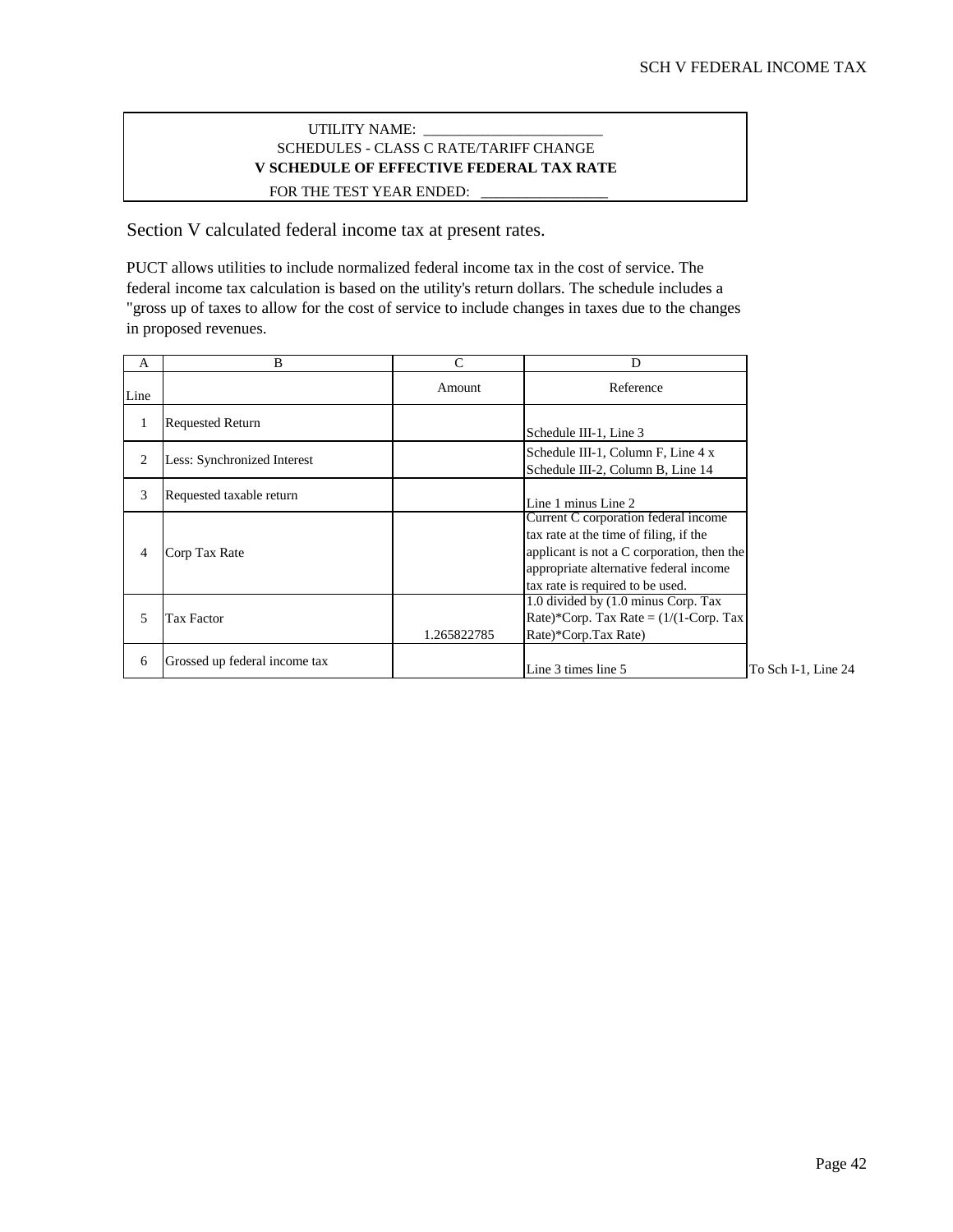SCH V FEDERAL INCOME TAX

UTILITY NAME: ________________________

SCHEDULES - CLASS C RATE/TARIFF CHANGE

**V SCHEDULE OF EFFECTIVE FEDERAL TAX RATE**

FOR THE TEST YEAR ENDED: _________________

Section V calculated federal income tax at present rates.

PUCT allows utilities to include normalized federal income tax in the cost of service. The federal income tax calculation is based on the utility's return dollars. The schedule includes a "gross up of taxes to allow for the cost of service to include changes in taxes due to the changes in proposed revenues.

| A | B | C | D | |
|---|---|---|---|---|
| Line | | Amount | Reference | |
| 1 | Requested Return | | Schedule III-1, Line 3 | |
| 2 | Less: Synchronized Interest | | Schedule III-1, Column F, Line 4 x Schedule III-2, Column B, Line 14 | |
| 3 | Requested taxable return | | Line 1 minus Line 2 | |
| 4 | Corp Tax Rate | | Current C corporation federal income tax rate at the time of filing, if the applicant is not a C corporation, then the appropriate alternative federal income tax rate is required to be used. | |
| 5 | Tax Factor | 1.265822785 | 1.0 divided by (1.0 minus Corp. Tax Rate)*Corp. Tax Rate = (1/(1-Corp. Tax Rate)*Corp.Tax Rate) | |
| 6 | Grossed up federal income tax | | Line 3 times line 5 | To Sch I-1, Line 24 |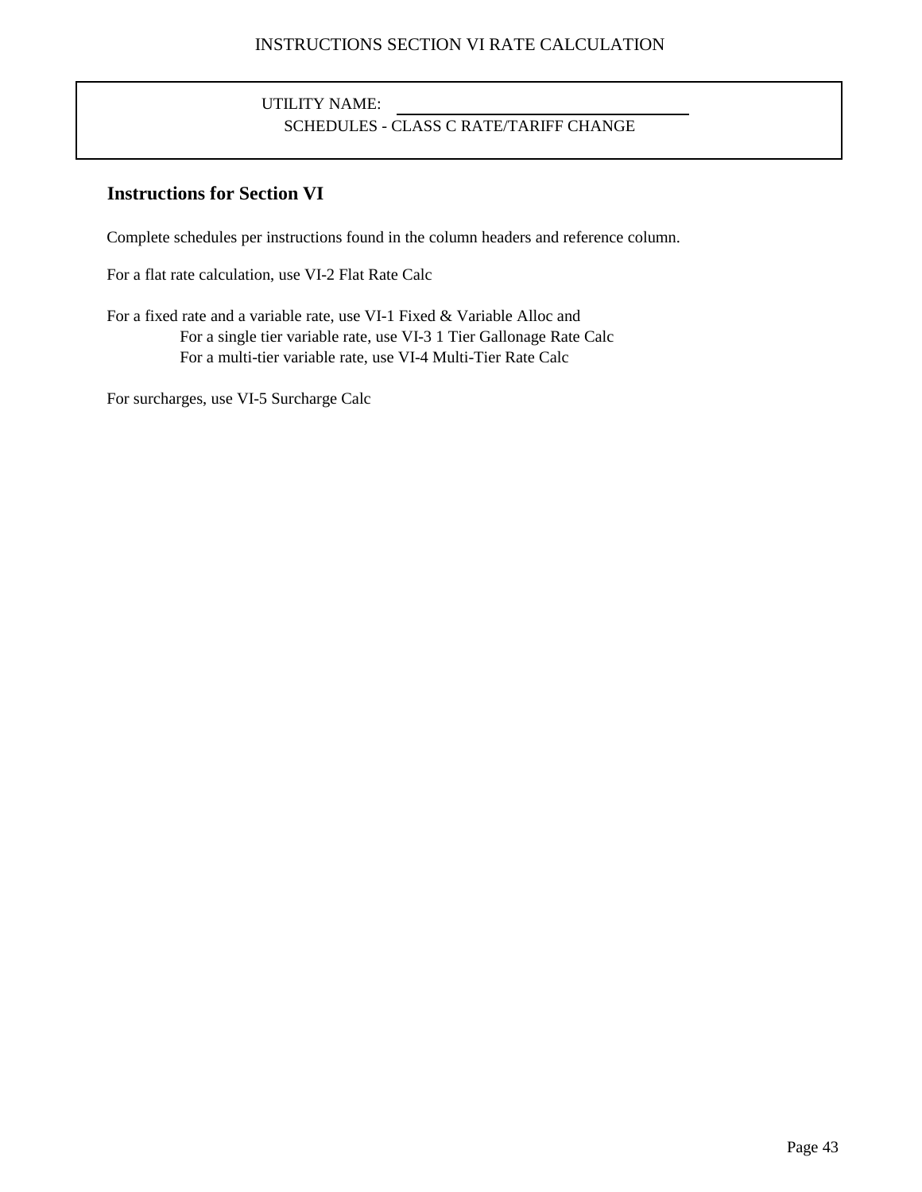INSTRUCTIONS SECTION VI RATE CALCULATION

UTILITY NAME: \_\_\_\_\_\_\_\_\_\_\_\_\_\_\_\_\_\_\_\_\_\_\_\_\_\_\_\_\_\_

SCHEDULES - CLASS C RATE/TARIFF CHANGE

## Instructions for Section VI

Complete schedules per instructions found in the column headers and reference column.

For a flat rate calculation, use VI-2 Flat Rate Calc

For a fixed rate and a variable rate, use VI-1 Fixed & Variable Alloc and

- For a single tier variable rate, use VI-3 1 Tier Gallonage Rate Calc
- For a multi-tier variable rate, use VI-4 Multi-Tier Rate Calc

For surcharges, use VI-5 Surcharge Calc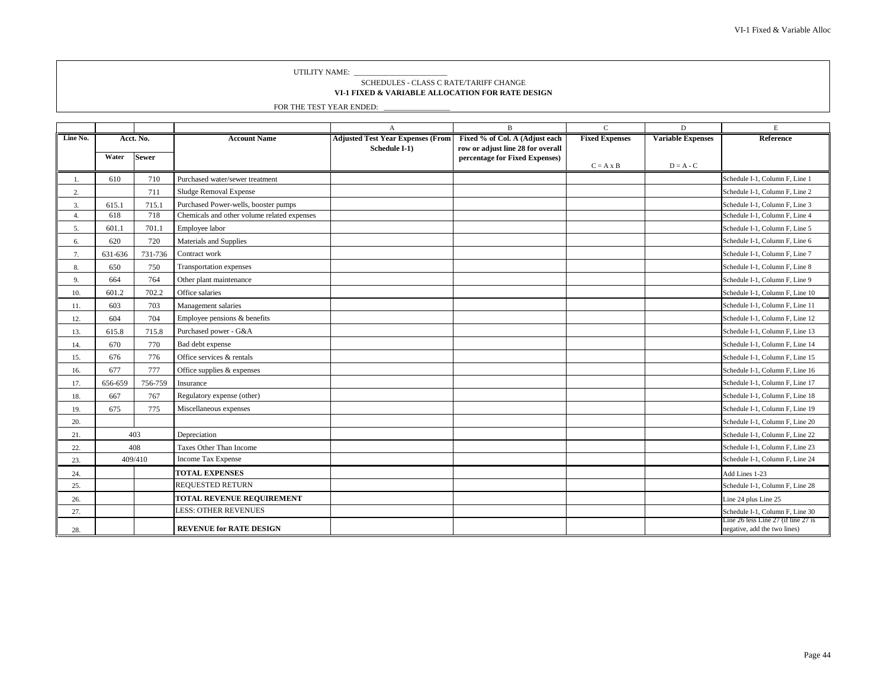UTILITY NAME: ________________________

SCHEDULES - CLASS C RATE/TARIFF CHANGE

**VI-1 FIXED & VARIABLE ALLOCATION FOR RATE DESIGN**

FOR THE TEST YEAR ENDED: ________________

| | | | | A | B | C | D | E |
|---|---|---|---|---|---|---|---|---|
| **Line No.** | **Acct. No.** | | **Account Name** | **Adjusted Test Year Expenses (From Schedule I-1)** | **Fixed % of Col. A (Adjust each row or adjust line 28 for overall percentage for Fixed Expenses)** | **Fixed Expenses** | **Variable Expenses** | **Reference** |
| | **Water** | **Sewer** | | | | C = A x B | D = A - C | |
| 1. | 610 | 710 | Purchased water/sewer treatment | | | | | Schedule I-1, Column F, Line 1 |
| 2. | | 711 | Sludge Removal Expense | | | | | Schedule I-1, Column F, Line 2 |
| 3. | 615.1 | 715.1 | Purchased Power-wells, booster pumps | | | | | Schedule I-1, Column F, Line 3 |
| 4. | 618 | 718 | Chemicals and other volume related expenses | | | | | Schedule I-1, Column F, Line 4 |
| 5. | 601.1 | 701.1 | Employee labor | | | | | Schedule I-1, Column F, Line 5 |
| 6. | 620 | 720 | Materials and Supplies | | | | | Schedule I-1, Column F, Line 6 |
| 7. | 631-636 | 731-736 | Contract work | | | | | Schedule I-1, Column F, Line 7 |
| 8. | 650 | 750 | Transportation expenses | | | | | Schedule I-1, Column F, Line 8 |
| 9. | 664 | 764 | Other plant maintenance | | | | | Schedule I-1, Column F, Line 9 |
| 10. | 601.2 | 702.2 | Office salaries | | | | | Schedule I-1, Column F, Line 10 |
| 11. | 603 | 703 | Management salaries | | | | | Schedule I-1, Column F, Line 11 |
| 12. | 604 | 704 | Employee pensions & benefits | | | | | Schedule I-1, Column F, Line 12 |
| 13. | 615.8 | 715.8 | Purchased power - G&A | | | | | Schedule I-1, Column F, Line 13 |
| 14. | 670 | 770 | Bad debt expense | | | | | Schedule I-1, Column F, Line 14 |
| 15. | 676 | 776 | Office services & rentals | | | | | Schedule I-1, Column F, Line 15 |
| 16. | 677 | 777 | Office supplies & expenses | | | | | Schedule I-1, Column F, Line 16 |
| 17. | 656-659 | 756-759 | Insurance | | | | | Schedule I-1, Column F, Line 17 |
| 18. | 667 | 767 | Regulatory expense (other) | | | | | Schedule I-1, Column F, Line 18 |
| 19. | 675 | 775 | Miscellaneous expenses | | | | | Schedule I-1, Column F, Line 19 |
| 20. | | | | | | | | Schedule I-1, Column F, Line 20 |
| 21. | 403 | | Depreciation | | | | | Schedule I-1, Column F, Line 22 |
| 22. | 408 | | Taxes Other Than Income | | | | | Schedule I-1, Column F, Line 23 |
| 23. | 409/410 | | Income Tax Expense | | | | | Schedule I-1, Column F, Line 24 |
| 24. | | | **TOTAL EXPENSES** | | | | | Add Lines 1-23 |
| 25. | | | REQUESTED RETURN | | | | | Schedule I-1, Column F, Line 28 |
| 26. | | | **TOTAL REVENUE REQUIREMENT** | | | | | Line 24 plus Line 25 |
| 27. | | | LESS: OTHER REVENUES | | | | | Schedule I-1, Column F, Line 30 |
| 28. | | | **REVENUE for RATE DESIGN** | | | | | Line 26 less Line 27 (if line 27 is negative, add the two lines) |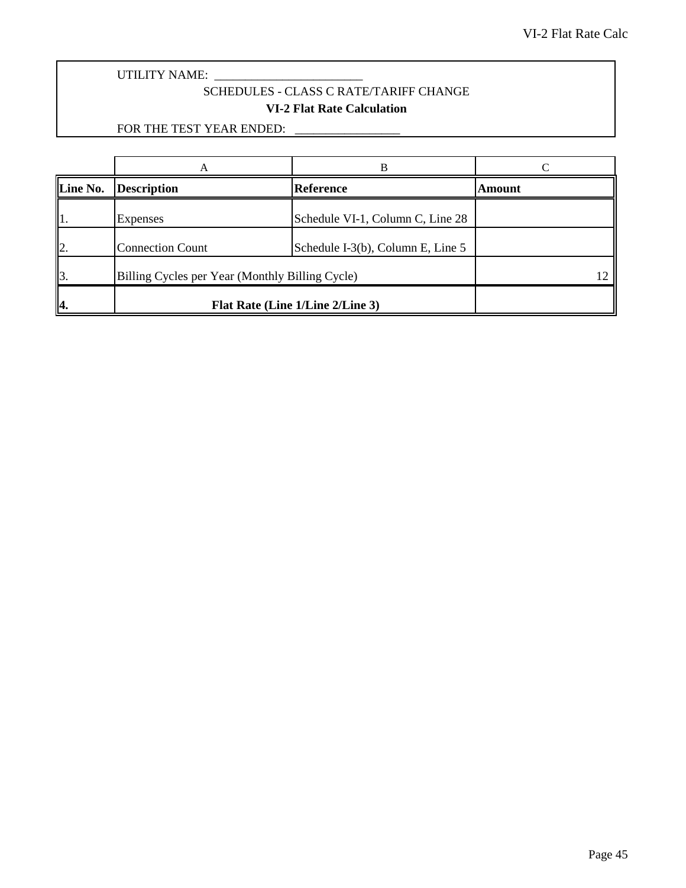UTILITY NAME: ________________________

SCHEDULES - CLASS C RATE/TARIFF CHANGE

**VI-2 Flat Rate Calculation**

FOR THE TEST YEAR ENDED: _________________

| | A | B | C |
|---|---|---|---|
| **Line No.** | **Description** | **Reference** | **Amount** |
| 1. | Expenses | Schedule VI-1, Column C, Line 28 | |
| 2. | Connection Count | Schedule I-3(b), Column E, Line 5 | |
| 3. | Billing Cycles per Year (Monthly Billing Cycle) | | 12 |
| **4.** | **Flat Rate (Line 1/Line 2/Line 3)** | | |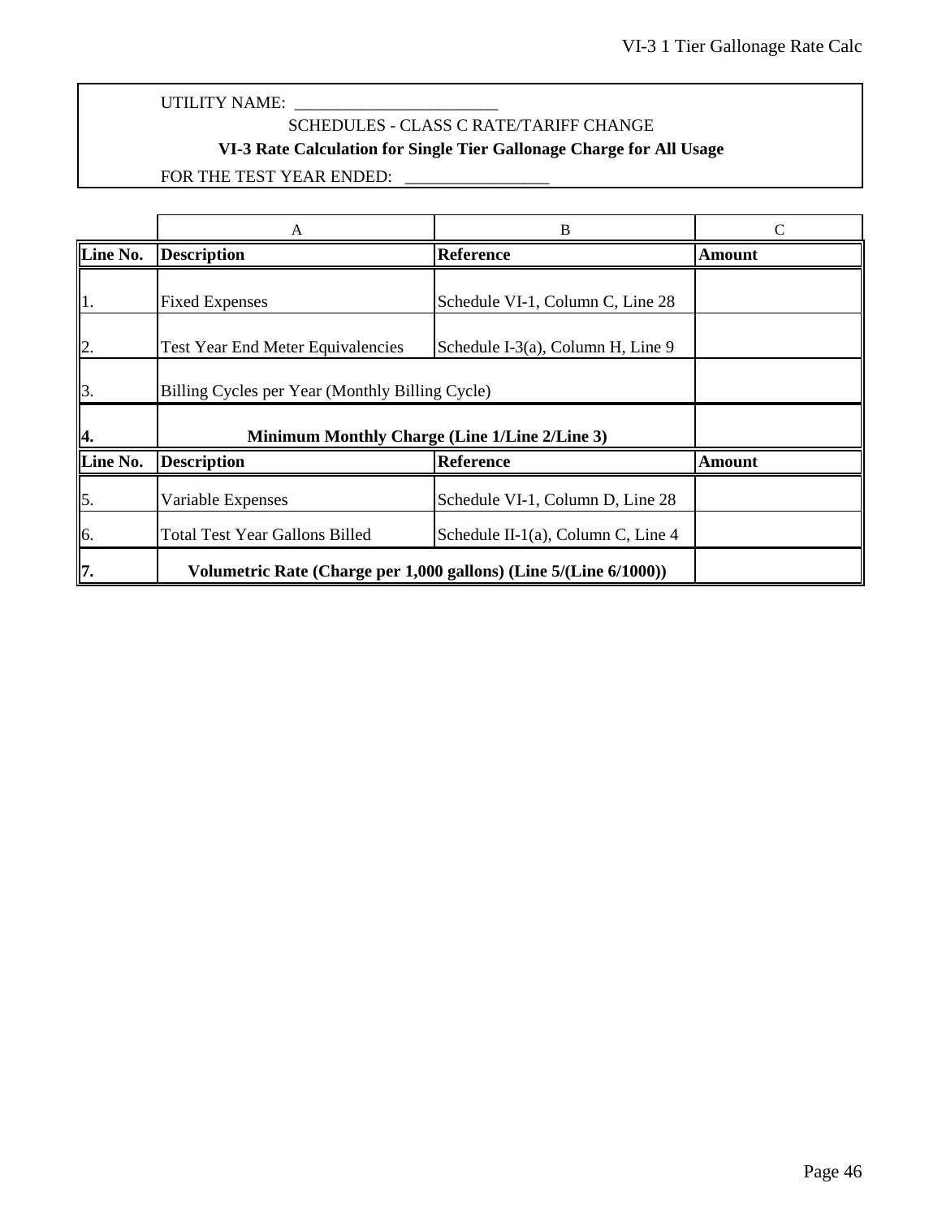UTILITY NAME: ________________________

SCHEDULES - CLASS C RATE/TARIFF CHANGE

**VI-3 Rate Calculation for Single Tier Gallonage Charge for All Usage**

FOR THE TEST YEAR ENDED: _________________

| | A | B | C |
|---|---|---|---|
| **Line No.** | **Description** | **Reference** | **Amount** |
| 1. | Fixed Expenses | Schedule VI-1, Column C, Line 28 | |
| 2. | Test Year End Meter Equivalencies | Schedule I-3(a), Column H, Line 9 | |
| 3. | Billing Cycles per Year (Monthly Billing Cycle) | | |
| **4.** | **Minimum Monthly Charge (Line 1/Line 2/Line 3)** | | |
| **Line No.** | **Description** | **Reference** | **Amount** |
| 5. | Variable Expenses | Schedule VI-1, Column D, Line 28 | |
| 6. | Total Test Year Gallons Billed | Schedule II-1(a), Column C, Line 4 | |
| **7.** | **Volumetric Rate (Charge per 1,000 gallons) (Line 5/(Line 6/1000))** | | |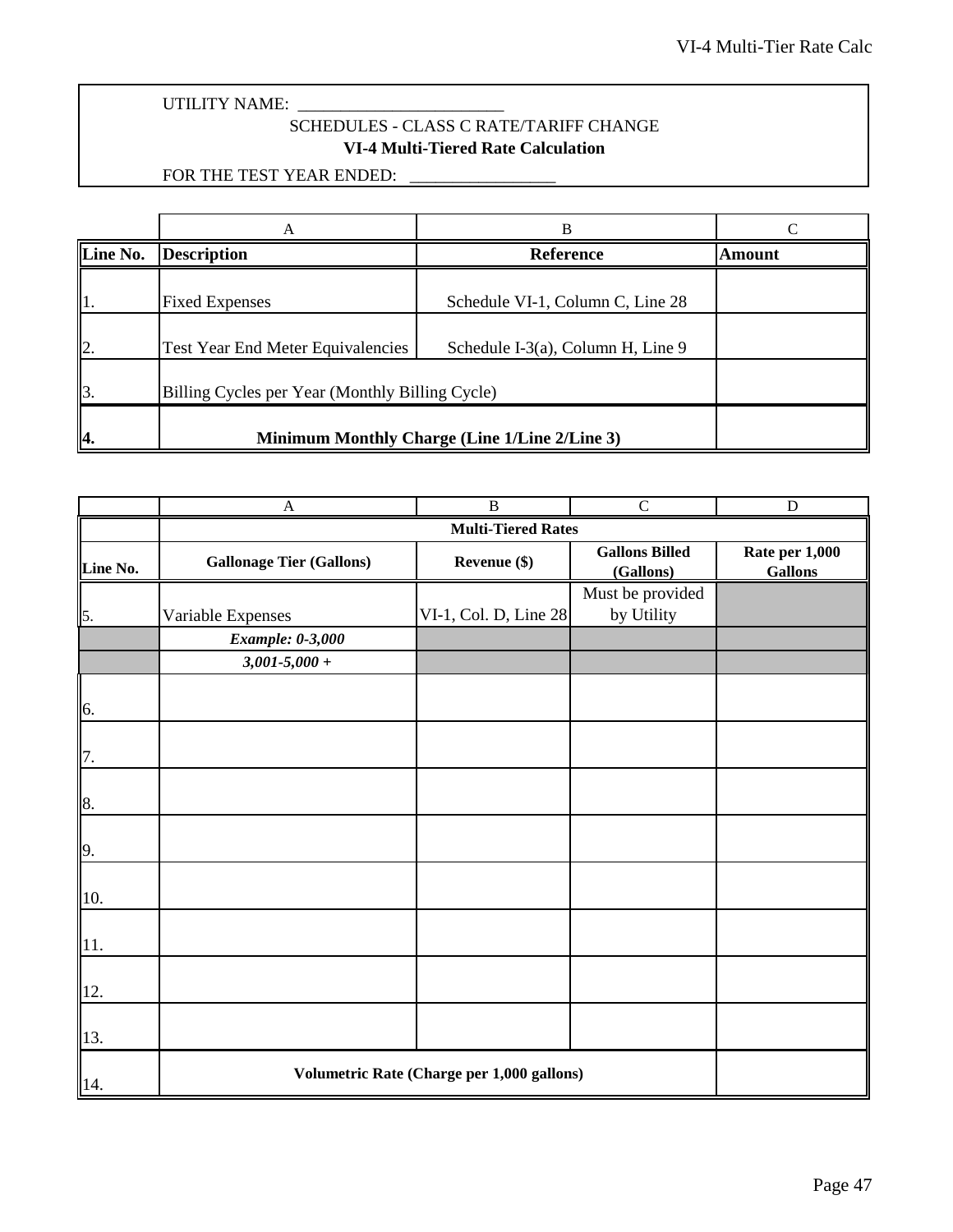UTILITY NAME: ________________________

SCHEDULES - CLASS C RATE/TARIFF CHANGE

**VI-4 Multi-Tiered Rate Calculation**

FOR THE TEST YEAR ENDED: _________________

| | A | B | C |
|---|---|---|---|
| **Line No.** | **Description** | **Reference** | **Amount** |
| 1. | Fixed Expenses | Schedule VI-1, Column C, Line 28 | |
| 2. | Test Year End Meter Equivalencies | Schedule I-3(a), Column H, Line 9 | |
| 3. | Billing Cycles per Year (Monthly Billing Cycle) | | |
| **4.** | **Minimum Monthly Charge (Line 1/Line 2/Line 3)** | | |

| | A | B | C | D |
|---|---|---|---|---|
| | **Multi-Tiered Rates** | | | |
| **Line No.** | **Gallonage Tier (Gallons)** | **Revenue ($)** | **Gallons Billed (Gallons)** | **Rate per 1,000 Gallons** |
| 5. | Variable Expenses | VI-1, Col. D, Line 28 | Must be provided by Utility | |
| | ***Example: 0-3,000*** | | | |
| | ***3,001-5,000 +*** | | | |
| 6. | | | | |
| 7. | | | | |
| 8. | | | | |
| 9. | | | | |
| 10. | | | | |
| 11. | | | | |
| 12. | | | | |
| 13. | | | | |
| 14. | **Volumetric Rate (Charge per 1,000 gallons)** | | | |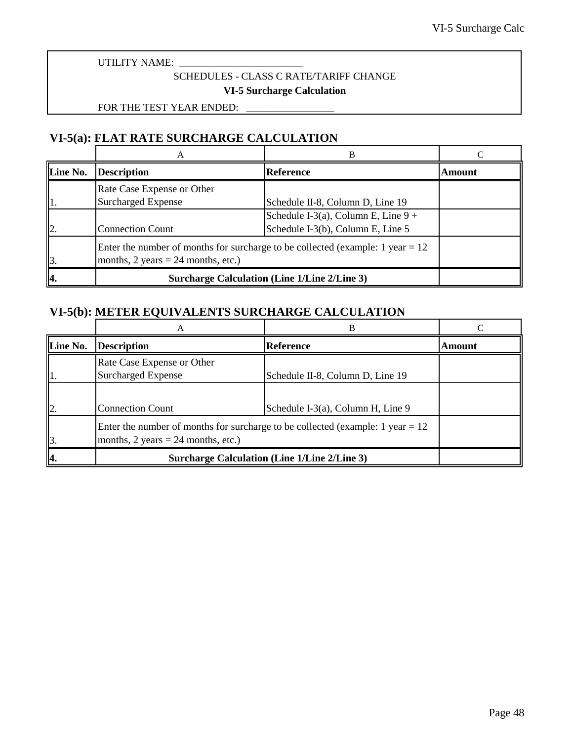UTILITY NAME: ________________________

SCHEDULES - CLASS C RATE/TARIFF CHANGE

**VI-5 Surcharge Calculation**

FOR THE TEST YEAR ENDED: _________________

## VI-5(a): FLAT RATE SURCHARGE CALCULATION

| | A | B | C |
|---|---|---|---|
| **Line No.** | **Description** | **Reference** | **Amount** |
| 1. | Rate Case Expense or Other Surcharged Expense | Schedule II-8, Column D, Line 19 | |
| 2. | Connection Count | Schedule I-3(a), Column E, Line 9 + Schedule I-3(b), Column E, Line 5 | |
| 3. | Enter the number of months for surcharge to be collected (example: 1 year = 12 months, 2 years = 24 months, etc.) | | |
| **4.** | **Surcharge Calculation (Line 1/Line 2/Line 3)** | | |

## VI-5(b): METER EQUIVALENTS SURCHARGE CALCULATION

| | A | B | C |
|---|---|---|---|
| **Line No.** | **Description** | **Reference** | **Amount** |
| 1. | Rate Case Expense or Other Surcharged Expense | Schedule II-8, Column D, Line 19 | |
| 2. | Connection Count | Schedule I-3(a), Column H, Line 9 | |
| 3. | Enter the number of months for surcharge to be collected (example: 1 year = 12 months, 2 years = 24 months, etc.) | | |
| **4.** | **Surcharge Calculation (Line 1/Line 2/Line 3)** | | |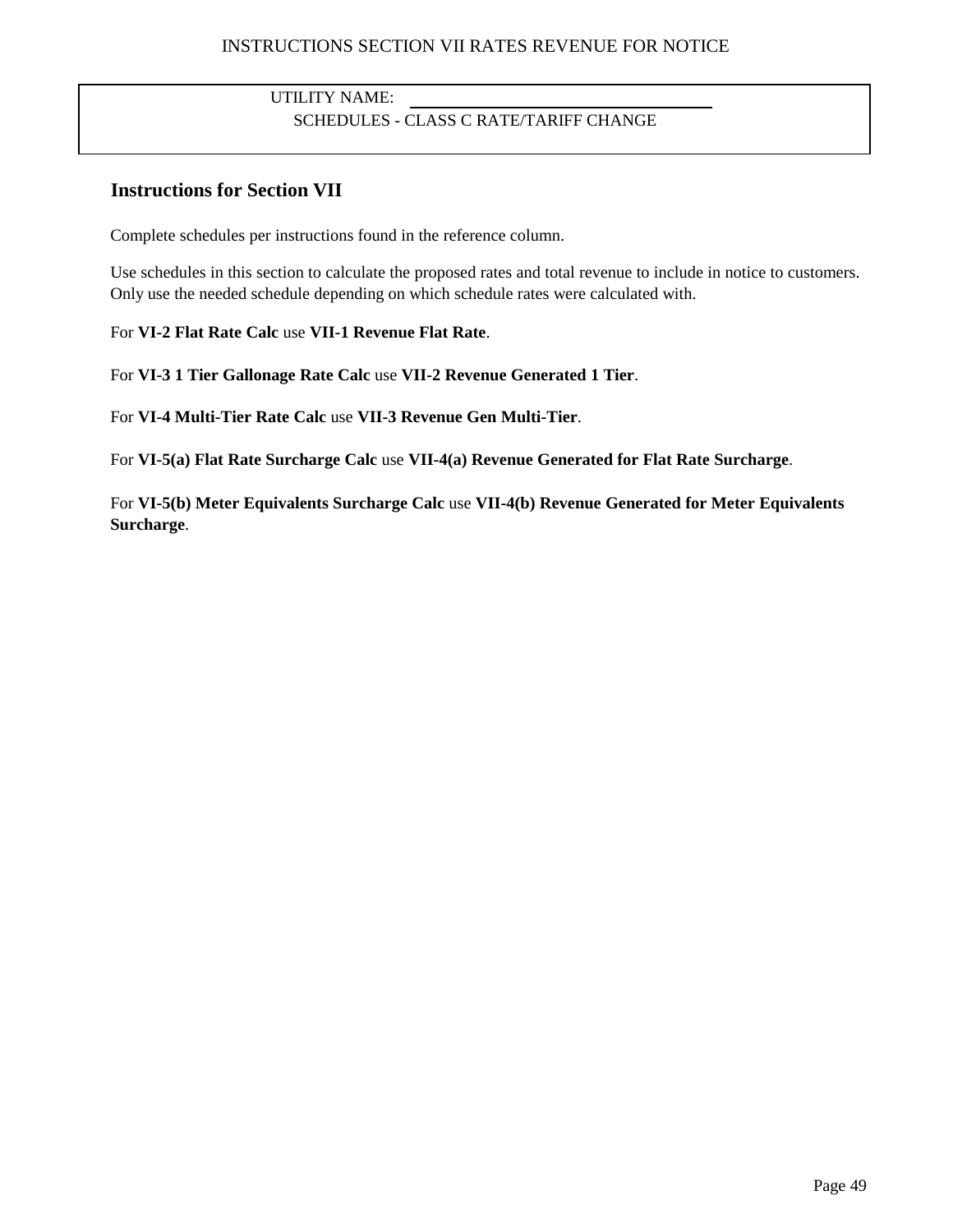INSTRUCTIONS SECTION VII RATES REVENUE FOR NOTICE

UTILITY NAME: ____________________

SCHEDULES - CLASS C RATE/TARIFF CHANGE

## Instructions for Section VII

Complete schedules per instructions found in the reference column.

Use schedules in this section to calculate the proposed rates and total revenue to include in notice to customers. Only use the needed schedule depending on which schedule rates were calculated with.

For **VI-2 Flat Rate Calc** use **VII-1 Revenue Flat Rate**.

For **VI-3 1 Tier Gallonage Rate Calc** use **VII-2 Revenue Generated 1 Tier**.

For **VI-4 Multi-Tier Rate Calc** use **VII-3 Revenue Gen Multi-Tier**.

For **VI-5(a) Flat Rate Surcharge Calc** use **VII-4(a) Revenue Generated for Flat Rate Surcharge**.

For **VI-5(b) Meter Equivalents Surcharge Calc** use **VII-4(b) Revenue Generated for Meter Equivalents Surcharge**.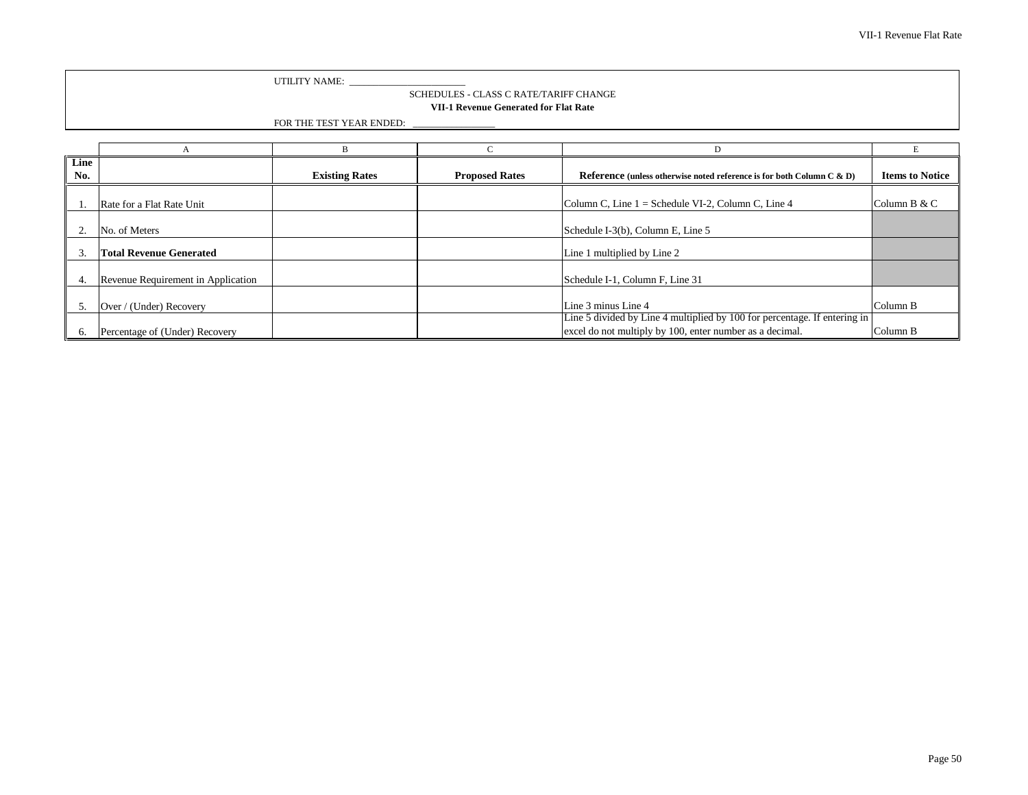UTILITY NAME: ________________________

SCHEDULES - CLASS C RATE/TARIFF CHANGE

**VII-1 Revenue Generated for Flat Rate**

FOR THE TEST YEAR ENDED: _________________

| | A | B | C | D | E |
|---|---|---|---|---|---|
| **Line No.** | | **Existing Rates** | **Proposed Rates** | **Reference** (unless otherwise noted reference is for both Column C & D) | **Items to Notice** |
| 1. | Rate for a Flat Rate Unit | | | Column C, Line 1 = Schedule VI-2, Column C, Line 4 | Column B & C |
| 2. | No. of Meters | | | Schedule I-3(b), Column E, Line 5 | |
| 3. | **Total Revenue Generated** | | | Line 1 multiplied by Line 2 | |
| 4. | Revenue Requirement in Application | | | Schedule I-1, Column F, Line 31 | |
| 5. | Over / (Under) Recovery | | | Line 3 minus Line 4 | Column B |
| 6. | Percentage of (Under) Recovery | | | Line 5 divided by Line 4 multiplied by 100 for percentage. If entering in excel do not multiply by 100, enter number as a decimal. | Column B |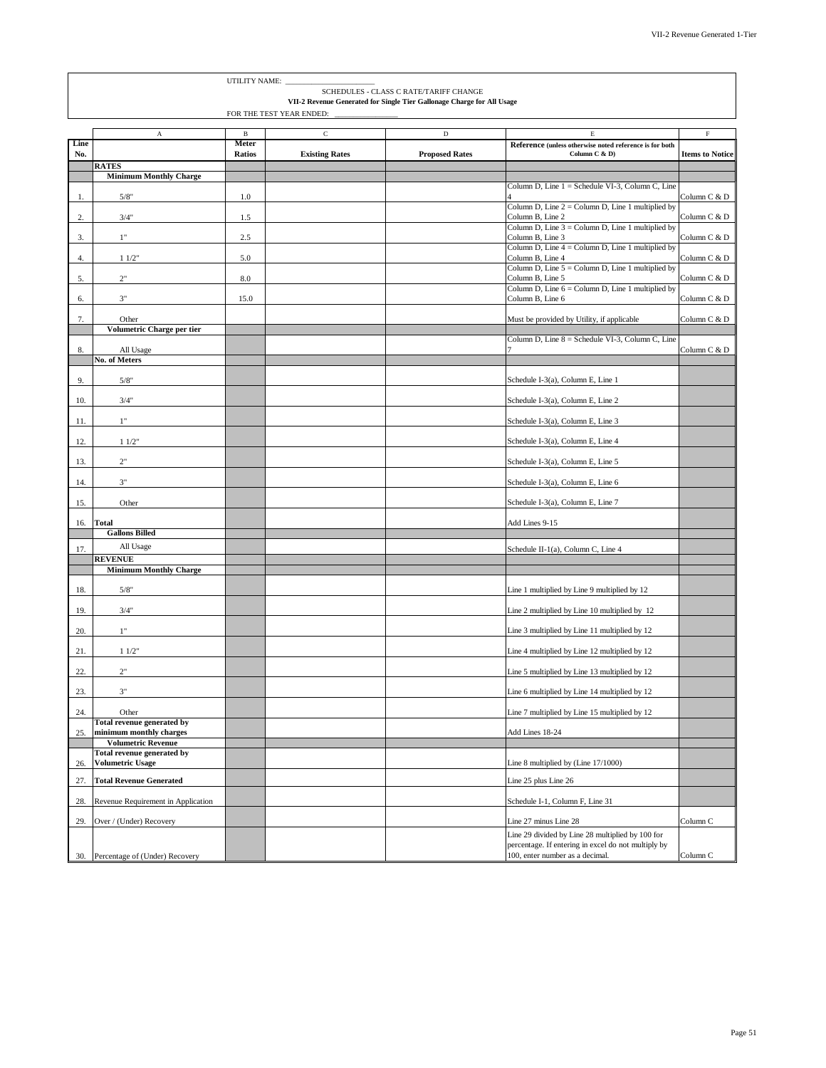UTILITY NAME: ______________________

SCHEDULES - CLASS C RATE/TARIFF CHANGE

**VII-2 Revenue Generated for Single Tier Gallonage Charge for All Usage**

FOR THE TEST YEAR ENDED: ______________

| Line No. | A | B<br>Meter Ratios | C<br>Existing Rates | D<br>Proposed Rates | E<br>Reference (unless otherwise noted reference is for both Column C & D) | F<br>Items to Notice |
|---|---|---|---|---|---|---|
| | **RATES** | | | | | |
| | **Minimum Monthly Charge** | | | | | |
| 1. | 5/8" | 1.0 | | | Column D, Line 1 = Schedule VI-3, Column C, Line 4 | Column C & D |
| 2. | 3/4" | 1.5 | | | Column D, Line 2 = Column D, Line 1 multiplied by Column B, Line 2 | Column C & D |
| 3. | 1" | 2.5 | | | Column D, Line 3 = Column D, Line 1 multiplied by Column B, Line 3 | Column C & D |
| 4. | 1 1/2" | 5.0 | | | Column D, Line 4 = Column D, Line 1 multiplied by Column B, Line 4 | Column C & D |
| 5. | 2" | 8.0 | | | Column D, Line 5 = Column D, Line 1 multiplied by Column B, Line 5 | Column C & D |
| 6. | 3" | 15.0 | | | Column D, Line 6 = Column D, Line 1 multiplied by Column B, Line 6 | Column C & D |
| 7. | Other | | | | Must be provided by Utility, if applicable | Column C & D |
| | **Volumetric Charge per tier** | | | | | |
| 8. | All Usage | | | | Column D, Line 8 = Schedule VI-3, Column C, Line 7 | Column C & D |
| | **No. of Meters** | | | | | |
| 9. | 5/8" | | | | Schedule I-3(a), Column E, Line 1 | |
| 10. | 3/4" | | | | Schedule I-3(a), Column E, Line 2 | |
| 11. | 1" | | | | Schedule I-3(a), Column E, Line 3 | |
| 12. | 1 1/2" | | | | Schedule I-3(a), Column E, Line 4 | |
| 13. | 2" | | | | Schedule I-3(a), Column E, Line 5 | |
| 14. | 3" | | | | Schedule I-3(a), Column E, Line 6 | |
| 15. | Other | | | | Schedule I-3(a), Column E, Line 7 | |
| 16. | **Total** | | | | Add Lines 9-15 | |
| | **Gallons Billed** | | | | | |
| 17. | All Usage | | | | Schedule II-1(a), Column C, Line 4 | |
| | **REVENUE** | | | | | |
| | **Minimum Monthly Charge** | | | | | |
| 18. | 5/8" | | | | Line 1 multiplied by Line 9 multiplied by 12 | |
| 19. | 3/4" | | | | Line 2 multiplied by Line 10 multiplied by 12 | |
| 20. | 1" | | | | Line 3 multiplied by Line 11 multiplied by 12 | |
| 21. | 1 1/2" | | | | Line 4 multiplied by Line 12 multiplied by 12 | |
| 22. | 2" | | | | Line 5 multiplied by Line 13 multiplied by 12 | |
| 23. | 3" | | | | Line 6 multiplied by Line 14 multiplied by 12 | |
| 24. | Other | | | | Line 7 multiplied by Line 15 multiplied by 12 | |
| 25. | **Total revenue generated by minimum monthly charges** | | | | Add Lines 18-24 | |
| | **Volumetric Revenue** | | | | | |
| 26. | **Total revenue generated by Volumetric Usage** | | | | Line 8 multiplied by (Line 17/1000) | |
| 27. | **Total Revenue Generated** | | | | Line 25 plus Line 26 | |
| 28. | Revenue Requirement in Application | | | | Schedule I-1, Column F, Line 31 | |
| 29. | Over / (Under) Recovery | | | | Line 27 minus Line 28 | Column C |
| 30. | Percentage of (Under) Recovery | | | | Line 29 divided by Line 28 multiplied by 100 for percentage. If entering in excel do not multiply by 100, enter number as a decimal. | Column C |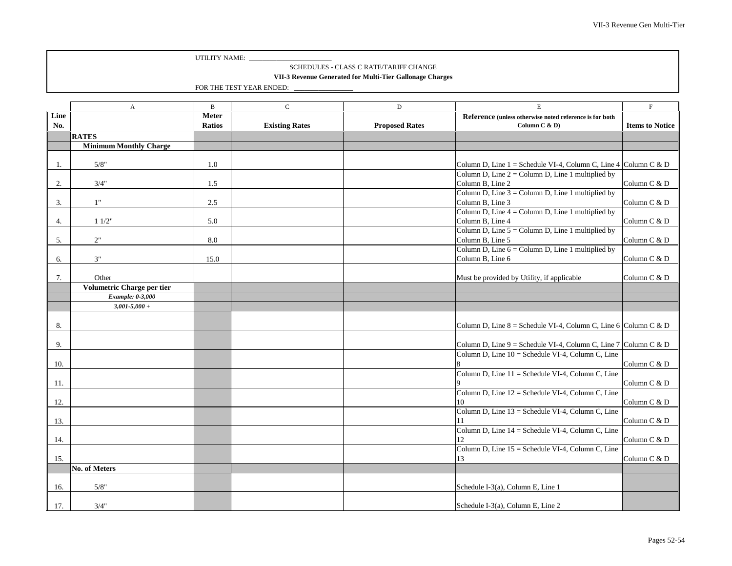UTILITY NAME: ________________________

SCHEDULES - CLASS C RATE/TARIFF CHANGE

**VII-3 Revenue Generated for Multi-Tier Gallonage Charges**

FOR THE TEST YEAR ENDED: _________________

| | A | B | C | D | E | F |
|---|---|---|---|---|---|---|
| **Line No.** | | **Meter Ratios** | **Existing Rates** | **Proposed Rates** | **Reference** (unless otherwise noted reference is for both Column C & D) | **Items to Notice** |
| | **RATES** | | | | | |
| | **Minimum Monthly Charge** | | | | | |
| 1. | 5/8" | 1.0 | | | Column D, Line 1 = Schedule VI-4, Column C, Line 4 | Column C & D |
| 2. | 3/4" | 1.5 | | | Column D, Line 2 = Column D, Line 1 multiplied by Column B, Line 2 | Column C & D |
| 3. | 1" | 2.5 | | | Column D, Line 3 = Column D, Line 1 multiplied by Column B, Line 3 | Column C & D |
| 4. | 1 1/2" | 5.0 | | | Column D, Line 4 = Column D, Line 1 multiplied by Column B, Line 4 | Column C & D |
| 5. | 2" | 8.0 | | | Column D, Line 5 = Column D, Line 1 multiplied by Column B, Line 5 | Column C & D |
| 6. | 3" | 15.0 | | | Column D, Line 6 = Column D, Line 1 multiplied by Column B, Line 6 | Column C & D |
| 7. | Other | | | | Must be provided by Utility, if applicable | Column C & D |
| | **Volumetric Charge per tier** | | | | | |
| | ***Example: 0-3,000*** | | | | | |
| | ***3,001-5,000 +*** | | | | | |
| 8. | | | | | Column D, Line 8 = Schedule VI-4, Column C, Line 6 | Column C & D |
| 9. | | | | | Column D, Line 9 = Schedule VI-4, Column C, Line 7 | Column C & D |
| 10. | | | | | Column D, Line 10 = Schedule VI-4, Column C, Line 8 | Column C & D |
| 11. | | | | | Column D, Line 11 = Schedule VI-4, Column C, Line 9 | Column C & D |
| 12. | | | | | Column D, Line 12 = Schedule VI-4, Column C, Line 10 | Column C & D |
| 13. | | | | | Column D, Line 13 = Schedule VI-4, Column C, Line 11 | Column C & D |
| 14. | | | | | Column D, Line 14 = Schedule VI-4, Column C, Line 12 | Column C & D |
| 15. | | | | | Column D, Line 15 = Schedule VI-4, Column C, Line 13 | Column C & D |
| | **No. of Meters** | | | | | |
| 16. | 5/8" | | | | Schedule I-3(a), Column E, Line 1 | |
| 17. | 3/4" | | | | Schedule I-3(a), Column E, Line 2 | |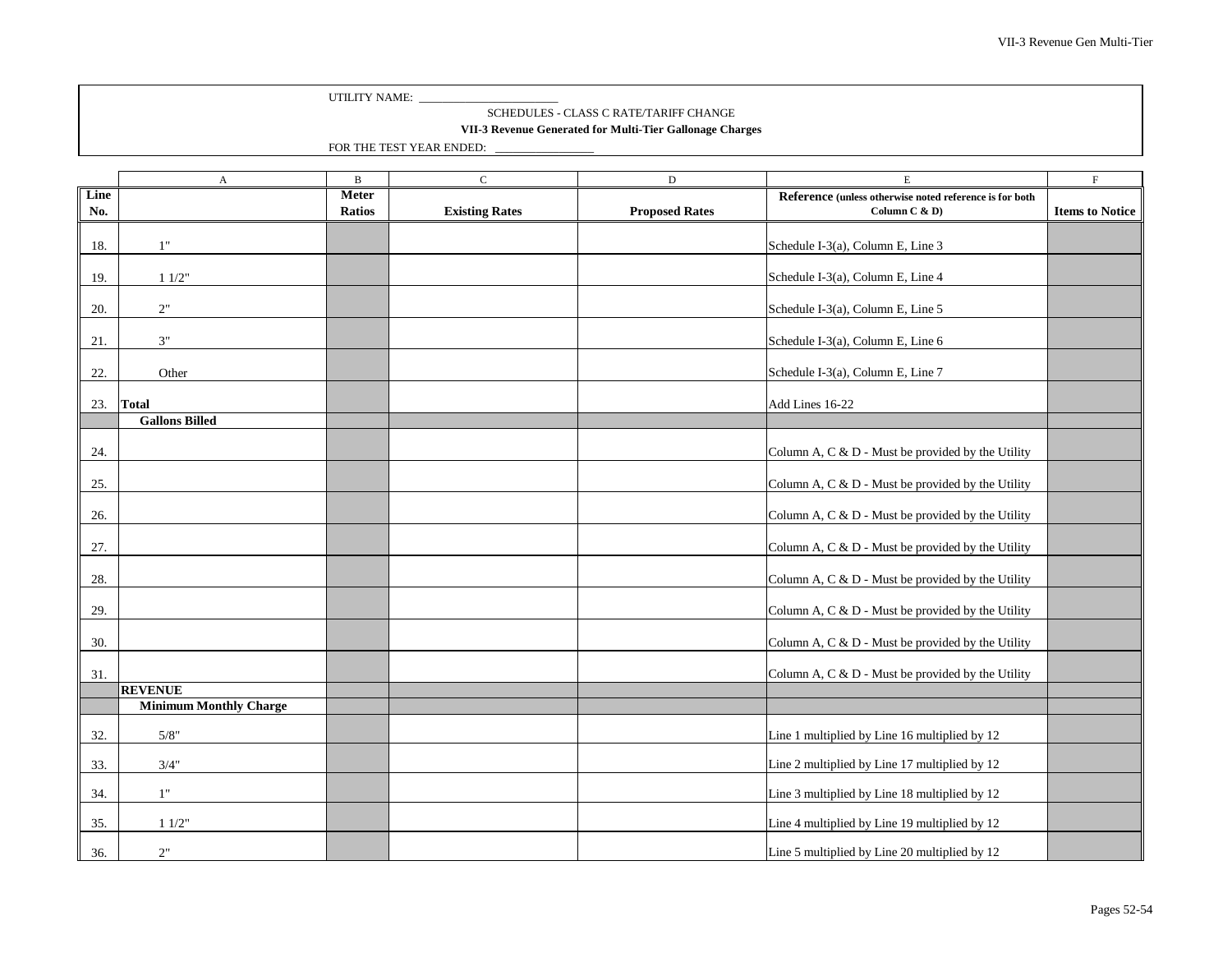UTILITY NAME: \_\_\_\_\_\_\_\_\_\_\_\_\_\_\_\_\_\_\_\_\_\_\_\_

SCHEDULES - CLASS C RATE/TARIFF CHANGE

**VII-3 Revenue Generated for Multi-Tier Gallonage Charges**

FOR THE TEST YEAR ENDED: \_\_\_\_\_\_\_\_\_\_\_\_\_\_\_\_\_

| | A | B | C | D | E | F |
|---|---|---|---|---|---|---|
| **Line No.** | | **Meter Ratios** | **Existing Rates** | **Proposed Rates** | **Reference** (unless otherwise noted reference is for both Column C & D) | **Items to Notice** |
| 18. | 1" | | | | Schedule I-3(a), Column E, Line 3 | |
| 19. | 1 1/2" | | | | Schedule I-3(a), Column E, Line 4 | |
| 20. | 2" | | | | Schedule I-3(a), Column E, Line 5 | |
| 21. | 3" | | | | Schedule I-3(a), Column E, Line 6 | |
| 22. | Other | | | | Schedule I-3(a), Column E, Line 7 | |
| 23. | **Total** | | | | Add Lines 16-22 | |
| | **Gallons Billed** | | | | | |
| 24. | | | | | Column A, C & D - Must be provided by the Utility | |
| 25. | | | | | Column A, C & D - Must be provided by the Utility | |
| 26. | | | | | Column A, C & D - Must be provided by the Utility | |
| 27. | | | | | Column A, C & D - Must be provided by the Utility | |
| 28. | | | | | Column A, C & D - Must be provided by the Utility | |
| 29. | | | | | Column A, C & D - Must be provided by the Utility | |
| 30. | | | | | Column A, C & D - Must be provided by the Utility | |
| 31. | | | | | Column A, C & D - Must be provided by the Utility | |
| | **REVENUE** | | | | | |
| | **Minimum Monthly Charge** | | | | | |
| 32. | 5/8" | | | | Line 1 multiplied by Line 16 multiplied by 12 | |
| 33. | 3/4" | | | | Line 2 multiplied by Line 17 multiplied by 12 | |
| 34. | 1" | | | | Line 3 multiplied by Line 18 multiplied by 12 | |
| 35. | 1 1/2" | | | | Line 4 multiplied by Line 19 multiplied by 12 | |
| 36. | 2" | | | | Line 5 multiplied by Line 20 multiplied by 12 | |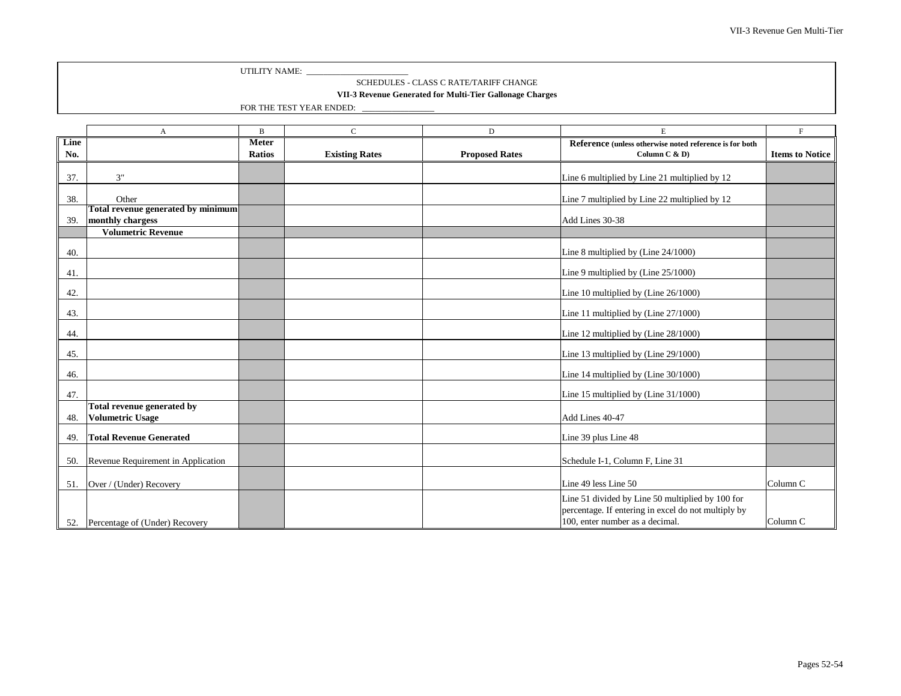UTILITY NAME: ______________________

SCHEDULES - CLASS C RATE/TARIFF CHANGE

**VII-3 Revenue Generated for Multi-Tier Gallonage Charges**

FOR THE TEST YEAR ENDED: ________________

| | A | B | C | D | E | F |
|---|---|---|---|---|---|---|
| **Line No.** | | **Meter Ratios** | **Existing Rates** | **Proposed Rates** | **Reference** (unless otherwise noted reference is for both Column C & D) | **Items to Notice** |
| 37. | 3" | | | | Line 6 multiplied by Line 21 multiplied by 12 | |
| 38. | Other | | | | Line 7 multiplied by Line 22 multiplied by 12 | |
| 39. | **Total revenue generated by minimum monthly chargess** | | | | Add Lines 30-38 | |
| | **Volumetric Revenue** | | | | | |
| 40. | | | | | Line 8 multiplied by (Line 24/1000) | |
| 41. | | | | | Line 9 multiplied by (Line 25/1000) | |
| 42. | | | | | Line 10 multiplied by (Line 26/1000) | |
| 43. | | | | | Line 11 multiplied by (Line 27/1000) | |
| 44. | | | | | Line 12 multiplied by (Line 28/1000) | |
| 45. | | | | | Line 13 multiplied by (Line 29/1000) | |
| 46. | | | | | Line 14 multiplied by (Line 30/1000) | |
| 47. | | | | | Line 15 multiplied by (Line 31/1000) | |
| 48. | **Total revenue generated by Volumetric Usage** | | | | Add Lines 40-47 | |
| 49. | **Total Revenue Generated** | | | | Line 39 plus Line 48 | |
| 50. | Revenue Requirement in Application | | | | Schedule I-1, Column F, Line 31 | |
| 51. | Over / (Under) Recovery | | | | Line 49 less Line 50 | Column C |
| 52. | Percentage of (Under) Recovery | | | | Line 51 divided by Line 50 multiplied by 100 for percentage. If entering in excel do not multiply by 100, enter number as a decimal. | Column C |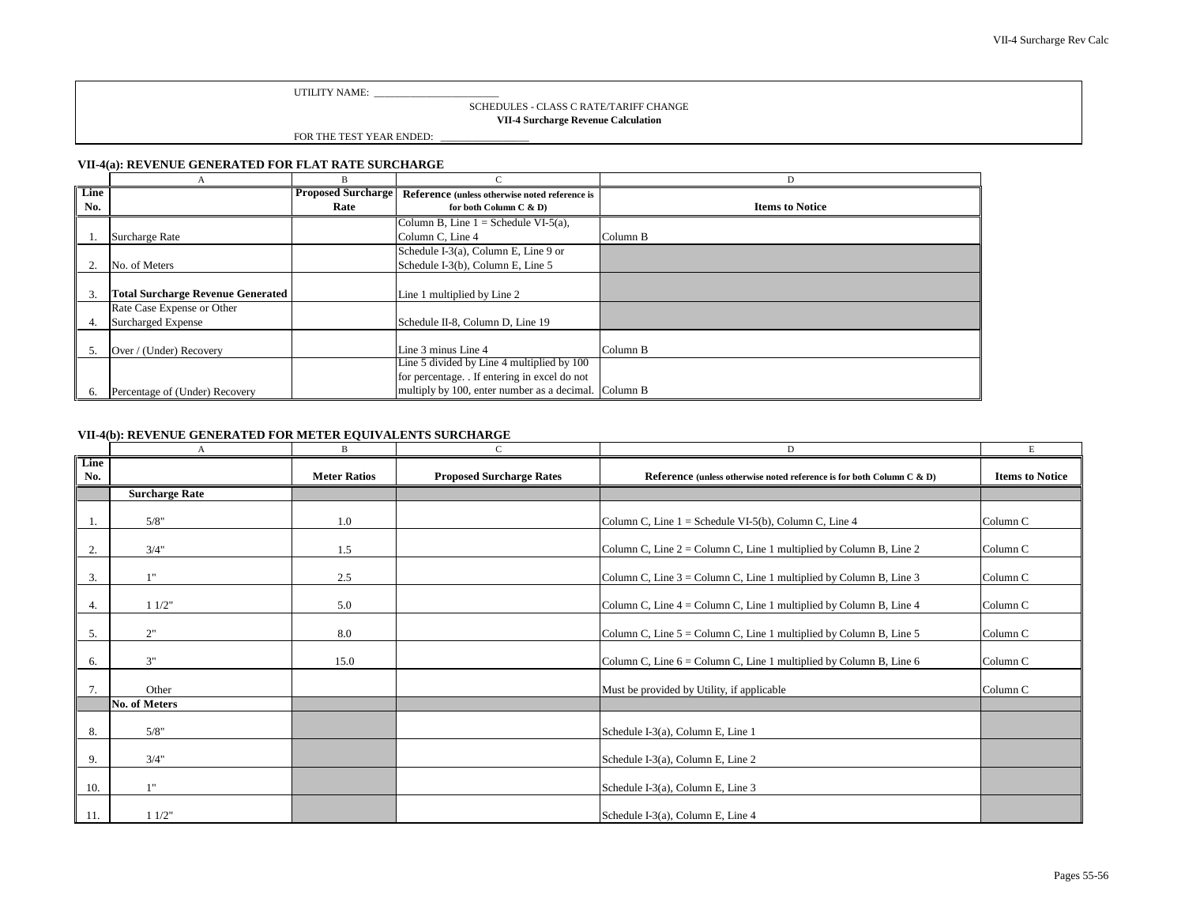UTILITY NAME: ________________________

SCHEDULES - CLASS C RATE/TARIFF CHANGE

**VII-4 Surcharge Revenue Calculation**

FOR THE TEST YEAR ENDED: ________________

### VII-4(a): REVENUE GENERATED FOR FLAT RATE SURCHARGE

| | A | B | C | D |
|---|---|---|---|---|
| **Line No.** | | **Proposed Surcharge Rate** | **Reference** (unless otherwise noted reference is for both Column C & D) | **Items to Notice** |
| 1. | Surcharge Rate | | Column B, Line 1 = Schedule VI-5(a), Column C, Line 4 | Column B |
| 2. | No. of Meters | | Schedule I-3(a), Column E, Line 9 or Schedule I-3(b), Column E, Line 5 | |
| 3. | **Total Surcharge Revenue Generated** | | Line 1 multiplied by Line 2 | |
| 4. | Rate Case Expense or Other Surcharged Expense | | Schedule II-8, Column D, Line 19 | |
| 5. | Over / (Under) Recovery | | Line 3 minus Line 4 | Column B |
| 6. | Percentage of (Under) Recovery | | Line 5 divided by Line 4 multiplied by 100 for percentage. . If entering in excel do not multiply by 100, enter number as a decimal. | Column B |

### VII-4(b): REVENUE GENERATED FOR METER EQUIVALENTS SURCHARGE

| | A | B | C | D | E |
|---|---|---|---|---|---|
| **Line No.** | | **Meter Ratios** | **Proposed Surcharge Rates** | **Reference** (unless otherwise noted reference is for both Column C & D) | **Items to Notice** |
| | **Surcharge Rate** | | | | |
| 1. | 5/8" | 1.0 | | Column C, Line 1 = Schedule VI-5(b), Column C, Line 4 | Column C |
| 2. | 3/4" | 1.5 | | Column C, Line 2 = Column C, Line 1 multiplied by Column B, Line 2 | Column C |
| 3. | 1" | 2.5 | | Column C, Line 3 = Column C, Line 1 multiplied by Column B, Line 3 | Column C |
| 4. | 1 1/2" | 5.0 | | Column C, Line 4 = Column C, Line 1 multiplied by Column B, Line 4 | Column C |
| 5. | 2" | 8.0 | | Column C, Line 5 = Column C, Line 1 multiplied by Column B, Line 5 | Column C |
| 6. | 3" | 15.0 | | Column C, Line 6 = Column C, Line 1 multiplied by Column B, Line 6 | Column C |
| 7. | Other | | | Must be provided by Utility, if applicable | Column C |
| | **No. of Meters** | | | | |
| 8. | 5/8" | | | Schedule I-3(a), Column E, Line 1 | |
| 9. | 3/4" | | | Schedule I-3(a), Column E, Line 2 | |
| 10. | 1" | | | Schedule I-3(a), Column E, Line 3 | |
| 11. | 1 1/2" | | | Schedule I-3(a), Column E, Line 4 | |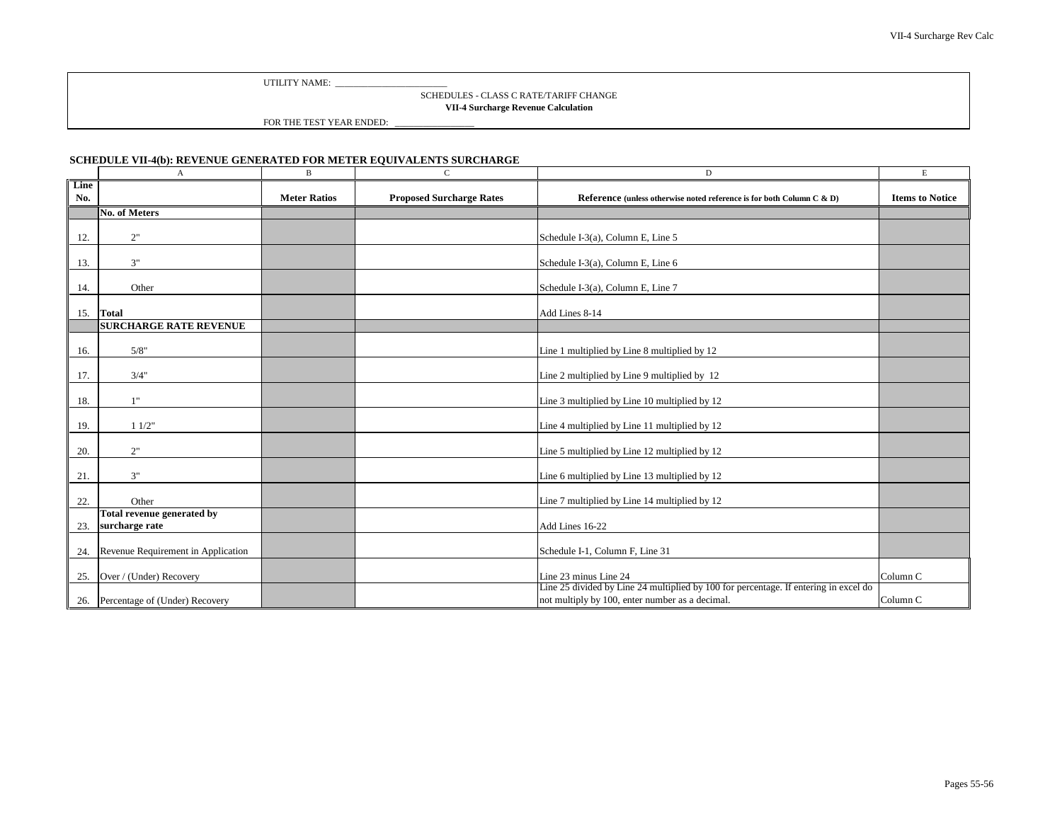UTILITY NAME: ________________________

SCHEDULES - CLASS C RATE/TARIFF CHANGE

**VII-4 Surcharge Revenue Calculation**

FOR THE TEST YEAR ENDED: ________________

**SCHEDULE VII-4(b): REVENUE GENERATED FOR METER EQUIVALENTS SURCHARGE**

| | A | B | C | D | E |
|---|---|---|---|---|---|
| **Line No.** | | **Meter Ratios** | **Proposed Surcharge Rates** | **Reference** (unless otherwise noted reference is for both Column C & D) | **Items to Notice** |
| | **No. of Meters** | | | | |
| 12. | 2" | | | Schedule I-3(a), Column E, Line 5 | |
| 13. | 3" | | | Schedule I-3(a), Column E, Line 6 | |
| 14. | Other | | | Schedule I-3(a), Column E, Line 7 | |
| 15. | **Total** | | | Add Lines 8-14 | |
| | **SURCHARGE RATE REVENUE** | | | | |
| 16. | 5/8" | | | Line 1 multiplied by Line 8 multiplied by 12 | |
| 17. | 3/4" | | | Line 2 multiplied by Line 9 multiplied by 12 | |
| 18. | 1" | | | Line 3 multiplied by Line 10 multiplied by 12 | |
| 19. | 1 1/2" | | | Line 4 multiplied by Line 11 multiplied by 12 | |
| 20. | 2" | | | Line 5 multiplied by Line 12 multiplied by 12 | |
| 21. | 3" | | | Line 6 multiplied by Line 13 multiplied by 12 | |
| 22. | Other | | | Line 7 multiplied by Line 14 multiplied by 12 | |
| 23. | **Total revenue generated by surcharge rate** | | | Add Lines 16-22 | |
| 24. | Revenue Requirement in Application | | | Schedule I-1, Column F, Line 31 | |
| 25. | Over / (Under) Recovery | | | Line 23 minus Line 24 | Column C |
| 26. | Percentage of (Under) Recovery | | | Line 25 divided by Line 24 multiplied by 100 for percentage. If entering in excel do not multiply by 100, enter number as a decimal. | Column C |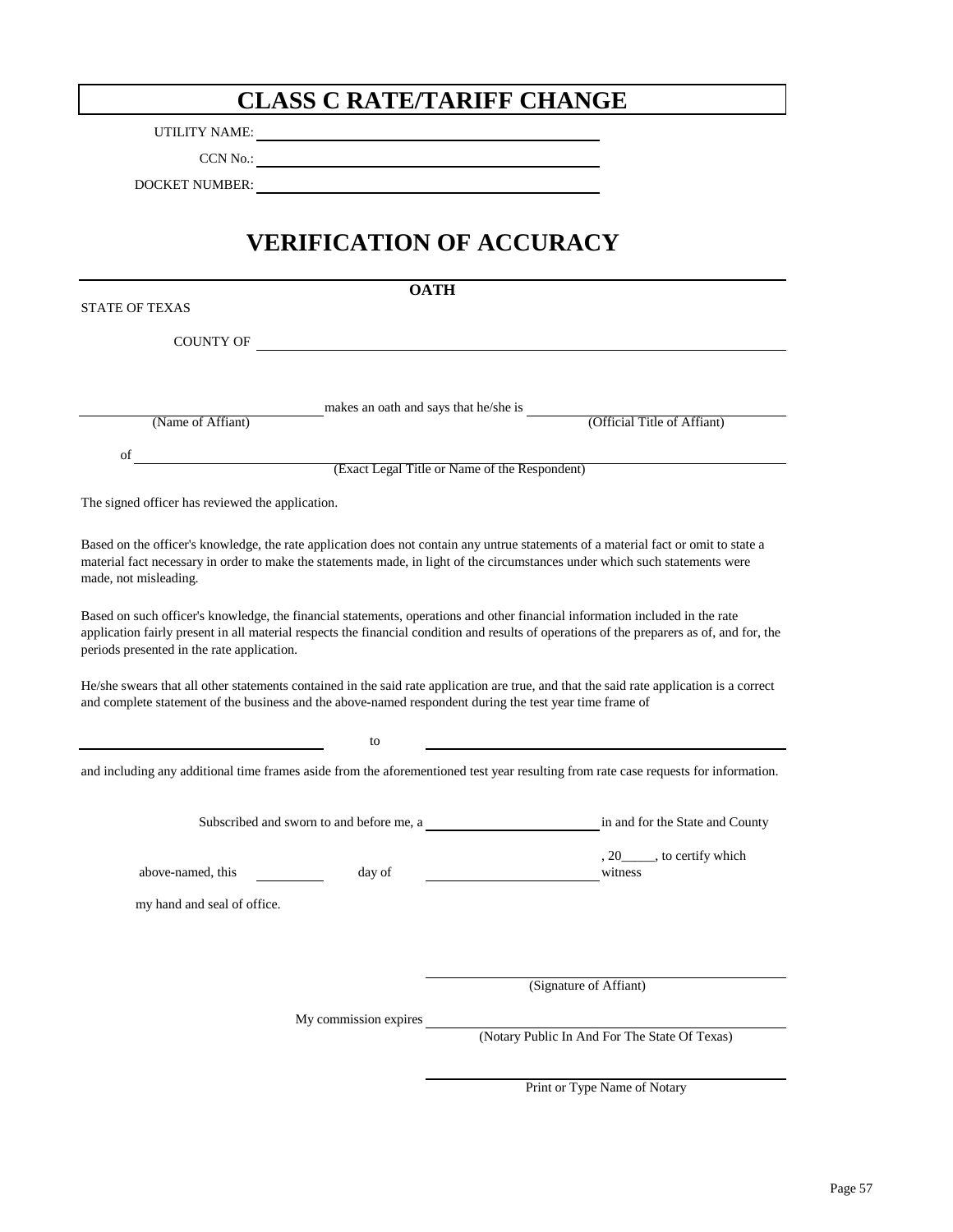# CLASS C RATE/TARIFF CHANGE

UTILITY NAME: \_\_\_\_\_\_\_\_\_\_\_\_\_\_\_\_\_\_\_\_\_\_\_\_\_\_\_\_\_\_\_\_\_\_\_\_\_\_\_\_

CCN No.: \_\_\_\_\_\_\_\_\_\_\_\_\_\_\_\_\_\_\_\_\_\_\_\_\_\_\_\_\_\_\_\_\_\_\_\_\_\_\_\_

DOCKET NUMBER: \_\_\_\_\_\_\_\_\_\_\_\_\_\_\_\_\_\_\_\_\_\_\_\_\_\_\_\_\_\_\_\_\_\_\_\_\_\_\_\_

# VERIFICATION OF ACCURACY

**OATH**

STATE OF TEXAS

COUNTY OF \_\_\_\_\_\_\_\_\_\_\_\_\_\_\_\_\_\_\_\_\_\_\_\_\_\_\_\_\_\_\_\_\_\_\_\_\_\_\_\_

\_\_\_\_\_\_\_\_\_\_\_\_\_\_\_\_\_\_\_\_\_\_\_\_\_\_\_\_ makes an oath and says that he/she is \_\_\_\_\_\_\_\_\_\_\_\_\_\_\_\_\_\_\_\_\_\_\_\_\_\_\_\_
(Name of Affiant) (Official Title of Affiant)

of \_\_\_\_\_\_\_\_\_\_\_\_\_\_\_\_\_\_\_\_\_\_\_\_\_\_\_\_\_\_\_\_\_\_\_\_\_\_\_\_\_\_\_\_\_\_\_\_\_\_\_\_
(Exact Legal Title or Name of the Respondent)

The signed officer has reviewed the application.

Based on the officer's knowledge, the rate application does not contain any untrue statements of a material fact or omit to state a material fact necessary in order to make the statements made, in light of the circumstances under which such statements were made, not misleading.

Based on such officer's knowledge, the financial statements, operations and other financial information included in the rate application fairly present in all material respects the financial condition and results of operations of the preparers as of, and for, the periods presented in the rate application.

He/she swears that all other statements contained in the said rate application are true, and that the said rate application is a correct and complete statement of the business and the above-named respondent during the test year time frame of

\_\_\_\_\_\_\_\_\_\_\_\_\_\_\_\_\_\_\_\_\_\_\_\_\_\_\_\_ to \_\_\_\_\_\_\_\_\_\_\_\_\_\_\_\_\_\_\_\_\_\_\_\_\_\_\_\_

and including any additional time frames aside from the aforementioned test year resulting from rate case requests for information.

Subscribed and sworn to and before me, a \_\_\_\_\_\_\_\_\_\_\_\_\_\_\_\_\_\_\_\_ in and for the State and County above-named, this \_\_\_\_\_\_\_\_ day of \_\_\_\_\_\_\_\_\_\_\_\_\_\_\_\_\_\_\_\_, 20\_\_\_\_\_, to certify which witness my hand and seal of office.

\_\_\_\_\_\_\_\_\_\_\_\_\_\_\_\_\_\_\_\_\_\_\_\_\_\_\_\_\_\_\_\_\_\_\_\_
(Signature of Affiant)

My commission expires \_\_\_\_\_\_\_\_\_\_\_\_\_\_\_\_\_\_\_\_\_\_\_\_\_\_\_\_\_\_\_\_\_\_\_\_
(Notary Public In And For The State Of Texas)

\_\_\_\_\_\_\_\_\_\_\_\_\_\_\_\_\_\_\_\_\_\_\_\_\_\_\_\_\_\_\_\_\_\_\_\_
Print or Type Name of Notary